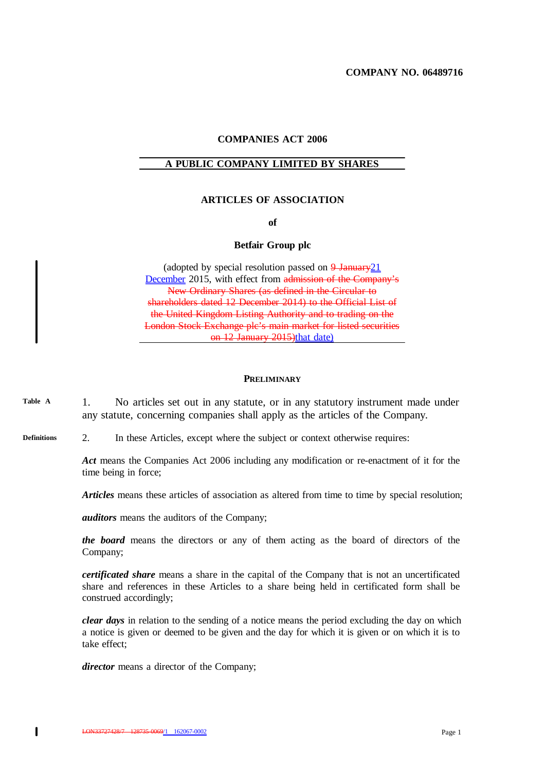**COMPANY NO. 06489716**

**COMPANIES ACT 2006**

**A PUBLIC COMPANY LIMITED BY SHARES**

# ARTICLES OF ASSOCIATION

**of**

**Betfair Group plc**

(adopted by special resolution passed on ~~9 January~~21 December 2015, with effect from ~~admission of the Company's New Ordinary Shares (as defined in the Circular to shareholders dated 12 December 2014) to the Official List of the United Kingdom Listing Authority and to trading on the London Stock Exchange plc's main market for listed securities on 12 January 2015)~~that date)

## PRELIMINARY

**Table A**

1. No articles set out in any statute, or in any statutory instrument made under any statute, concerning companies shall apply as the articles of the Company.

**Definitions**

2. In these Articles, except where the subject or context otherwise requires:

***Act*** means the Companies Act 2006 including any modification or re-enactment of it for the time being in force;

***Articles*** means these articles of association as altered from time to time by special resolution;

***auditors*** means the auditors of the Company;

***the board*** means the directors or any of them acting as the board of directors of the Company;

***certificated share*** means a share in the capital of the Company that is not an uncertificated share and references in these Articles to a share being held in certificated form shall be construed accordingly;

***clear days*** in relation to the sending of a notice means the period excluding the day on which a notice is given or deemed to be given and the day for which it is given or on which it is to take effect;

***director*** means a director of the Company;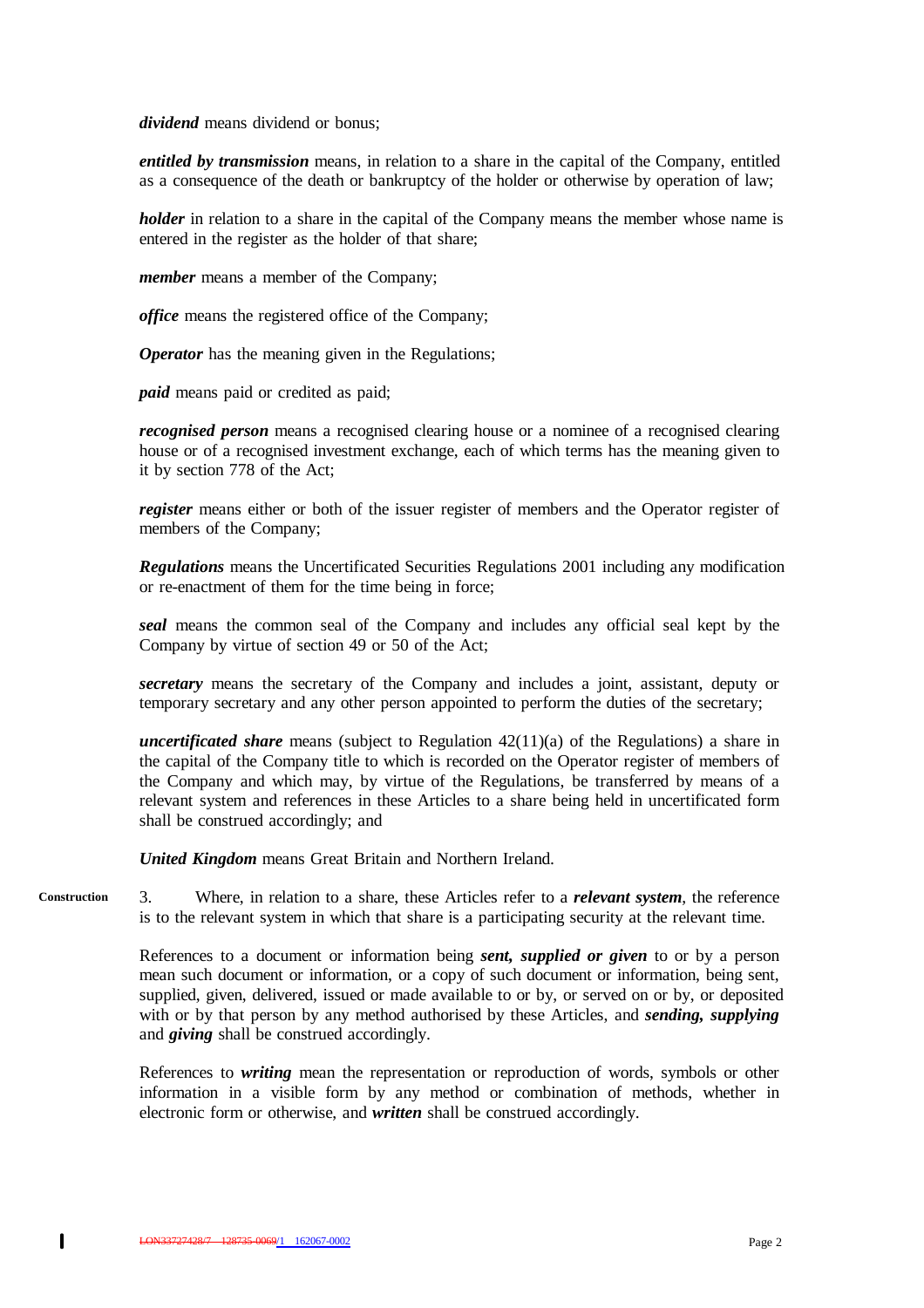***dividend*** means dividend or bonus;

***entitled by transmission*** means, in relation to a share in the capital of the Company, entitled as a consequence of the death or bankruptcy of the holder or otherwise by operation of law;

***holder*** in relation to a share in the capital of the Company means the member whose name is entered in the register as the holder of that share;

***member*** means a member of the Company;

***office*** means the registered office of the Company;

***Operator*** has the meaning given in the Regulations;

***paid*** means paid or credited as paid;

***recognised person*** means a recognised clearing house or a nominee of a recognised clearing house or of a recognised investment exchange, each of which terms has the meaning given to it by section 778 of the Act;

***register*** means either or both of the issuer register of members and the Operator register of members of the Company;

***Regulations*** means the Uncertificated Securities Regulations 2001 including any modification or re-enactment of them for the time being in force;

***seal*** means the common seal of the Company and includes any official seal kept by the Company by virtue of section 49 or 50 of the Act;

***secretary*** means the secretary of the Company and includes a joint, assistant, deputy or temporary secretary and any other person appointed to perform the duties of the secretary;

***uncertificated share*** means (subject to Regulation 42(11)(a) of the Regulations) a share in the capital of the Company title to which is recorded on the Operator register of members of the Company and which may, by virtue of the Regulations, be transferred by means of a relevant system and references in these Articles to a share being held in uncertificated form shall be construed accordingly; and

***United Kingdom*** means Great Britain and Northern Ireland.

**Construction**

3. Where, in relation to a share, these Articles refer to a ***relevant system***, the reference is to the relevant system in which that share is a participating security at the relevant time.

References to a document or information being ***sent, supplied or given*** to or by a person mean such document or information, or a copy of such document or information, being sent, supplied, given, delivered, issued or made available to or by, or served on or by, or deposited with or by that person by any method authorised by these Articles, and ***sending, supplying*** and ***giving*** shall be construed accordingly.

References to ***writing*** mean the representation or reproduction of words, symbols or other information in a visible form by any method or combination of methods, whether in electronic form or otherwise, and ***written*** shall be construed accordingly.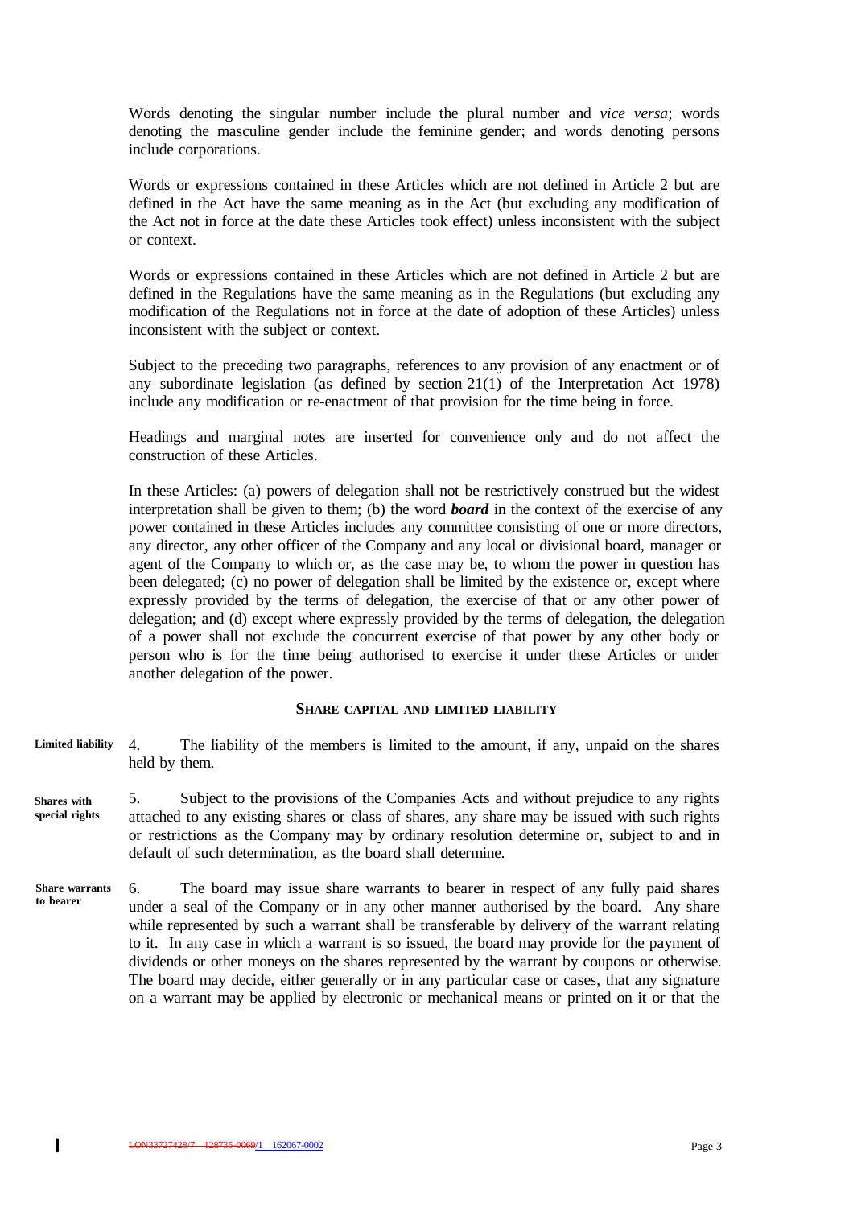Words denoting the singular number include the plural number and *vice versa*; words denoting the masculine gender include the feminine gender; and words denoting persons include corporations.

Words or expressions contained in these Articles which are not defined in Article 2 but are defined in the Act have the same meaning as in the Act (but excluding any modification of the Act not in force at the date these Articles took effect) unless inconsistent with the subject or context.

Words or expressions contained in these Articles which are not defined in Article 2 but are defined in the Regulations have the same meaning as in the Regulations (but excluding any modification of the Regulations not in force at the date of adoption of these Articles) unless inconsistent with the subject or context.

Subject to the preceding two paragraphs, references to any provision of any enactment or of any subordinate legislation (as defined by section 21(1) of the Interpretation Act 1978) include any modification or re-enactment of that provision for the time being in force.

Headings and marginal notes are inserted for convenience only and do not affect the construction of these Articles.

In these Articles: (a) powers of delegation shall not be restrictively construed but the widest interpretation shall be given to them; (b) the word ***board*** in the context of the exercise of any power contained in these Articles includes any committee consisting of one or more directors, any director, any other officer of the Company and any local or divisional board, manager or agent of the Company to which or, as the case may be, to whom the power in question has been delegated; (c) no power of delegation shall be limited by the existence or, except where expressly provided by the terms of delegation, the exercise of that or any other power of delegation; and (d) except where expressly provided by the terms of delegation, the delegation of a power shall not exclude the concurrent exercise of that power by any other body or person who is for the time being authorised to exercise it under these Articles or under another delegation of the power.

## SHARE CAPITAL AND LIMITED LIABILITY

**Limited liability**

4. The liability of the members is limited to the amount, if any, unpaid on the shares held by them.

**Shares with special rights**

5. Subject to the provisions of the Companies Acts and without prejudice to any rights attached to any existing shares or class of shares, any share may be issued with such rights or restrictions as the Company may by ordinary resolution determine or, subject to and in default of such determination, as the board shall determine.

**Share warrants to bearer**

6. The board may issue share warrants to bearer in respect of any fully paid shares under a seal of the Company or in any other manner authorised by the board. Any share while represented by such a warrant shall be transferable by delivery of the warrant relating to it. In any case in which a warrant is so issued, the board may provide for the payment of dividends or other moneys on the shares represented by the warrant by coupons or otherwise. The board may decide, either generally or in any particular case or cases, that any signature on a warrant may be applied by electronic or mechanical means or printed on it or that the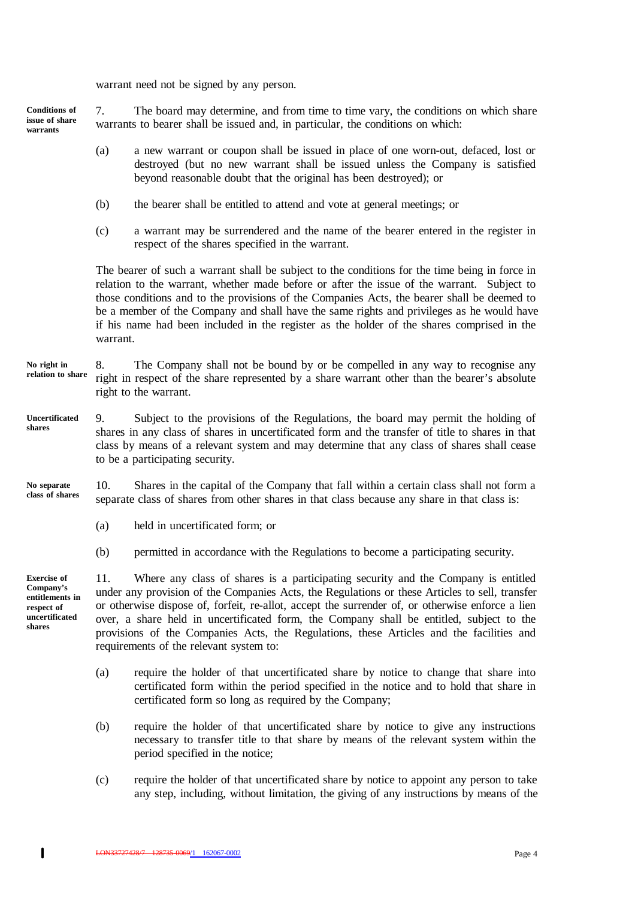warrant need not be signed by any person.

**Conditions of issue of share warrants**

7. The board may determine, and from time to time vary, the conditions on which share warrants to bearer shall be issued and, in particular, the conditions on which:

(a) a new warrant or coupon shall be issued in place of one worn-out, defaced, lost or destroyed (but no new warrant shall be issued unless the Company is satisfied beyond reasonable doubt that the original has been destroyed); or

(b) the bearer shall be entitled to attend and vote at general meetings; or

(c) a warrant may be surrendered and the name of the bearer entered in the register in respect of the shares specified in the warrant.

The bearer of such a warrant shall be subject to the conditions for the time being in force in relation to the warrant, whether made before or after the issue of the warrant. Subject to those conditions and to the provisions of the Companies Acts, the bearer shall be deemed to be a member of the Company and shall have the same rights and privileges as he would have if his name had been included in the register as the holder of the shares comprised in the warrant.

**No right in relation to share**

8. The Company shall not be bound by or be compelled in any way to recognise any right in respect of the share represented by a share warrant other than the bearer's absolute right to the warrant.

**Uncertificated shares**

9. Subject to the provisions of the Regulations, the board may permit the holding of shares in any class of shares in uncertificated form and the transfer of title to shares in that class by means of a relevant system and may determine that any class of shares shall cease to be a participating security.

**No separate class of shares**

10. Shares in the capital of the Company that fall within a certain class shall not form a separate class of shares from other shares in that class because any share in that class is:

(a) held in uncertificated form; or

(b) permitted in accordance with the Regulations to become a participating security.

**Exercise of Company's entitlements in respect of uncertificated shares**

11. Where any class of shares is a participating security and the Company is entitled under any provision of the Companies Acts, the Regulations or these Articles to sell, transfer or otherwise dispose of, forfeit, re-allot, accept the surrender of, or otherwise enforce a lien over, a share held in uncertificated form, the Company shall be entitled, subject to the provisions of the Companies Acts, the Regulations, these Articles and the facilities and requirements of the relevant system to:

(a) require the holder of that uncertificated share by notice to change that share into certificated form within the period specified in the notice and to hold that share in certificated form so long as required by the Company;

(b) require the holder of that uncertificated share by notice to give any instructions necessary to transfer title to that share by means of the relevant system within the period specified in the notice;

(c) require the holder of that uncertificated share by notice to appoint any person to take any step, including, without limitation, the giving of any instructions by means of the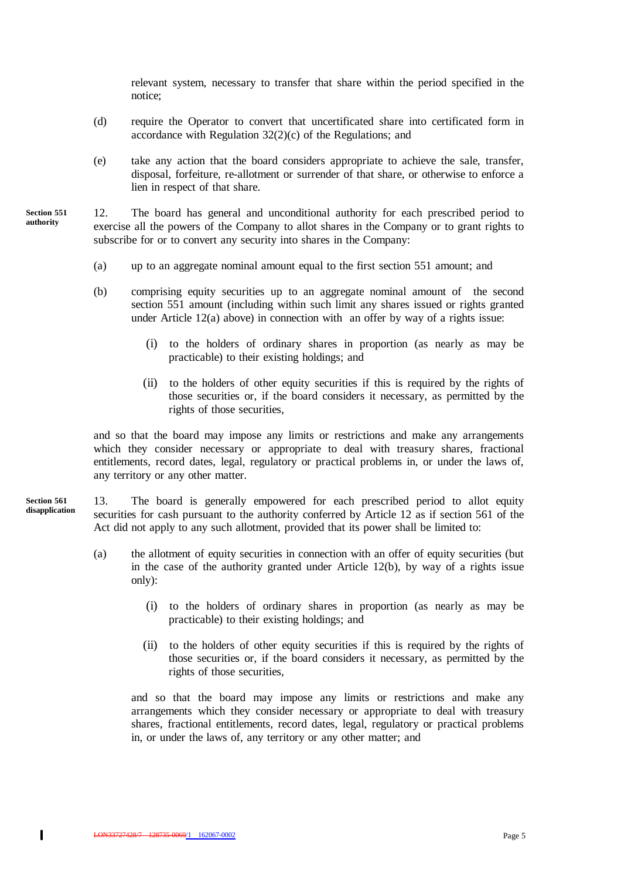relevant system, necessary to transfer that share within the period specified in the notice;

(d) require the Operator to convert that uncertificated share into certificated form in accordance with Regulation 32(2)(c) of the Regulations; and

(e) take any action that the board considers appropriate to achieve the sale, transfer, disposal, forfeiture, re-allotment or surrender of that share, or otherwise to enforce a lien in respect of that share.

**Section 551 authority**

12. The board has general and unconditional authority for each prescribed period to exercise all the powers of the Company to allot shares in the Company or to grant rights to subscribe for or to convert any security into shares in the Company:

(a) up to an aggregate nominal amount equal to the first section 551 amount; and

(b) comprising equity securities up to an aggregate nominal amount of the second section 551 amount (including within such limit any shares issued or rights granted under Article 12(a) above) in connection with an offer by way of a rights issue:

(i) to the holders of ordinary shares in proportion (as nearly as may be practicable) to their existing holdings; and

(ii) to the holders of other equity securities if this is required by the rights of those securities or, if the board considers it necessary, as permitted by the rights of those securities,

and so that the board may impose any limits or restrictions and make any arrangements which they consider necessary or appropriate to deal with treasury shares, fractional entitlements, record dates, legal, regulatory or practical problems in, or under the laws of, any territory or any other matter.

**Section 561 disapplication**

13. The board is generally empowered for each prescribed period to allot equity securities for cash pursuant to the authority conferred by Article 12 as if section 561 of the Act did not apply to any such allotment, provided that its power shall be limited to:

(a) the allotment of equity securities in connection with an offer of equity securities (but in the case of the authority granted under Article 12(b), by way of a rights issue only):

(i) to the holders of ordinary shares in proportion (as nearly as may be practicable) to their existing holdings; and

(ii) to the holders of other equity securities if this is required by the rights of those securities or, if the board considers it necessary, as permitted by the rights of those securities,

and so that the board may impose any limits or restrictions and make any arrangements which they consider necessary or appropriate to deal with treasury shares, fractional entitlements, record dates, legal, regulatory or practical problems in, or under the laws of, any territory or any other matter; and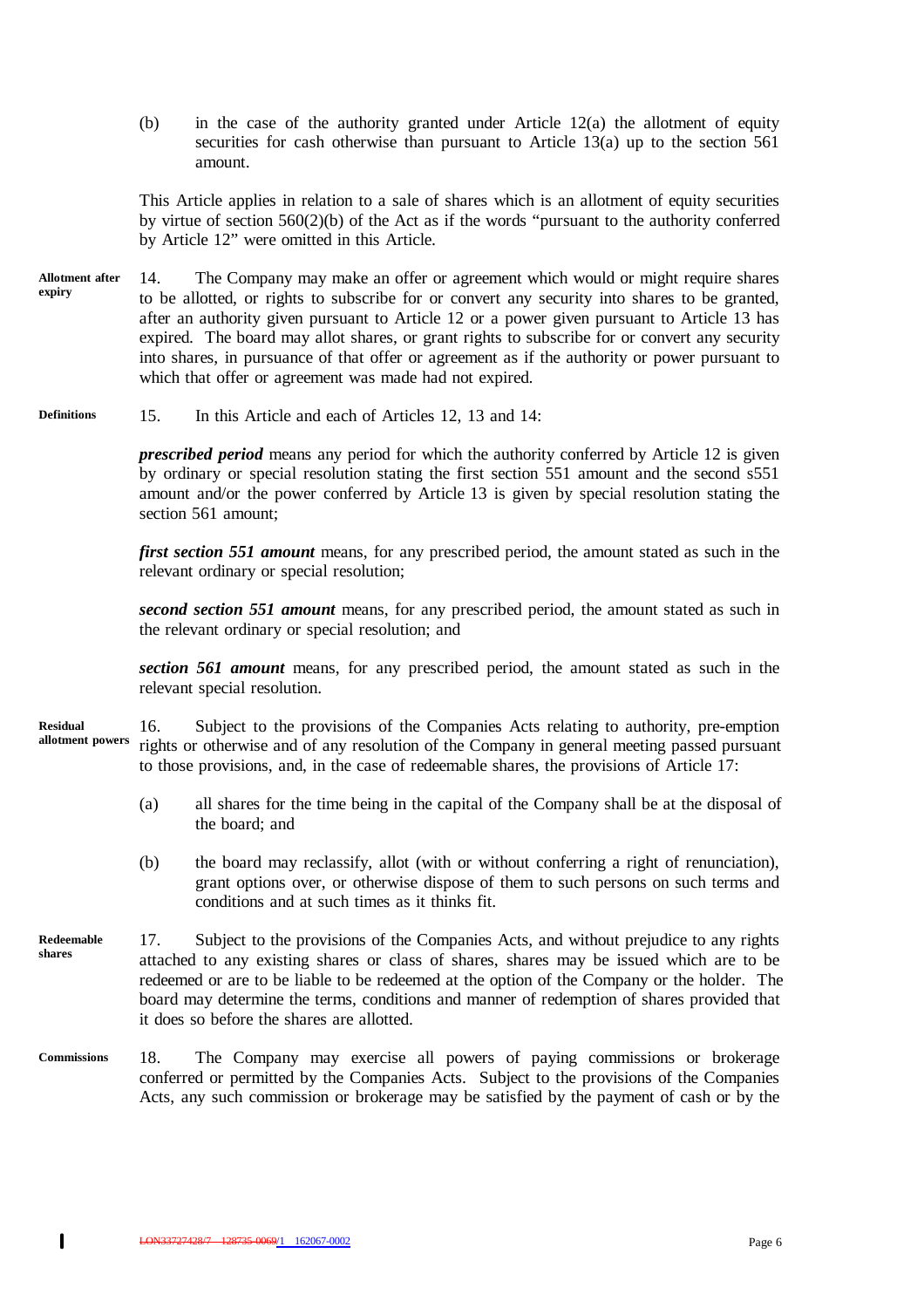(b) in the case of the authority granted under Article 12(a) the allotment of equity securities for cash otherwise than pursuant to Article 13(a) up to the section 561 amount.

This Article applies in relation to a sale of shares which is an allotment of equity securities by virtue of section 560(2)(b) of the Act as if the words "pursuant to the authority conferred by Article 12" were omitted in this Article.

**Allotment after expiry**

14. The Company may make an offer or agreement which would or might require shares to be allotted, or rights to subscribe for or convert any security into shares to be granted, after an authority given pursuant to Article 12 or a power given pursuant to Article 13 has expired. The board may allot shares, or grant rights to subscribe for or convert any security into shares, in pursuance of that offer or agreement as if the authority or power pursuant to which that offer or agreement was made had not expired.

**Definitions**

15. In this Article and each of Articles 12, 13 and 14:

***prescribed period*** means any period for which the authority conferred by Article 12 is given by ordinary or special resolution stating the first section 551 amount and the second s551 amount and/or the power conferred by Article 13 is given by special resolution stating the section 561 amount;

***first section 551 amount*** means, for any prescribed period, the amount stated as such in the relevant ordinary or special resolution;

***second section 551 amount*** means, for any prescribed period, the amount stated as such in the relevant ordinary or special resolution; and

***section 561 amount*** means, for any prescribed period, the amount stated as such in the relevant special resolution.

**Residual allotment powers**

16. Subject to the provisions of the Companies Acts relating to authority, pre-emption rights or otherwise and of any resolution of the Company in general meeting passed pursuant to those provisions, and, in the case of redeemable shares, the provisions of Article 17:

(a) all shares for the time being in the capital of the Company shall be at the disposal of the board; and

(b) the board may reclassify, allot (with or without conferring a right of renunciation), grant options over, or otherwise dispose of them to such persons on such terms and conditions and at such times as it thinks fit.

**Redeemable shares**

17. Subject to the provisions of the Companies Acts, and without prejudice to any rights attached to any existing shares or class of shares, shares may be issued which are to be redeemed or are to be liable to be redeemed at the option of the Company or the holder. The board may determine the terms, conditions and manner of redemption of shares provided that it does so before the shares are allotted.

**Commissions**

18. The Company may exercise all powers of paying commissions or brokerage conferred or permitted by the Companies Acts. Subject to the provisions of the Companies Acts, any such commission or brokerage may be satisfied by the payment of cash or by the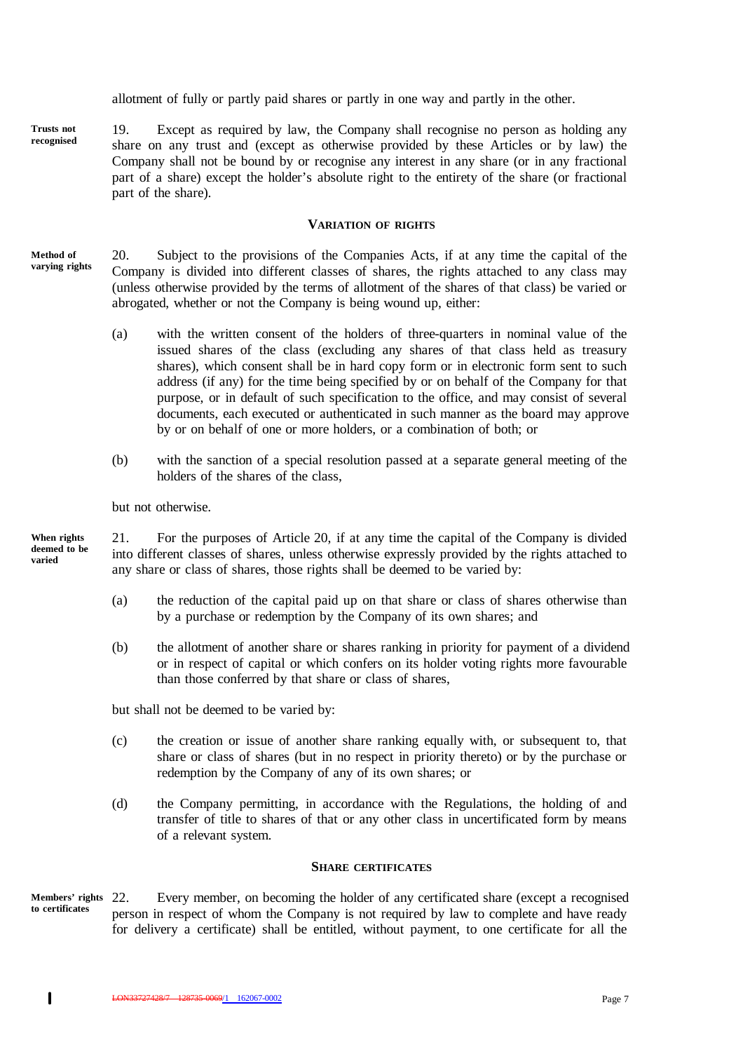allotment of fully or partly paid shares or partly in one way and partly in the other.

**Trusts not recognised**

19. Except as required by law, the Company shall recognise no person as holding any share on any trust and (except as otherwise provided by these Articles or by law) the Company shall not be bound by or recognise any interest in any share (or in any fractional part of a share) except the holder's absolute right to the entirety of the share (or fractional part of the share).

## VARIATION OF RIGHTS

**Method of varying rights**

20. Subject to the provisions of the Companies Acts, if at any time the capital of the Company is divided into different classes of shares, the rights attached to any class may (unless otherwise provided by the terms of allotment of the shares of that class) be varied or abrogated, whether or not the Company is being wound up, either:

(a) with the written consent of the holders of three-quarters in nominal value of the issued shares of the class (excluding any shares of that class held as treasury shares), which consent shall be in hard copy form or in electronic form sent to such address (if any) for the time being specified by or on behalf of the Company for that purpose, or in default of such specification to the office, and may consist of several documents, each executed or authenticated in such manner as the board may approve by or on behalf of one or more holders, or a combination of both; or

(b) with the sanction of a special resolution passed at a separate general meeting of the holders of the shares of the class,

but not otherwise.

**When rights deemed to be varied**

21. For the purposes of Article 20, if at any time the capital of the Company is divided into different classes of shares, unless otherwise expressly provided by the rights attached to any share or class of shares, those rights shall be deemed to be varied by:

(a) the reduction of the capital paid up on that share or class of shares otherwise than by a purchase or redemption by the Company of its own shares; and

(b) the allotment of another share or shares ranking in priority for payment of a dividend or in respect of capital or which confers on its holder voting rights more favourable than those conferred by that share or class of shares,

but shall not be deemed to be varied by:

(c) the creation or issue of another share ranking equally with, or subsequent to, that share or class of shares (but in no respect in priority thereto) or by the purchase or redemption by the Company of any of its own shares; or

(d) the Company permitting, in accordance with the Regulations, the holding of and transfer of title to shares of that or any other class in uncertificated form by means of a relevant system.

## SHARE CERTIFICATES

**Members' rights to certificates**

22. Every member, on becoming the holder of any certificated share (except a recognised person in respect of whom the Company is not required by law to complete and have ready for delivery a certificate) shall be entitled, without payment, to one certificate for all the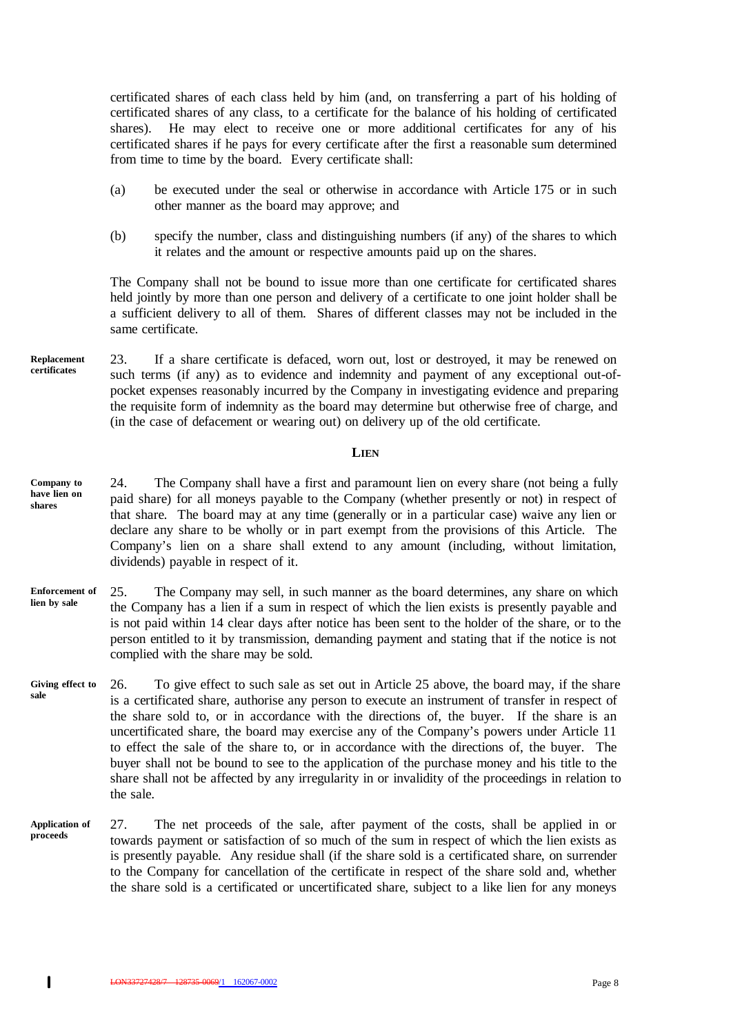certificated shares of each class held by him (and, on transferring a part of his holding of certificated shares of any class, to a certificate for the balance of his holding of certificated shares). He may elect to receive one or more additional certificates for any of his certificated shares if he pays for every certificate after the first a reasonable sum determined from time to time by the board. Every certificate shall:

(a) be executed under the seal or otherwise in accordance with Article 175 or in such other manner as the board may approve; and

(b) specify the number, class and distinguishing numbers (if any) of the shares to which it relates and the amount or respective amounts paid up on the shares.

The Company shall not be bound to issue more than one certificate for certificated shares held jointly by more than one person and delivery of a certificate to one joint holder shall be a sufficient delivery to all of them. Shares of different classes may not be included in the same certificate.

**Replacement certificates**

23. If a share certificate is defaced, worn out, lost or destroyed, it may be renewed on such terms (if any) as to evidence and indemnity and payment of any exceptional out-of-pocket expenses reasonably incurred by the Company in investigating evidence and preparing the requisite form of indemnity as the board may determine but otherwise free of charge, and (in the case of defacement or wearing out) on delivery up of the old certificate.

## LIEN

**Company to have lien on shares**

24. The Company shall have a first and paramount lien on every share (not being a fully paid share) for all moneys payable to the Company (whether presently or not) in respect of that share. The board may at any time (generally or in a particular case) waive any lien or declare any share to be wholly or in part exempt from the provisions of this Article. The Company's lien on a share shall extend to any amount (including, without limitation, dividends) payable in respect of it.

**Enforcement of lien by sale**

25. The Company may sell, in such manner as the board determines, any share on which the Company has a lien if a sum in respect of which the lien exists is presently payable and is not paid within 14 clear days after notice has been sent to the holder of the share, or to the person entitled to it by transmission, demanding payment and stating that if the notice is not complied with the share may be sold.

**Giving effect to sale**

26. To give effect to such sale as set out in Article 25 above, the board may, if the share is a certificated share, authorise any person to execute an instrument of transfer in respect of the share sold to, or in accordance with the directions of, the buyer. If the share is an uncertificated share, the board may exercise any of the Company's powers under Article 11 to effect the sale of the share to, or in accordance with the directions of, the buyer. The buyer shall not be bound to see to the application of the purchase money and his title to the share shall not be affected by any irregularity in or invalidity of the proceedings in relation to the sale.

**Application of proceeds**

27. The net proceeds of the sale, after payment of the costs, shall be applied in or towards payment or satisfaction of so much of the sum in respect of which the lien exists as is presently payable. Any residue shall (if the share sold is a certificated share, on surrender to the Company for cancellation of the certificate in respect of the share sold and, whether the share sold is a certificated or uncertificated share, subject to a like lien for any moneys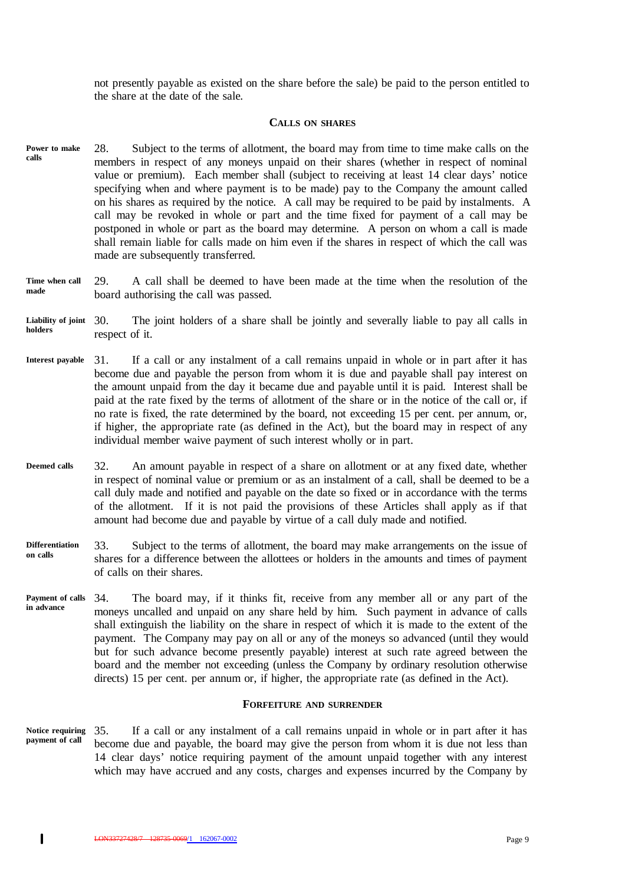not presently payable as existed on the share before the sale) be paid to the person entitled to the share at the date of the sale.

## CALLS ON SHARES

**Power to make calls**

28. Subject to the terms of allotment, the board may from time to time make calls on the members in respect of any moneys unpaid on their shares (whether in respect of nominal value or premium). Each member shall (subject to receiving at least 14 clear days' notice specifying when and where payment is to be made) pay to the Company the amount called on his shares as required by the notice. A call may be required to be paid by instalments. A call may be revoked in whole or part and the time fixed for payment of a call may be postponed in whole or part as the board may determine. A person on whom a call is made shall remain liable for calls made on him even if the shares in respect of which the call was made are subsequently transferred.

**Time when call made**

29. A call shall be deemed to have been made at the time when the resolution of the board authorising the call was passed.

**Liability of joint holders**

30. The joint holders of a share shall be jointly and severally liable to pay all calls in respect of it.

**Interest payable**

31. If a call or any instalment of a call remains unpaid in whole or in part after it has become due and payable the person from whom it is due and payable shall pay interest on the amount unpaid from the day it became due and payable until it is paid. Interest shall be paid at the rate fixed by the terms of allotment of the share or in the notice of the call or, if no rate is fixed, the rate determined by the board, not exceeding 15 per cent. per annum, or, if higher, the appropriate rate (as defined in the Act), but the board may in respect of any individual member waive payment of such interest wholly or in part.

**Deemed calls**

32. An amount payable in respect of a share on allotment or at any fixed date, whether in respect of nominal value or premium or as an instalment of a call, shall be deemed to be a call duly made and notified and payable on the date so fixed or in accordance with the terms of the allotment. If it is not paid the provisions of these Articles shall apply as if that amount had become due and payable by virtue of a call duly made and notified.

**Differentiation on calls**

33. Subject to the terms of allotment, the board may make arrangements on the issue of shares for a difference between the allottees or holders in the amounts and times of payment of calls on their shares.

**Payment of calls in advance**

34. The board may, if it thinks fit, receive from any member all or any part of the moneys uncalled and unpaid on any share held by him. Such payment in advance of calls shall extinguish the liability on the share in respect of which it is made to the extent of the payment. The Company may pay on all or any of the moneys so advanced (until they would but for such advance become presently payable) interest at such rate agreed between the board and the member not exceeding (unless the Company by ordinary resolution otherwise directs) 15 per cent. per annum or, if higher, the appropriate rate (as defined in the Act).

## FORFEITURE AND SURRENDER

**Notice requiring payment of call**

35. If a call or any instalment of a call remains unpaid in whole or in part after it has become due and payable, the board may give the person from whom it is due not less than 14 clear days' notice requiring payment of the amount unpaid together with any interest which may have accrued and any costs, charges and expenses incurred by the Company by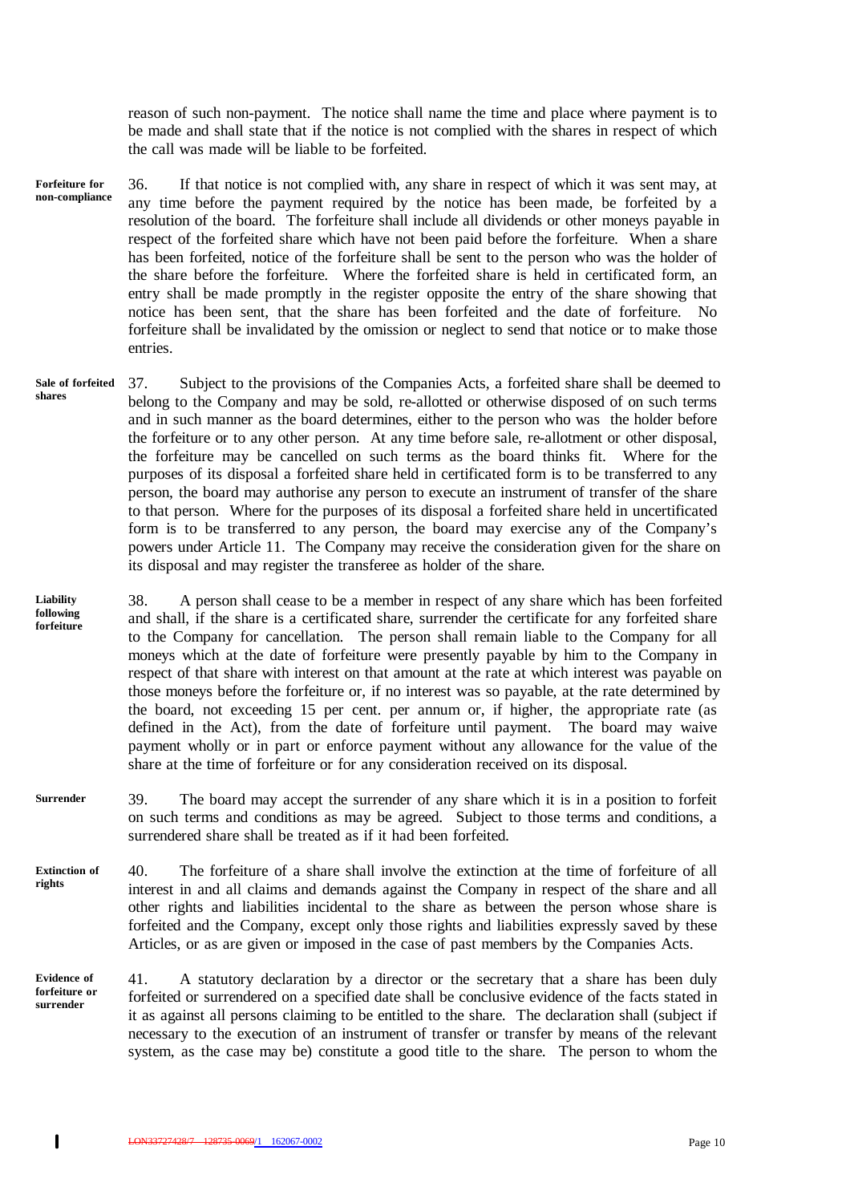reason of such non-payment. The notice shall name the time and place where payment is to be made and shall state that if the notice is not complied with the shares in respect of which the call was made will be liable to be forfeited.

**Forfeiture for non-compliance**

36. If that notice is not complied with, any share in respect of which it was sent may, at any time before the payment required by the notice has been made, be forfeited by a resolution of the board. The forfeiture shall include all dividends or other moneys payable in respect of the forfeited share which have not been paid before the forfeiture. When a share has been forfeited, notice of the forfeiture shall be sent to the person who was the holder of the share before the forfeiture. Where the forfeited share is held in certificated form, an entry shall be made promptly in the register opposite the entry of the share showing that notice has been sent, that the share has been forfeited and the date of forfeiture. No forfeiture shall be invalidated by the omission or neglect to send that notice or to make those entries.

**Sale of forfeited shares**

37. Subject to the provisions of the Companies Acts, a forfeited share shall be deemed to belong to the Company and may be sold, re-allotted or otherwise disposed of on such terms and in such manner as the board determines, either to the person who was the holder before the forfeiture or to any other person. At any time before sale, re-allotment or other disposal, the forfeiture may be cancelled on such terms as the board thinks fit. Where for the purposes of its disposal a forfeited share held in certificated form is to be transferred to any person, the board may authorise any person to execute an instrument of transfer of the share to that person. Where for the purposes of its disposal a forfeited share held in uncertificated form is to be transferred to any person, the board may exercise any of the Company's powers under Article 11. The Company may receive the consideration given for the share on its disposal and may register the transferee as holder of the share.

**Liability following forfeiture**

38. A person shall cease to be a member in respect of any share which has been forfeited and shall, if the share is a certificated share, surrender the certificate for any forfeited share to the Company for cancellation. The person shall remain liable to the Company for all moneys which at the date of forfeiture were presently payable by him to the Company in respect of that share with interest on that amount at the rate at which interest was payable on those moneys before the forfeiture or, if no interest was so payable, at the rate determined by the board, not exceeding 15 per cent. per annum or, if higher, the appropriate rate (as defined in the Act), from the date of forfeiture until payment. The board may waive payment wholly or in part or enforce payment without any allowance for the value of the share at the time of forfeiture or for any consideration received on its disposal.

**Surrender**

39. The board may accept the surrender of any share which it is in a position to forfeit on such terms and conditions as may be agreed. Subject to those terms and conditions, a surrendered share shall be treated as if it had been forfeited.

**Extinction of rights**

40. The forfeiture of a share shall involve the extinction at the time of forfeiture of all interest in and all claims and demands against the Company in respect of the share and all other rights and liabilities incidental to the share as between the person whose share is forfeited and the Company, except only those rights and liabilities expressly saved by these Articles, or as are given or imposed in the case of past members by the Companies Acts.

**Evidence of forfeiture or surrender**

41. A statutory declaration by a director or the secretary that a share has been duly forfeited or surrendered on a specified date shall be conclusive evidence of the facts stated in it as against all persons claiming to be entitled to the share. The declaration shall (subject if necessary to the execution of an instrument of transfer or transfer by means of the relevant system, as the case may be) constitute a good title to the share. The person to whom the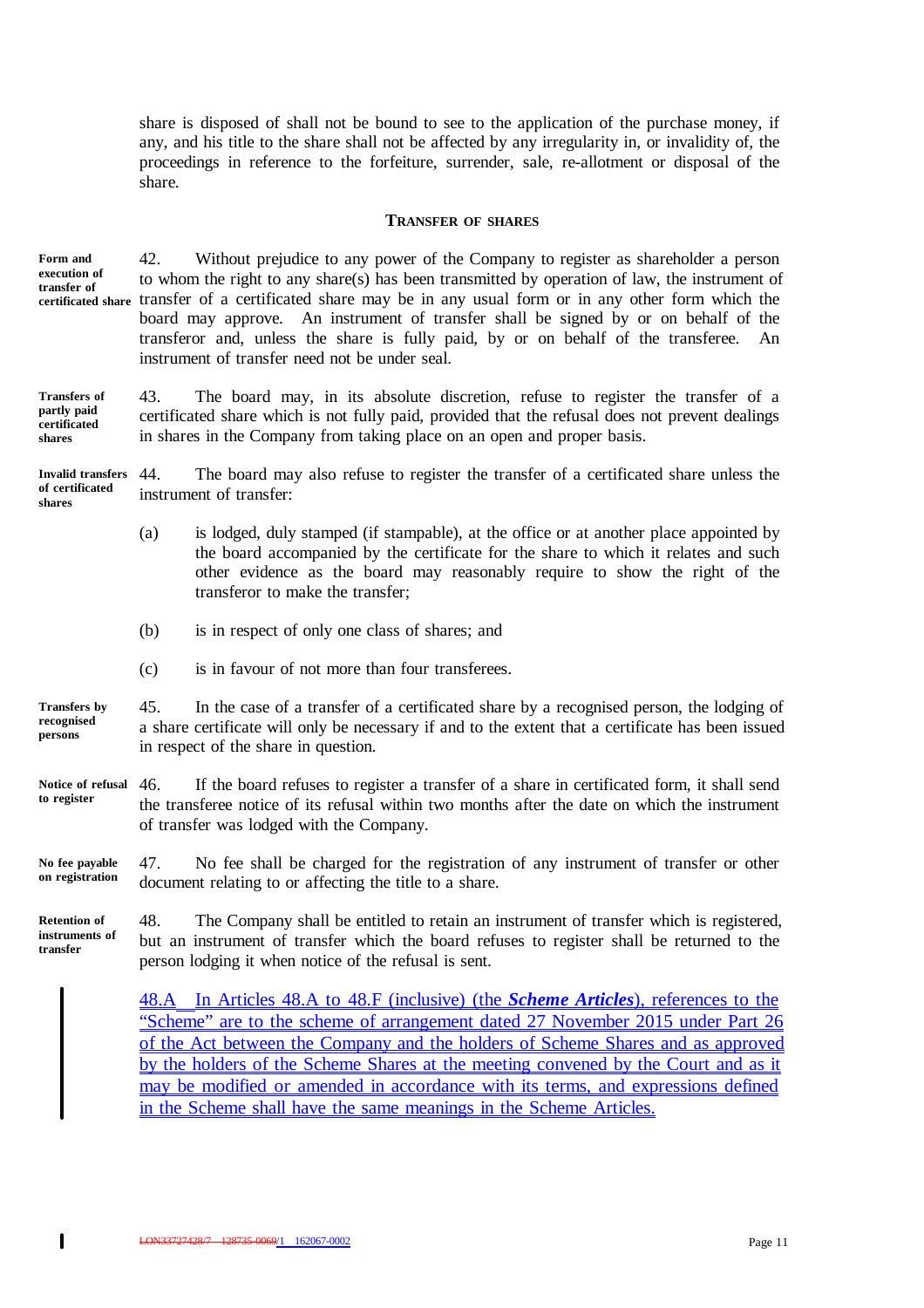share is disposed of shall not be bound to see to the application of the purchase money, if any, and his title to the share shall not be affected by any irregularity in, or invalidity of, the proceedings in reference to the forfeiture, surrender, sale, re-allotment or disposal of the share.

## TRANSFER OF SHARES

**Form and execution of transfer of certificated share**

42. Without prejudice to any power of the Company to register as shareholder a person to whom the right to any share(s) has been transmitted by operation of law, the instrument of transfer of a certificated share may be in any usual form or in any other form which the board may approve. An instrument of transfer shall be signed by or on behalf of the transferor and, unless the share is fully paid, by or on behalf of the transferee. An instrument of transfer need not be under seal.

**Transfers of partly paid certificated shares**

43. The board may, in its absolute discretion, refuse to register the transfer of a certificated share which is not fully paid, provided that the refusal does not prevent dealings in shares in the Company from taking place on an open and proper basis.

**Invalid transfers of certificated shares**

44. The board may also refuse to register the transfer of a certificated share unless the instrument of transfer:

(a) is lodged, duly stamped (if stampable), at the office or at another place appointed by the board accompanied by the certificate for the share to which it relates and such other evidence as the board may reasonably require to show the right of the transferor to make the transfer;

(b) is in respect of only one class of shares; and

(c) is in favour of not more than four transferees.

**Transfers by recognised persons**

45. In the case of a transfer of a certificated share by a recognised person, the lodging of a share certificate will only be necessary if and to the extent that a certificate has been issued in respect of the share in question.

**Notice of refusal to register**

46. If the board refuses to register a transfer of a share in certificated form, it shall send the transferee notice of its refusal within two months after the date on which the instrument of transfer was lodged with the Company.

**No fee payable on registration**

47. No fee shall be charged for the registration of any instrument of transfer or other document relating to or affecting the title to a share.

**Retention of instruments of transfer**

48. The Company shall be entitled to retain an instrument of transfer which is registered, but an instrument of transfer which the board refuses to register shall be returned to the person lodging it when notice of the refusal is sent.

48.A In Articles 48.A to 48.F (inclusive) (the ***Scheme Articles***), references to the "Scheme" are to the scheme of arrangement dated 27 November 2015 under Part 26 of the Act between the Company and the holders of Scheme Shares and as approved by the holders of the Scheme Shares at the meeting convened by the Court and as it may be modified or amended in accordance with its terms, and expressions defined in the Scheme shall have the same meanings in the Scheme Articles.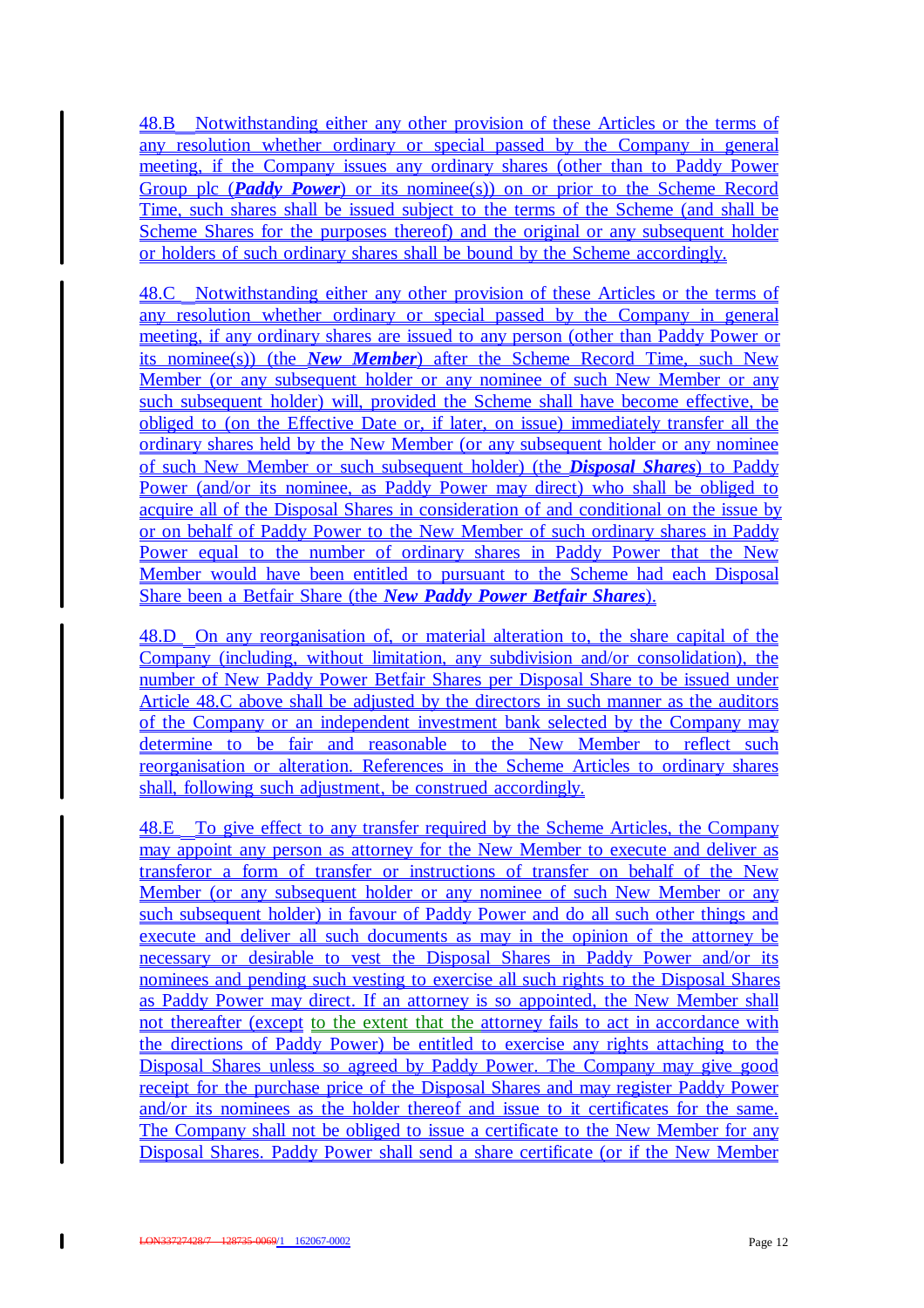48.B Notwithstanding either any other provision of these Articles or the terms of any resolution whether ordinary or special passed by the Company in general meeting, if the Company issues any ordinary shares (other than to Paddy Power Group plc (***Paddy Power***) or its nominee(s)) on or prior to the Scheme Record Time, such shares shall be issued subject to the terms of the Scheme (and shall be Scheme Shares for the purposes thereof) and the original or any subsequent holder or holders of such ordinary shares shall be bound by the Scheme accordingly.

48.C Notwithstanding either any other provision of these Articles or the terms of any resolution whether ordinary or special passed by the Company in general meeting, if any ordinary shares are issued to any person (other than Paddy Power or its nominee(s)) (the ***New Member***) after the Scheme Record Time, such New Member (or any subsequent holder or any nominee of such New Member or any such subsequent holder) will, provided the Scheme shall have become effective, be obliged to (on the Effective Date or, if later, on issue) immediately transfer all the ordinary shares held by the New Member (or any subsequent holder or any nominee of such New Member or such subsequent holder) (the ***Disposal Shares***) to Paddy Power (and/or its nominee, as Paddy Power may direct) who shall be obliged to acquire all of the Disposal Shares in consideration of and conditional on the issue by or on behalf of Paddy Power to the New Member of such ordinary shares in Paddy Power equal to the number of ordinary shares in Paddy Power that the New Member would have been entitled to pursuant to the Scheme had each Disposal Share been a Betfair Share (the ***New Paddy Power Betfair Shares***).

48.D On any reorganisation of, or material alteration to, the share capital of the Company (including, without limitation, any subdivision and/or consolidation), the number of New Paddy Power Betfair Shares per Disposal Share to be issued under Article 48.C above shall be adjusted by the directors in such manner as the auditors of the Company or an independent investment bank selected by the Company may determine to be fair and reasonable to the New Member to reflect such reorganisation or alteration. References in the Scheme Articles to ordinary shares shall, following such adjustment, be construed accordingly.

48.E To give effect to any transfer required by the Scheme Articles, the Company may appoint any person as attorney for the New Member to execute and deliver as transferor a form of transfer or instructions of transfer on behalf of the New Member (or any subsequent holder or any nominee of such New Member or any such subsequent holder) in favour of Paddy Power and do all such other things and execute and deliver all such documents as may in the opinion of the attorney be necessary or desirable to vest the Disposal Shares in Paddy Power and/or its nominees and pending such vesting to exercise all such rights to the Disposal Shares as Paddy Power may direct. If an attorney is so appointed, the New Member shall not thereafter (except to the extent that the attorney fails to act in accordance with the directions of Paddy Power) be entitled to exercise any rights attaching to the Disposal Shares unless so agreed by Paddy Power. The Company may give good receipt for the purchase price of the Disposal Shares and may register Paddy Power and/or its nominees as the holder thereof and issue to it certificates for the same. The Company shall not be obliged to issue a certificate to the New Member for any Disposal Shares. Paddy Power shall send a share certificate (or if the New Member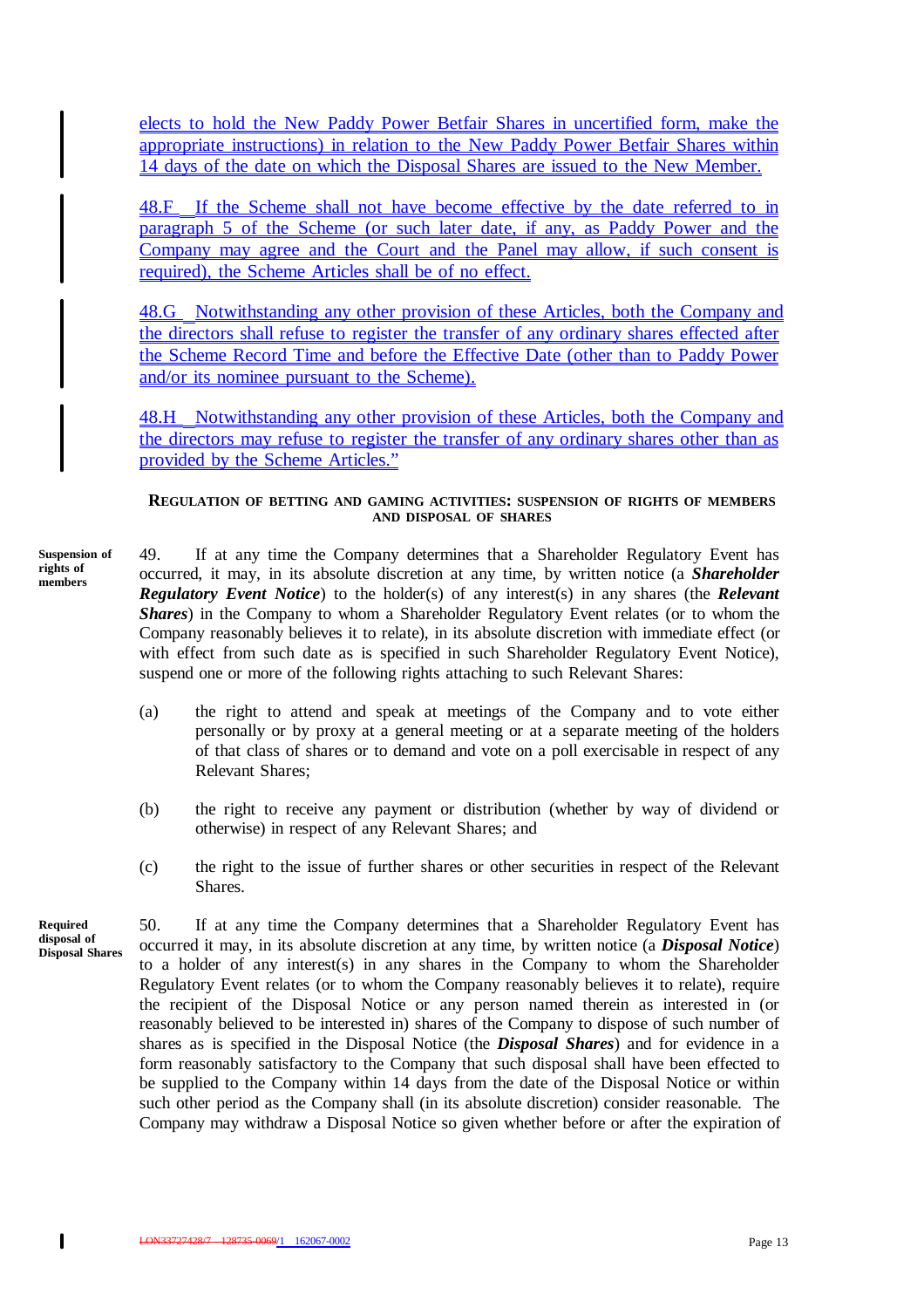elects to hold the New Paddy Power Betfair Shares in uncertified form, make the appropriate instructions) in relation to the New Paddy Power Betfair Shares within 14 days of the date on which the Disposal Shares are issued to the New Member.

48.F If the Scheme shall not have become effective by the date referred to in paragraph 5 of the Scheme (or such later date, if any, as Paddy Power and the Company may agree and the Court and the Panel may allow, if such consent is required), the Scheme Articles shall be of no effect.

48.G Notwithstanding any other provision of these Articles, both the Company and the directors shall refuse to register the transfer of any ordinary shares effected after the Scheme Record Time and before the Effective Date (other than to Paddy Power and/or its nominee pursuant to the Scheme).

48.H Notwithstanding any other provision of these Articles, both the Company and the directors may refuse to register the transfer of any ordinary shares other than as provided by the Scheme Articles."

**REGULATION OF BETTING AND GAMING ACTIVITIES: SUSPENSION OF RIGHTS OF MEMBERS AND DISPOSAL OF SHARES**

**Suspension of rights of members**

49. If at any time the Company determines that a Shareholder Regulatory Event has occurred, it may, in its absolute discretion at any time, by written notice (a ***Shareholder Regulatory Event Notice***) to the holder(s) of any interest(s) in any shares (the ***Relevant Shares***) in the Company to whom a Shareholder Regulatory Event relates (or to whom the Company reasonably believes it to relate), in its absolute discretion with immediate effect (or with effect from such date as is specified in such Shareholder Regulatory Event Notice), suspend one or more of the following rights attaching to such Relevant Shares:

(a) the right to attend and speak at meetings of the Company and to vote either personally or by proxy at a general meeting or at a separate meeting of the holders of that class of shares or to demand and vote on a poll exercisable in respect of any Relevant Shares;

(b) the right to receive any payment or distribution (whether by way of dividend or otherwise) in respect of any Relevant Shares; and

(c) the right to the issue of further shares or other securities in respect of the Relevant Shares.

**Required disposal of Disposal Shares**

50. If at any time the Company determines that a Shareholder Regulatory Event has occurred it may, in its absolute discretion at any time, by written notice (a ***Disposal Notice***) to a holder of any interest(s) in any shares in the Company to whom the Shareholder Regulatory Event relates (or to whom the Company reasonably believes it to relate), require the recipient of the Disposal Notice or any person named therein as interested in (or reasonably believed to be interested in) shares of the Company to dispose of such number of shares as is specified in the Disposal Notice (the ***Disposal Shares***) and for evidence in a form reasonably satisfactory to the Company that such disposal shall have been effected to be supplied to the Company within 14 days from the date of the Disposal Notice or within such other period as the Company shall (in its absolute discretion) consider reasonable. The Company may withdraw a Disposal Notice so given whether before or after the expiration of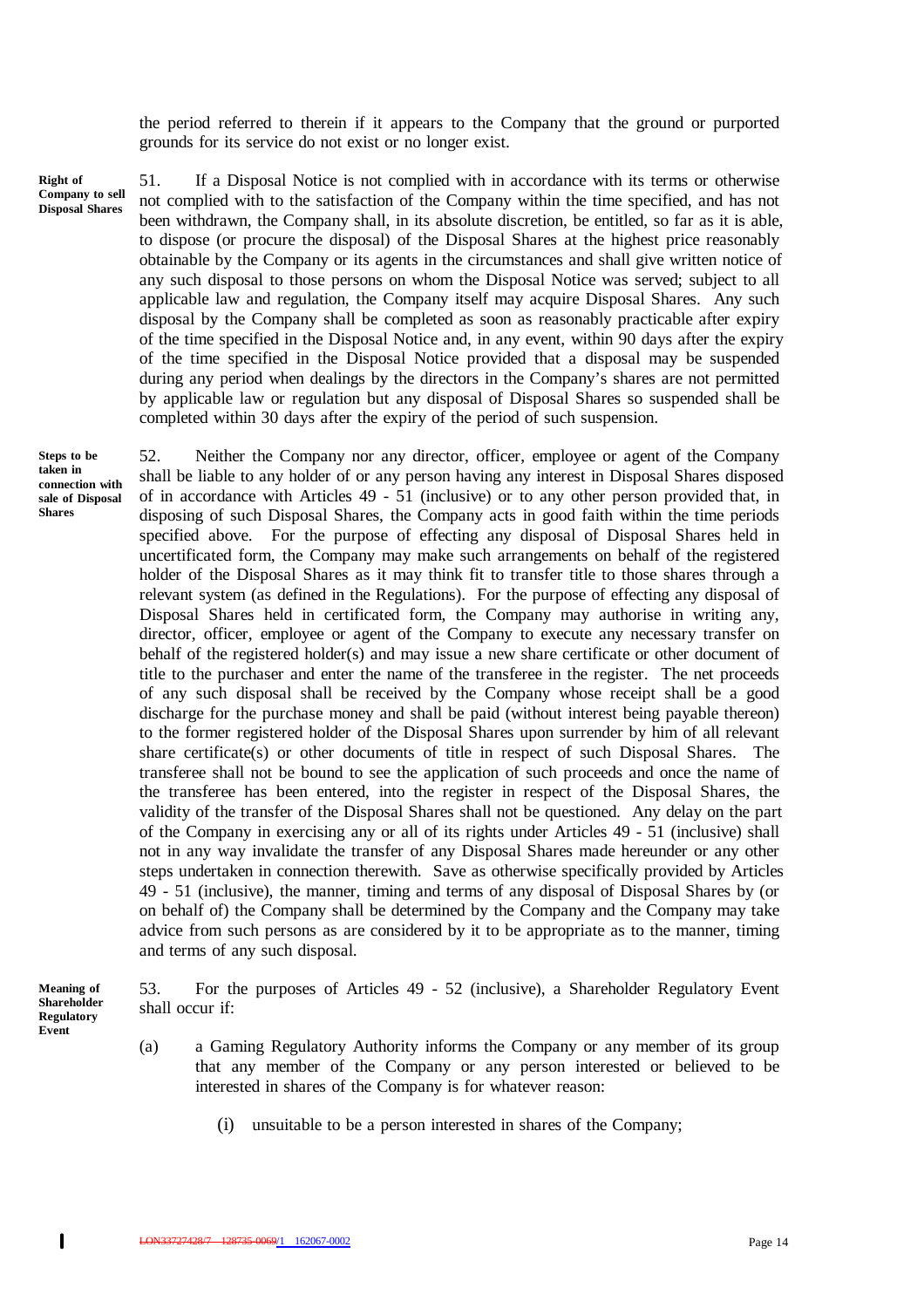the period referred to therein if it appears to the Company that the ground or purported grounds for its service do not exist or no longer exist.

**Right of Company to sell Disposal Shares**

51. If a Disposal Notice is not complied with in accordance with its terms or otherwise not complied with to the satisfaction of the Company within the time specified, and has not been withdrawn, the Company shall, in its absolute discretion, be entitled, so far as it is able, to dispose (or procure the disposal) of the Disposal Shares at the highest price reasonably obtainable by the Company or its agents in the circumstances and shall give written notice of any such disposal to those persons on whom the Disposal Notice was served; subject to all applicable law and regulation, the Company itself may acquire Disposal Shares. Any such disposal by the Company shall be completed as soon as reasonably practicable after expiry of the time specified in the Disposal Notice and, in any event, within 90 days after the expiry of the time specified in the Disposal Notice provided that a disposal may be suspended during any period when dealings by the directors in the Company's shares are not permitted by applicable law or regulation but any disposal of Disposal Shares so suspended shall be completed within 30 days after the expiry of the period of such suspension.

**Steps to be taken in connection with sale of Disposal Shares**

52. Neither the Company nor any director, officer, employee or agent of the Company shall be liable to any holder of or any person having any interest in Disposal Shares disposed of in accordance with Articles 49 - 51 (inclusive) or to any other person provided that, in disposing of such Disposal Shares, the Company acts in good faith within the time periods specified above. For the purpose of effecting any disposal of Disposal Shares held in uncertificated form, the Company may make such arrangements on behalf of the registered holder of the Disposal Shares as it may think fit to transfer title to those shares through a relevant system (as defined in the Regulations). For the purpose of effecting any disposal of Disposal Shares held in certificated form, the Company may authorise in writing any, director, officer, employee or agent of the Company to execute any necessary transfer on behalf of the registered holder(s) and may issue a new share certificate or other document of title to the purchaser and enter the name of the transferee in the register. The net proceeds of any such disposal shall be received by the Company whose receipt shall be a good discharge for the purchase money and shall be paid (without interest being payable thereon) to the former registered holder of the Disposal Shares upon surrender by him of all relevant share certificate(s) or other documents of title in respect of such Disposal Shares. The transferee shall not be bound to see the application of such proceeds and once the name of the transferee has been entered, into the register in respect of the Disposal Shares, the validity of the transfer of the Disposal Shares shall not be questioned. Any delay on the part of the Company in exercising any or all of its rights under Articles 49 - 51 (inclusive) shall not in any way invalidate the transfer of any Disposal Shares made hereunder or any other steps undertaken in connection therewith. Save as otherwise specifically provided by Articles 49 - 51 (inclusive), the manner, timing and terms of any disposal of Disposal Shares by (or on behalf of) the Company shall be determined by the Company and the Company may take advice from such persons as are considered by it to be appropriate as to the manner, timing and terms of any such disposal.

**Meaning of Shareholder Regulatory Event**

53. For the purposes of Articles 49 - 52 (inclusive), a Shareholder Regulatory Event shall occur if:

(a) a Gaming Regulatory Authority informs the Company or any member of its group that any member of the Company or any person interested or believed to be interested in shares of the Company is for whatever reason:

(i) unsuitable to be a person interested in shares of the Company;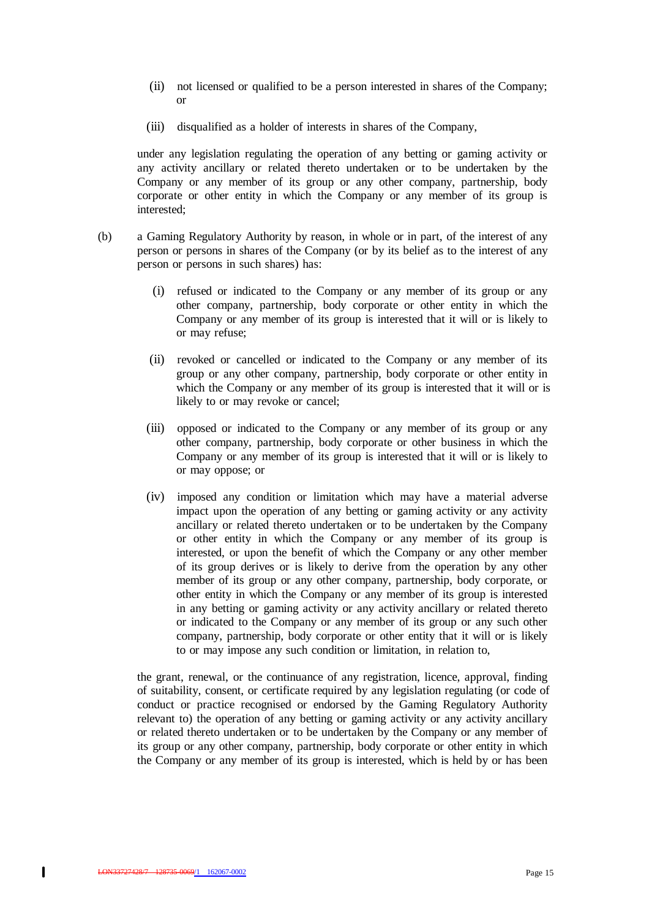(ii) not licensed or qualified to be a person interested in shares of the Company; or

(iii) disqualified as a holder of interests in shares of the Company,

under any legislation regulating the operation of any betting or gaming activity or any activity ancillary or related thereto undertaken or to be undertaken by the Company or any member of its group or any other company, partnership, body corporate or other entity in which the Company or any member of its group is interested;

(b) a Gaming Regulatory Authority by reason, in whole or in part, of the interest of any person or persons in shares of the Company (or by its belief as to the interest of any person or persons in such shares) has:

(i) refused or indicated to the Company or any member of its group or any other company, partnership, body corporate or other entity in which the Company or any member of its group is interested that it will or is likely to or may refuse;

(ii) revoked or cancelled or indicated to the Company or any member of its group or any other company, partnership, body corporate or other entity in which the Company or any member of its group is interested that it will or is likely to or may revoke or cancel;

(iii) opposed or indicated to the Company or any member of its group or any other company, partnership, body corporate or other business in which the Company or any member of its group is interested that it will or is likely to or may oppose; or

(iv) imposed any condition or limitation which may have a material adverse impact upon the operation of any betting or gaming activity or any activity ancillary or related thereto undertaken or to be undertaken by the Company or other entity in which the Company or any member of its group is interested, or upon the benefit of which the Company or any other member of its group derives or is likely to derive from the operation by any other member of its group or any other company, partnership, body corporate, or other entity in which the Company or any member of its group is interested in any betting or gaming activity or any activity ancillary or related thereto or indicated to the Company or any member of its group or any such other company, partnership, body corporate or other entity that it will or is likely to or may impose any such condition or limitation, in relation to,

the grant, renewal, or the continuance of any registration, licence, approval, finding of suitability, consent, or certificate required by any legislation regulating (or code of conduct or practice recognised or endorsed by the Gaming Regulatory Authority relevant to) the operation of any betting or gaming activity or any activity ancillary or related thereto undertaken or to be undertaken by the Company or any member of its group or any other company, partnership, body corporate or other entity in which the Company or any member of its group is interested, which is held by or has been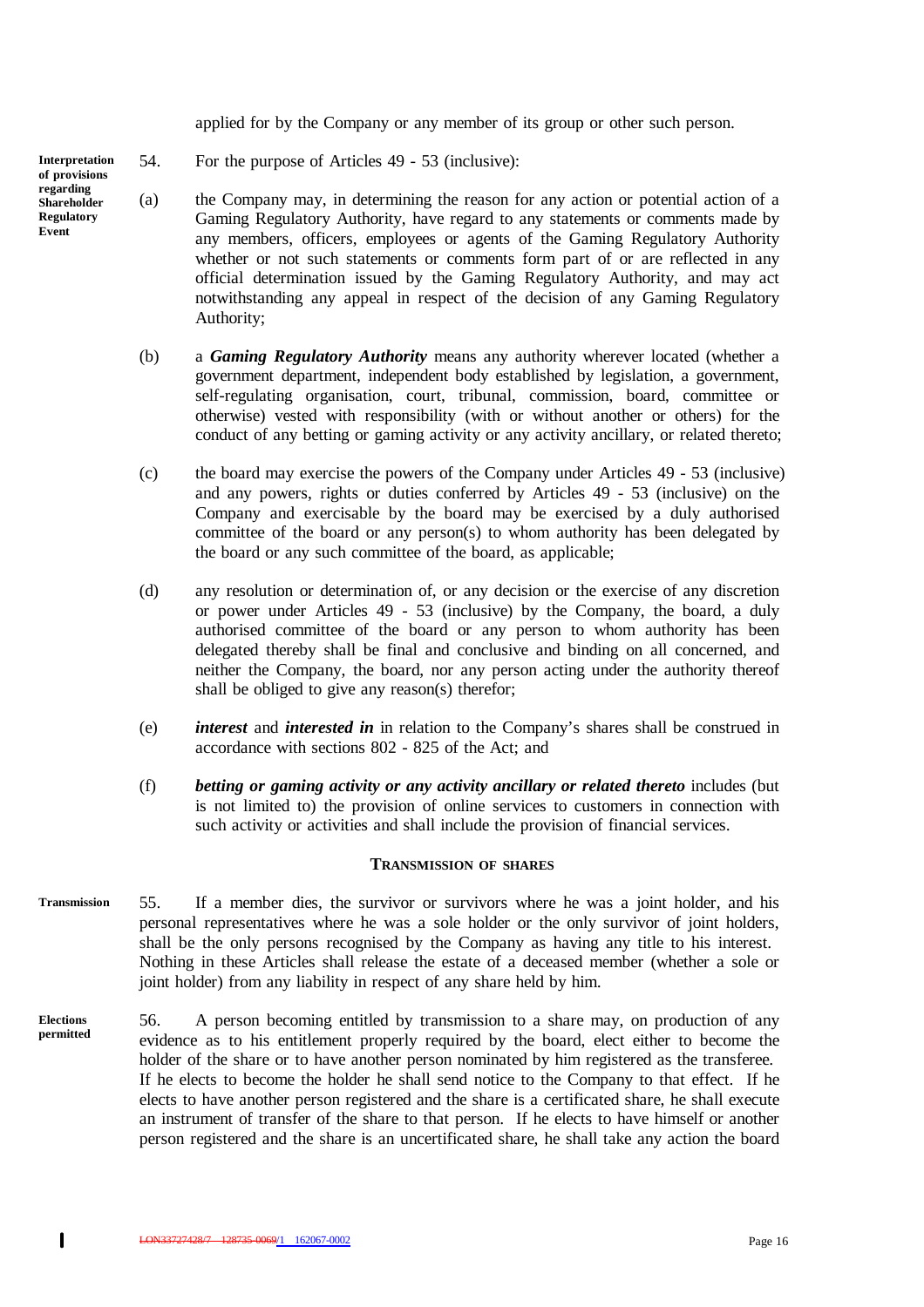applied for by the Company or any member of its group or other such person.

**Interpretation of provisions regarding Shareholder Regulatory Event**

54. For the purpose of Articles 49 - 53 (inclusive):

(a) the Company may, in determining the reason for any action or potential action of a Gaming Regulatory Authority, have regard to any statements or comments made by any members, officers, employees or agents of the Gaming Regulatory Authority whether or not such statements or comments form part of or are reflected in any official determination issued by the Gaming Regulatory Authority, and may act notwithstanding any appeal in respect of the decision of any Gaming Regulatory Authority;

(b) a ***Gaming Regulatory Authority*** means any authority wherever located (whether a government department, independent body established by legislation, a government, self-regulating organisation, court, tribunal, commission, board, committee or otherwise) vested with responsibility (with or without another or others) for the conduct of any betting or gaming activity or any activity ancillary, or related thereto;

(c) the board may exercise the powers of the Company under Articles 49 - 53 (inclusive) and any powers, rights or duties conferred by Articles 49 - 53 (inclusive) on the Company and exercisable by the board may be exercised by a duly authorised committee of the board or any person(s) to whom authority has been delegated by the board or any such committee of the board, as applicable;

(d) any resolution or determination of, or any decision or the exercise of any discretion or power under Articles 49 - 53 (inclusive) by the Company, the board, a duly authorised committee of the board or any person to whom authority has been delegated thereby shall be final and conclusive and binding on all concerned, and neither the Company, the board, nor any person acting under the authority thereof shall be obliged to give any reason(s) therefor;

(e) ***interest*** and ***interested in*** in relation to the Company's shares shall be construed in accordance with sections 802 - 825 of the Act; and

(f) ***betting or gaming activity or any activity ancillary or related thereto*** includes (but is not limited to) the provision of online services to customers in connection with such activity or activities and shall include the provision of financial services.

## TRANSMISSION OF SHARES

**Transmission**

55. If a member dies, the survivor or survivors where he was a joint holder, and his personal representatives where he was a sole holder or the only survivor of joint holders, shall be the only persons recognised by the Company as having any title to his interest. Nothing in these Articles shall release the estate of a deceased member (whether a sole or joint holder) from any liability in respect of any share held by him.

**Elections permitted**

56. A person becoming entitled by transmission to a share may, on production of any evidence as to his entitlement properly required by the board, elect either to become the holder of the share or to have another person nominated by him registered as the transferee. If he elects to become the holder he shall send notice to the Company to that effect. If he elects to have another person registered and the share is a certificated share, he shall execute an instrument of transfer of the share to that person. If he elects to have himself or another person registered and the share is an uncertificated share, he shall take any action the board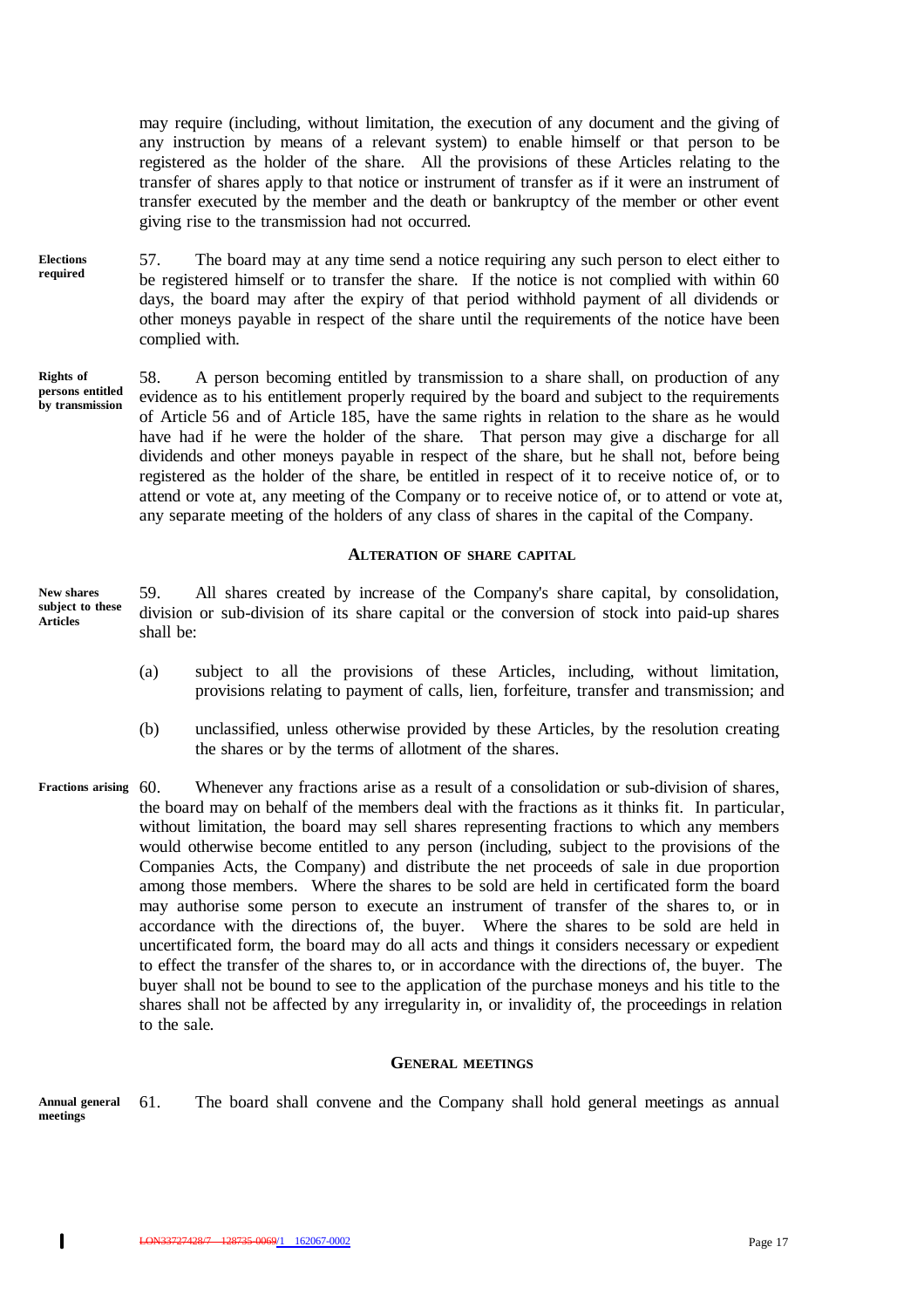may require (including, without limitation, the execution of any document and the giving of any instruction by means of a relevant system) to enable himself or that person to be registered as the holder of the share. All the provisions of these Articles relating to the transfer of shares apply to that notice or instrument of transfer as if it were an instrument of transfer executed by the member and the death or bankruptcy of the member or other event giving rise to the transmission had not occurred.

**Elections required**

57. The board may at any time send a notice requiring any such person to elect either to be registered himself or to transfer the share. If the notice is not complied with within 60 days, the board may after the expiry of that period withhold payment of all dividends or other moneys payable in respect of the share until the requirements of the notice have been complied with.

**Rights of persons entitled by transmission**

58. A person becoming entitled by transmission to a share shall, on production of any evidence as to his entitlement properly required by the board and subject to the requirements of Article 56 and of Article 185, have the same rights in relation to the share as he would have had if he were the holder of the share. That person may give a discharge for all dividends and other moneys payable in respect of the share, but he shall not, before being registered as the holder of the share, be entitled in respect of it to receive notice of, or to attend or vote at, any meeting of the Company or to receive notice of, or to attend or vote at, any separate meeting of the holders of any class of shares in the capital of the Company.

## ALTERATION OF SHARE CAPITAL

**New shares subject to these Articles**

59. All shares created by increase of the Company's share capital, by consolidation, division or sub-division of its share capital or the conversion of stock into paid-up shares shall be:

(a) subject to all the provisions of these Articles, including, without limitation, provisions relating to payment of calls, lien, forfeiture, transfer and transmission; and

(b) unclassified, unless otherwise provided by these Articles, by the resolution creating the shares or by the terms of allotment of the shares.

**Fractions arising**

60. Whenever any fractions arise as a result of a consolidation or sub-division of shares, the board may on behalf of the members deal with the fractions as it thinks fit. In particular, without limitation, the board may sell shares representing fractions to which any members would otherwise become entitled to any person (including, subject to the provisions of the Companies Acts, the Company) and distribute the net proceeds of sale in due proportion among those members. Where the shares to be sold are held in certificated form the board may authorise some person to execute an instrument of transfer of the shares to, or in accordance with the directions of, the buyer. Where the shares to be sold are held in uncertificated form, the board may do all acts and things it considers necessary or expedient to effect the transfer of the shares to, or in accordance with the directions of, the buyer. The buyer shall not be bound to see to the application of the purchase moneys and his title to the shares shall not be affected by any irregularity in, or invalidity of, the proceedings in relation to the sale.

## GENERAL MEETINGS

**Annual general meetings**

61. The board shall convene and the Company shall hold general meetings as annual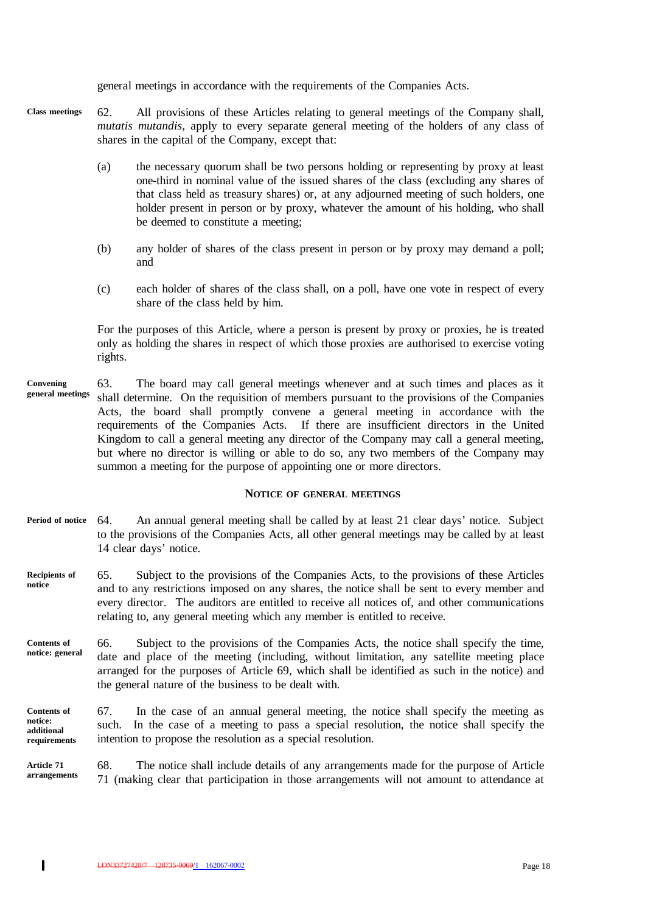general meetings in accordance with the requirements of the Companies Acts.

**Class meetings** 62. All provisions of these Articles relating to general meetings of the Company shall, *mutatis mutandis*, apply to every separate general meeting of the holders of any class of shares in the capital of the Company, except that:

(a) the necessary quorum shall be two persons holding or representing by proxy at least one-third in nominal value of the issued shares of the class (excluding any shares of that class held as treasury shares) or, at any adjourned meeting of such holders, one holder present in person or by proxy, whatever the amount of his holding, who shall be deemed to constitute a meeting;

(b) any holder of shares of the class present in person or by proxy may demand a poll; and

(c) each holder of shares of the class shall, on a poll, have one vote in respect of every share of the class held by him.

For the purposes of this Article, where a person is present by proxy or proxies, he is treated only as holding the shares in respect of which those proxies are authorised to exercise voting rights.

**Convening general meetings** 63. The board may call general meetings whenever and at such times and places as it shall determine. On the requisition of members pursuant to the provisions of the Companies Acts, the board shall promptly convene a general meeting in accordance with the requirements of the Companies Acts. If there are insufficient directors in the United Kingdom to call a general meeting any director of the Company may call a general meeting, but where no director is willing or able to do so, any two members of the Company may summon a meeting for the purpose of appointing one or more directors.

## NOTICE OF GENERAL MEETINGS

**Period of notice** 64. An annual general meeting shall be called by at least 21 clear days' notice. Subject to the provisions of the Companies Acts, all other general meetings may be called by at least 14 clear days' notice.

**Recipients of notice** 65. Subject to the provisions of the Companies Acts, to the provisions of these Articles and to any restrictions imposed on any shares, the notice shall be sent to every member and every director. The auditors are entitled to receive all notices of, and other communications relating to, any general meeting which any member is entitled to receive.

**Contents of notice: general** 66. Subject to the provisions of the Companies Acts, the notice shall specify the time, date and place of the meeting (including, without limitation, any satellite meeting place arranged for the purposes of Article 69, which shall be identified as such in the notice) and the general nature of the business to be dealt with.

**Contents of notice: additional requirements** 67. In the case of an annual general meeting, the notice shall specify the meeting as such. In the case of a meeting to pass a special resolution, the notice shall specify the intention to propose the resolution as a special resolution.

**Article 71 arrangements** 68. The notice shall include details of any arrangements made for the purpose of Article 71 (making clear that participation in those arrangements will not amount to attendance at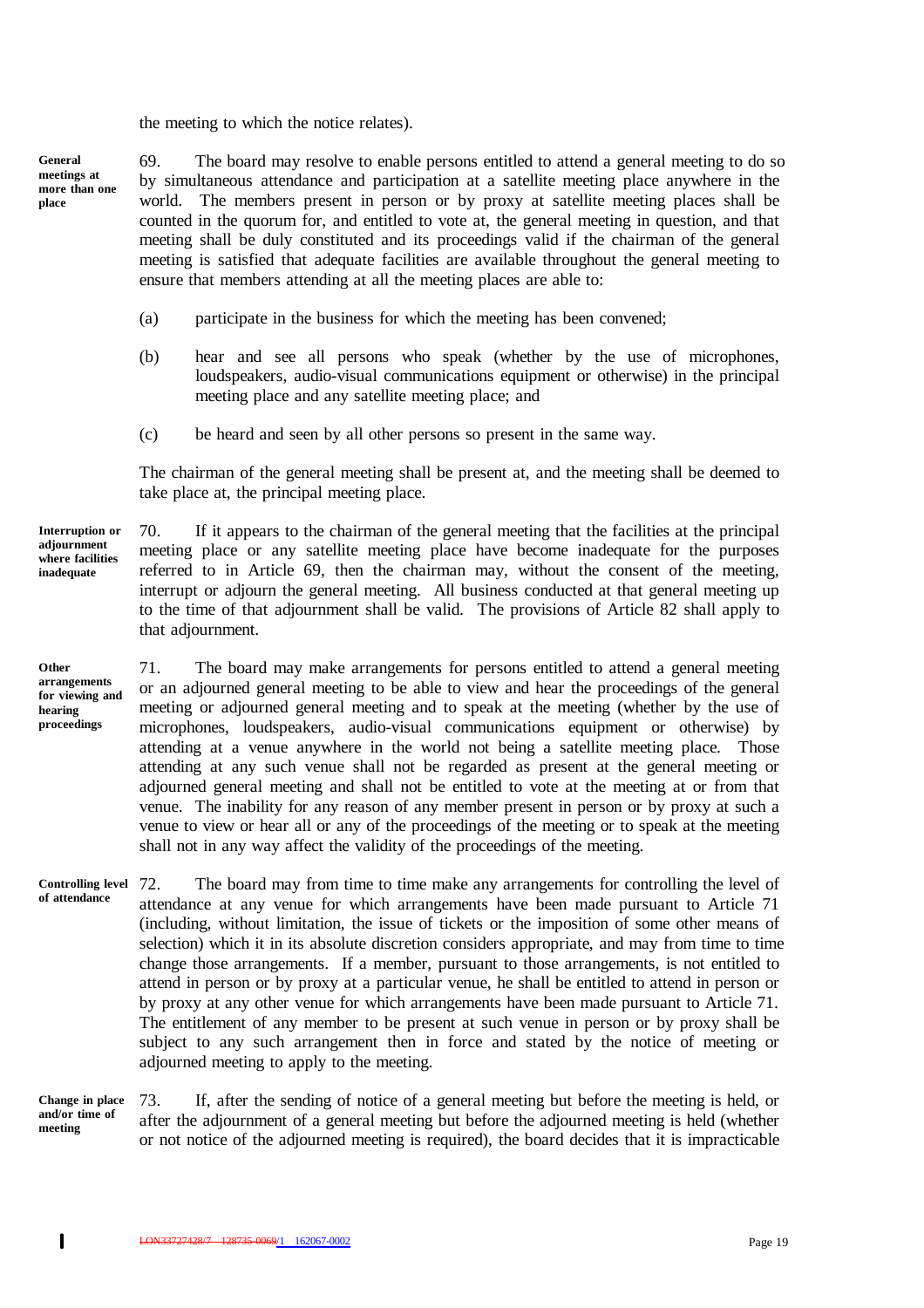the meeting to which the notice relates).

**General meetings at more than one place**

69. The board may resolve to enable persons entitled to attend a general meeting to do so by simultaneous attendance and participation at a satellite meeting place anywhere in the world. The members present in person or by proxy at satellite meeting places shall be counted in the quorum for, and entitled to vote at, the general meeting in question, and that meeting shall be duly constituted and its proceedings valid if the chairman of the general meeting is satisfied that adequate facilities are available throughout the general meeting to ensure that members attending at all the meeting places are able to:

(a) participate in the business for which the meeting has been convened;

(b) hear and see all persons who speak (whether by the use of microphones, loudspeakers, audio-visual communications equipment or otherwise) in the principal meeting place and any satellite meeting place; and

(c) be heard and seen by all other persons so present in the same way.

The chairman of the general meeting shall be present at, and the meeting shall be deemed to take place at, the principal meeting place.

**Interruption or adjournment where facilities inadequate**

70. If it appears to the chairman of the general meeting that the facilities at the principal meeting place or any satellite meeting place have become inadequate for the purposes referred to in Article 69, then the chairman may, without the consent of the meeting, interrupt or adjourn the general meeting. All business conducted at that general meeting up to the time of that adjournment shall be valid. The provisions of Article 82 shall apply to that adjournment.

**Other arrangements for viewing and hearing proceedings**

71. The board may make arrangements for persons entitled to attend a general meeting or an adjourned general meeting to be able to view and hear the proceedings of the general meeting or adjourned general meeting and to speak at the meeting (whether by the use of microphones, loudspeakers, audio-visual communications equipment or otherwise) by attending at a venue anywhere in the world not being a satellite meeting place. Those attending at any such venue shall not be regarded as present at the general meeting or adjourned general meeting and shall not be entitled to vote at the meeting at or from that venue. The inability for any reason of any member present in person or by proxy at such a venue to view or hear all or any of the proceedings of the meeting or to speak at the meeting shall not in any way affect the validity of the proceedings of the meeting.

**Controlling level of attendance**

72. The board may from time to time make any arrangements for controlling the level of attendance at any venue for which arrangements have been made pursuant to Article 71 (including, without limitation, the issue of tickets or the imposition of some other means of selection) which it in its absolute discretion considers appropriate, and may from time to time change those arrangements. If a member, pursuant to those arrangements, is not entitled to attend in person or by proxy at a particular venue, he shall be entitled to attend in person or by proxy at any other venue for which arrangements have been made pursuant to Article 71. The entitlement of any member to be present at such venue in person or by proxy shall be subject to any such arrangement then in force and stated by the notice of meeting or adjourned meeting to apply to the meeting.

**Change in place and/or time of meeting**

73. If, after the sending of notice of a general meeting but before the meeting is held, or after the adjournment of a general meeting but before the adjourned meeting is held (whether or not notice of the adjourned meeting is required), the board decides that it is impracticable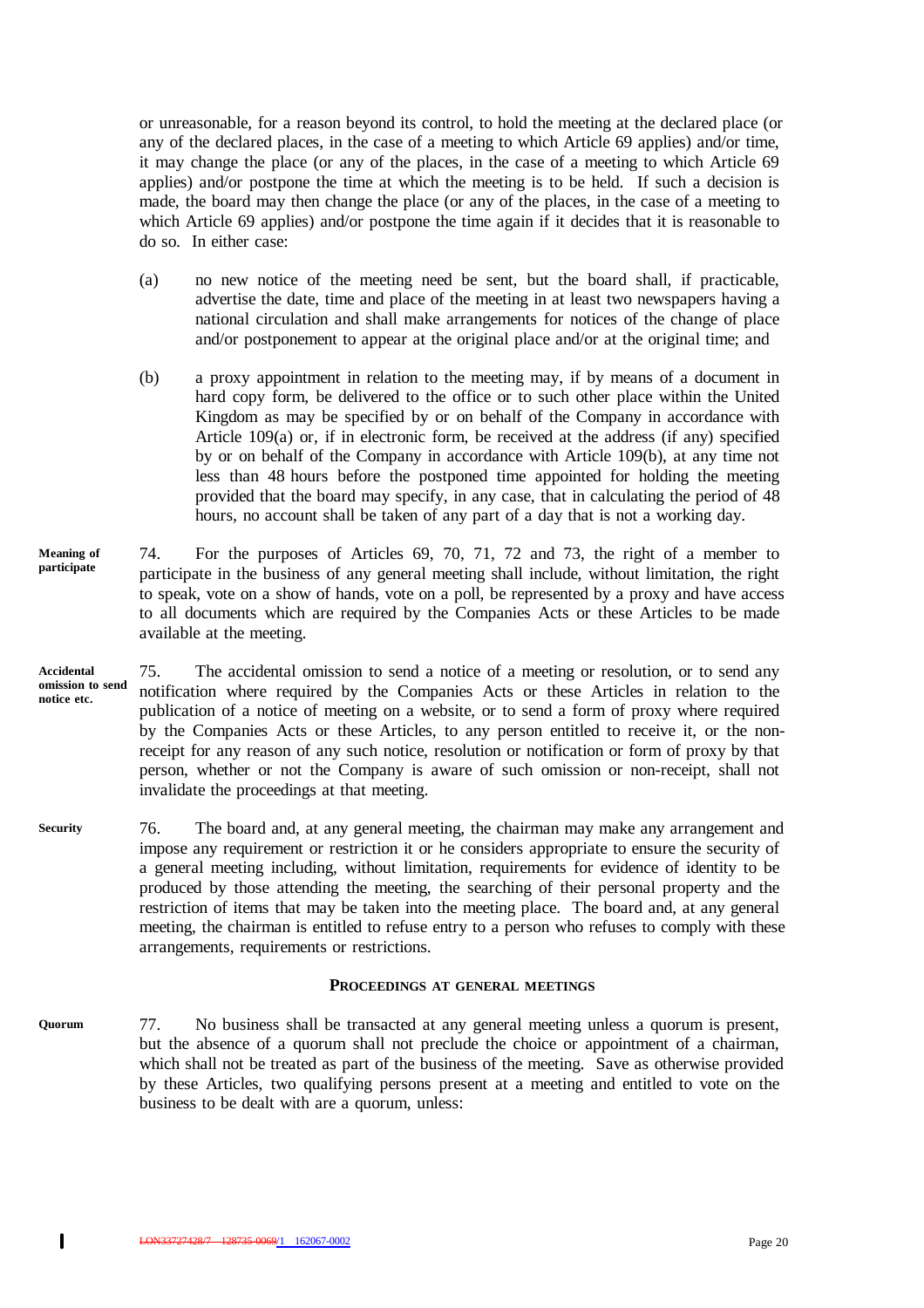or unreasonable, for a reason beyond its control, to hold the meeting at the declared place (or any of the declared places, in the case of a meeting to which Article 69 applies) and/or time, it may change the place (or any of the places, in the case of a meeting to which Article 69 applies) and/or postpone the time at which the meeting is to be held. If such a decision is made, the board may then change the place (or any of the places, in the case of a meeting to which Article 69 applies) and/or postpone the time again if it decides that it is reasonable to do so. In either case:

(a) no new notice of the meeting need be sent, but the board shall, if practicable, advertise the date, time and place of the meeting in at least two newspapers having a national circulation and shall make arrangements for notices of the change of place and/or postponement to appear at the original place and/or at the original time; and

(b) a proxy appointment in relation to the meeting may, if by means of a document in hard copy form, be delivered to the office or to such other place within the United Kingdom as may be specified by or on behalf of the Company in accordance with Article 109(a) or, if in electronic form, be received at the address (if any) specified by or on behalf of the Company in accordance with Article 109(b), at any time not less than 48 hours before the postponed time appointed for holding the meeting provided that the board may specify, in any case, that in calculating the period of 48 hours, no account shall be taken of any part of a day that is not a working day.

**Meaning of participate**

74. For the purposes of Articles 69, 70, 71, 72 and 73, the right of a member to participate in the business of any general meeting shall include, without limitation, the right to speak, vote on a show of hands, vote on a poll, be represented by a proxy and have access to all documents which are required by the Companies Acts or these Articles to be made available at the meeting.

**Accidental omission to send notice etc.**

75. The accidental omission to send a notice of a meeting or resolution, or to send any notification where required by the Companies Acts or these Articles in relation to the publication of a notice of meeting on a website, or to send a form of proxy where required by the Companies Acts or these Articles, to any person entitled to receive it, or the non-receipt for any reason of any such notice, resolution or notification or form of proxy by that person, whether or not the Company is aware of such omission or non-receipt, shall not invalidate the proceedings at that meeting.

**Security**

76. The board and, at any general meeting, the chairman may make any arrangement and impose any requirement or restriction it or he considers appropriate to ensure the security of a general meeting including, without limitation, requirements for evidence of identity to be produced by those attending the meeting, the searching of their personal property and the restriction of items that may be taken into the meeting place. The board and, at any general meeting, the chairman is entitled to refuse entry to a person who refuses to comply with these arrangements, requirements or restrictions.

## PROCEEDINGS AT GENERAL MEETINGS

**Quorum**

77. No business shall be transacted at any general meeting unless a quorum is present, but the absence of a quorum shall not preclude the choice or appointment of a chairman, which shall not be treated as part of the business of the meeting. Save as otherwise provided by these Articles, two qualifying persons present at a meeting and entitled to vote on the business to be dealt with are a quorum, unless: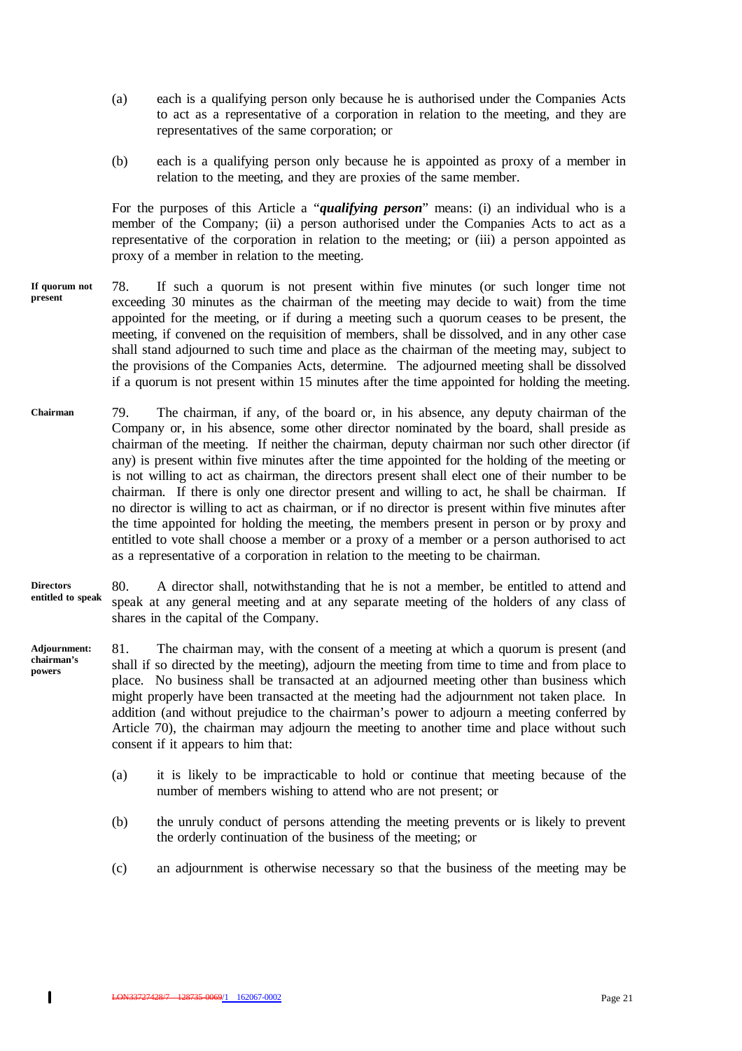(a) each is a qualifying person only because he is authorised under the Companies Acts to act as a representative of a corporation in relation to the meeting, and they are representatives of the same corporation; or

(b) each is a qualifying person only because he is appointed as proxy of a member in relation to the meeting, and they are proxies of the same member.

For the purposes of this Article a "***qualifying person***" means: (i) an individual who is a member of the Company; (ii) a person authorised under the Companies Acts to act as a representative of the corporation in relation to the meeting; or (iii) a person appointed as proxy of a member in relation to the meeting.

**If quorum not present**

78. If such a quorum is not present within five minutes (or such longer time not exceeding 30 minutes as the chairman of the meeting may decide to wait) from the time appointed for the meeting, or if during a meeting such a quorum ceases to be present, the meeting, if convened on the requisition of members, shall be dissolved, and in any other case shall stand adjourned to such time and place as the chairman of the meeting may, subject to the provisions of the Companies Acts, determine. The adjourned meeting shall be dissolved if a quorum is not present within 15 minutes after the time appointed for holding the meeting.

**Chairman**

79. The chairman, if any, of the board or, in his absence, any deputy chairman of the Company or, in his absence, some other director nominated by the board, shall preside as chairman of the meeting. If neither the chairman, deputy chairman nor such other director (if any) is present within five minutes after the time appointed for the holding of the meeting or is not willing to act as chairman, the directors present shall elect one of their number to be chairman. If there is only one director present and willing to act, he shall be chairman. If no director is willing to act as chairman, or if no director is present within five minutes after the time appointed for holding the meeting, the members present in person or by proxy and entitled to vote shall choose a member or a proxy of a member or a person authorised to act as a representative of a corporation in relation to the meeting to be chairman.

**Directors entitled to speak**

80. A director shall, notwithstanding that he is not a member, be entitled to attend and speak at any general meeting and at any separate meeting of the holders of any class of shares in the capital of the Company.

**Adjournment: chairman's powers**

81. The chairman may, with the consent of a meeting at which a quorum is present (and shall if so directed by the meeting), adjourn the meeting from time to time and from place to place. No business shall be transacted at an adjourned meeting other than business which might properly have been transacted at the meeting had the adjournment not taken place. In addition (and without prejudice to the chairman's power to adjourn a meeting conferred by Article 70), the chairman may adjourn the meeting to another time and place without such consent if it appears to him that:

(a) it is likely to be impracticable to hold or continue that meeting because of the number of members wishing to attend who are not present; or

(b) the unruly conduct of persons attending the meeting prevents or is likely to prevent the orderly continuation of the business of the meeting; or

(c) an adjournment is otherwise necessary so that the business of the meeting may be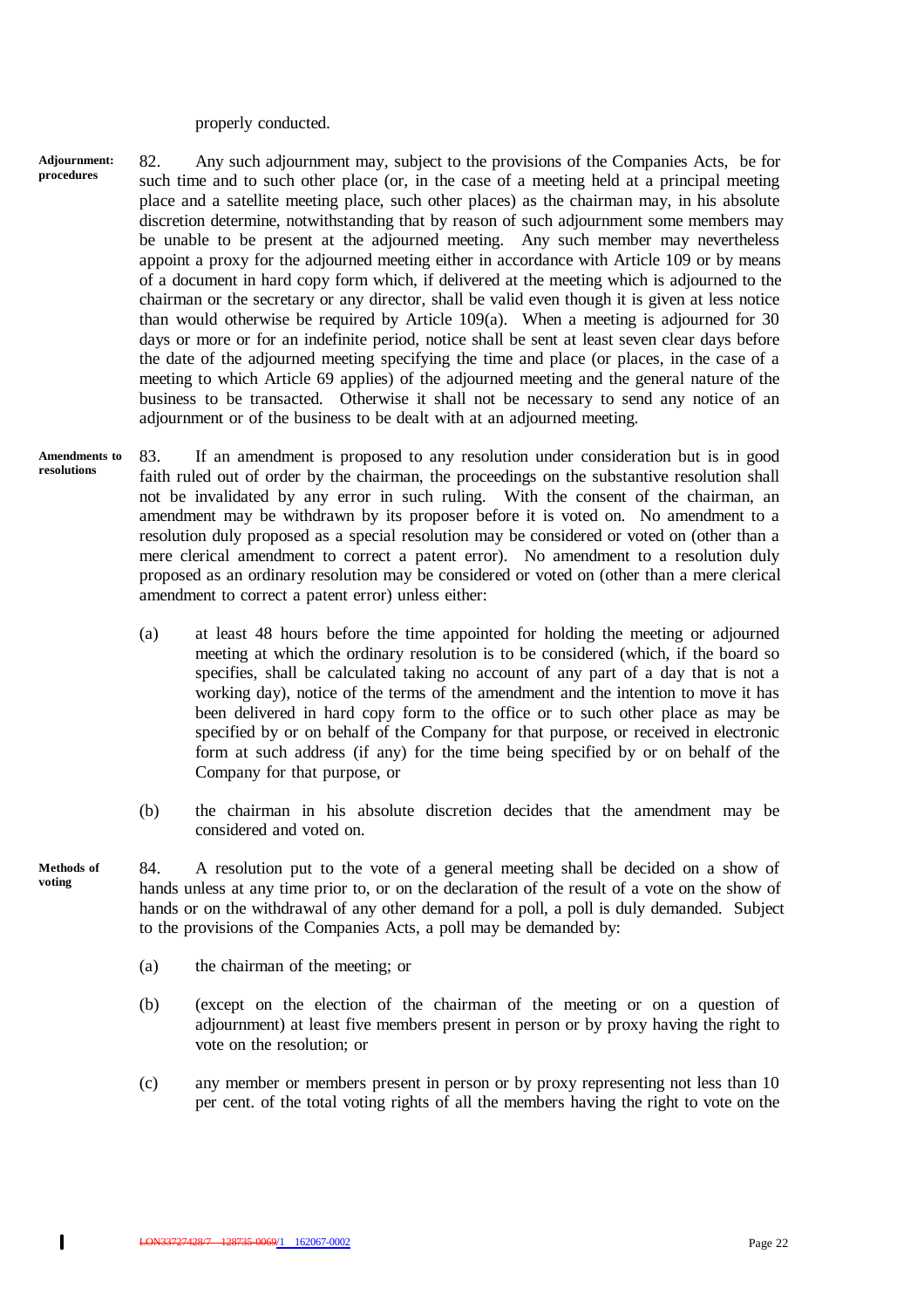properly conducted.

**Adjournment: procedures**

82. Any such adjournment may, subject to the provisions of the Companies Acts, be for such time and to such other place (or, in the case of a meeting held at a principal meeting place and a satellite meeting place, such other places) as the chairman may, in his absolute discretion determine, notwithstanding that by reason of such adjournment some members may be unable to be present at the adjourned meeting. Any such member may nevertheless appoint a proxy for the adjourned meeting either in accordance with Article 109 or by means of a document in hard copy form which, if delivered at the meeting which is adjourned to the chairman or the secretary or any director, shall be valid even though it is given at less notice than would otherwise be required by Article 109(a). When a meeting is adjourned for 30 days or more or for an indefinite period, notice shall be sent at least seven clear days before the date of the adjourned meeting specifying the time and place (or places, in the case of a meeting to which Article 69 applies) of the adjourned meeting and the general nature of the business to be transacted. Otherwise it shall not be necessary to send any notice of an adjournment or of the business to be dealt with at an adjourned meeting.

**Amendments to resolutions**

83. If an amendment is proposed to any resolution under consideration but is in good faith ruled out of order by the chairman, the proceedings on the substantive resolution shall not be invalidated by any error in such ruling. With the consent of the chairman, an amendment may be withdrawn by its proposer before it is voted on. No amendment to a resolution duly proposed as a special resolution may be considered or voted on (other than a mere clerical amendment to correct a patent error). No amendment to a resolution duly proposed as an ordinary resolution may be considered or voted on (other than a mere clerical amendment to correct a patent error) unless either:

(a) at least 48 hours before the time appointed for holding the meeting or adjourned meeting at which the ordinary resolution is to be considered (which, if the board so specifies, shall be calculated taking no account of any part of a day that is not a working day), notice of the terms of the amendment and the intention to move it has been delivered in hard copy form to the office or to such other place as may be specified by or on behalf of the Company for that purpose, or received in electronic form at such address (if any) for the time being specified by or on behalf of the Company for that purpose, or

(b) the chairman in his absolute discretion decides that the amendment may be considered and voted on.

**Methods of voting**

84. A resolution put to the vote of a general meeting shall be decided on a show of hands unless at any time prior to, or on the declaration of the result of a vote on the show of hands or on the withdrawal of any other demand for a poll, a poll is duly demanded. Subject to the provisions of the Companies Acts, a poll may be demanded by:

(a) the chairman of the meeting; or

(b) (except on the election of the chairman of the meeting or on a question of adjournment) at least five members present in person or by proxy having the right to vote on the resolution; or

(c) any member or members present in person or by proxy representing not less than 10 per cent. of the total voting rights of all the members having the right to vote on the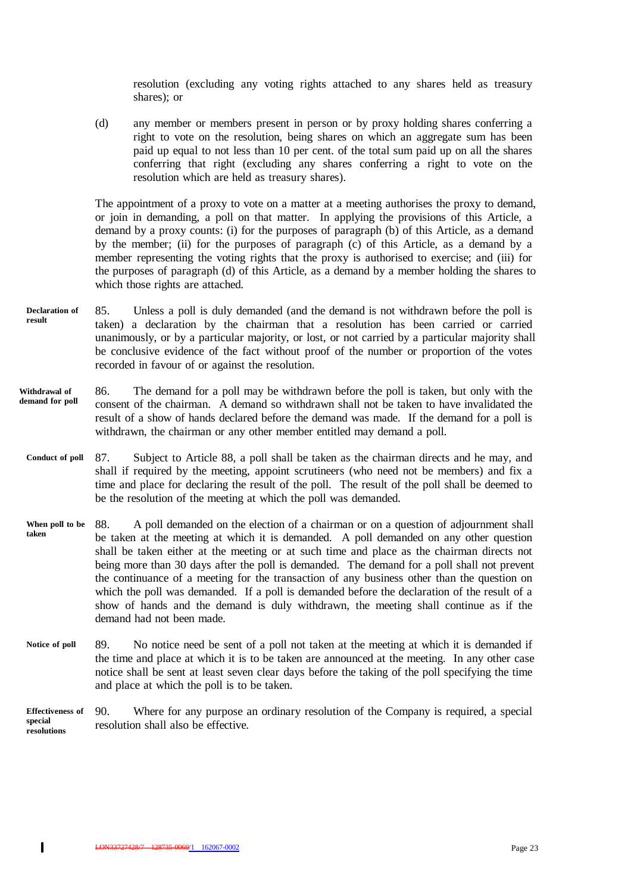resolution (excluding any voting rights attached to any shares held as treasury shares); or

(d) any member or members present in person or by proxy holding shares conferring a right to vote on the resolution, being shares on which an aggregate sum has been paid up equal to not less than 10 per cent. of the total sum paid up on all the shares conferring that right (excluding any shares conferring a right to vote on the resolution which are held as treasury shares).

The appointment of a proxy to vote on a matter at a meeting authorises the proxy to demand, or join in demanding, a poll on that matter. In applying the provisions of this Article, a demand by a proxy counts: (i) for the purposes of paragraph (b) of this Article, as a demand by the member; (ii) for the purposes of paragraph (c) of this Article, as a demand by a member representing the voting rights that the proxy is authorised to exercise; and (iii) for the purposes of paragraph (d) of this Article, as a demand by a member holding the shares to which those rights are attached.

**Declaration of result**

85. Unless a poll is duly demanded (and the demand is not withdrawn before the poll is taken) a declaration by the chairman that a resolution has been carried or carried unanimously, or by a particular majority, or lost, or not carried by a particular majority shall be conclusive evidence of the fact without proof of the number or proportion of the votes recorded in favour of or against the resolution.

**Withdrawal of demand for poll**

86. The demand for a poll may be withdrawn before the poll is taken, but only with the consent of the chairman. A demand so withdrawn shall not be taken to have invalidated the result of a show of hands declared before the demand was made. If the demand for a poll is withdrawn, the chairman or any other member entitled may demand a poll.

**Conduct of poll**

87. Subject to Article 88, a poll shall be taken as the chairman directs and he may, and shall if required by the meeting, appoint scrutineers (who need not be members) and fix a time and place for declaring the result of the poll. The result of the poll shall be deemed to be the resolution of the meeting at which the poll was demanded.

**When poll to be taken**

88. A poll demanded on the election of a chairman or on a question of adjournment shall be taken at the meeting at which it is demanded. A poll demanded on any other question shall be taken either at the meeting or at such time and place as the chairman directs not being more than 30 days after the poll is demanded. The demand for a poll shall not prevent the continuance of a meeting for the transaction of any business other than the question on which the poll was demanded. If a poll is demanded before the declaration of the result of a show of hands and the demand is duly withdrawn, the meeting shall continue as if the demand had not been made.

**Notice of poll**

89. No notice need be sent of a poll not taken at the meeting at which it is demanded if the time and place at which it is to be taken are announced at the meeting. In any other case notice shall be sent at least seven clear days before the taking of the poll specifying the time and place at which the poll is to be taken.

**Effectiveness of special resolutions**

90. Where for any purpose an ordinary resolution of the Company is required, a special resolution shall also be effective.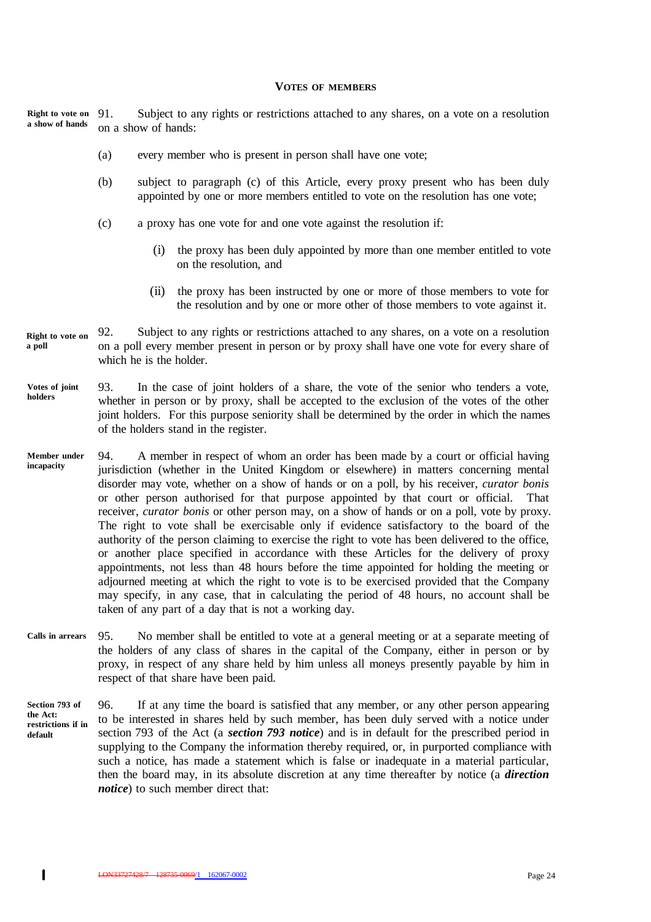## VOTES OF MEMBERS

**Right to vote on a show of hands**

91. Subject to any rights or restrictions attached to any shares, on a vote on a resolution on a show of hands:

(a) every member who is present in person shall have one vote;

(b) subject to paragraph (c) of this Article, every proxy present who has been duly appointed by one or more members entitled to vote on the resolution has one vote;

(c) a proxy has one vote for and one vote against the resolution if:

(i) the proxy has been duly appointed by more than one member entitled to vote on the resolution, and

(ii) the proxy has been instructed by one or more of those members to vote for the resolution and by one or more other of those members to vote against it.

**Right to vote on a poll**

92. Subject to any rights or restrictions attached to any shares, on a vote on a resolution on a poll every member present in person or by proxy shall have one vote for every share of which he is the holder.

**Votes of joint holders**

93. In the case of joint holders of a share, the vote of the senior who tenders a vote, whether in person or by proxy, shall be accepted to the exclusion of the votes of the other joint holders. For this purpose seniority shall be determined by the order in which the names of the holders stand in the register.

**Member under incapacity**

94. A member in respect of whom an order has been made by a court or official having jurisdiction (whether in the United Kingdom or elsewhere) in matters concerning mental disorder may vote, whether on a show of hands or on a poll, by his receiver, *curator bonis* or other person authorised for that purpose appointed by that court or official. That receiver, *curator bonis* or other person may, on a show of hands or on a poll, vote by proxy. The right to vote shall be exercisable only if evidence satisfactory to the board of the authority of the person claiming to exercise the right to vote has been delivered to the office, or another place specified in accordance with these Articles for the delivery of proxy appointments, not less than 48 hours before the time appointed for holding the meeting or adjourned meeting at which the right to vote is to be exercised provided that the Company may specify, in any case, that in calculating the period of 48 hours, no account shall be taken of any part of a day that is not a working day.

**Calls in arrears**

95. No member shall be entitled to vote at a general meeting or at a separate meeting of the holders of any class of shares in the capital of the Company, either in person or by proxy, in respect of any share held by him unless all moneys presently payable by him in respect of that share have been paid.

**Section 793 of the Act: restrictions if in default**

96. If at any time the board is satisfied that any member, or any other person appearing to be interested in shares held by such member, has been duly served with a notice under section 793 of the Act (a ***section 793 notice***) and is in default for the prescribed period in supplying to the Company the information thereby required, or, in purported compliance with such a notice, has made a statement which is false or inadequate in a material particular, then the board may, in its absolute discretion at any time thereafter by notice (a ***direction notice***) to such member direct that: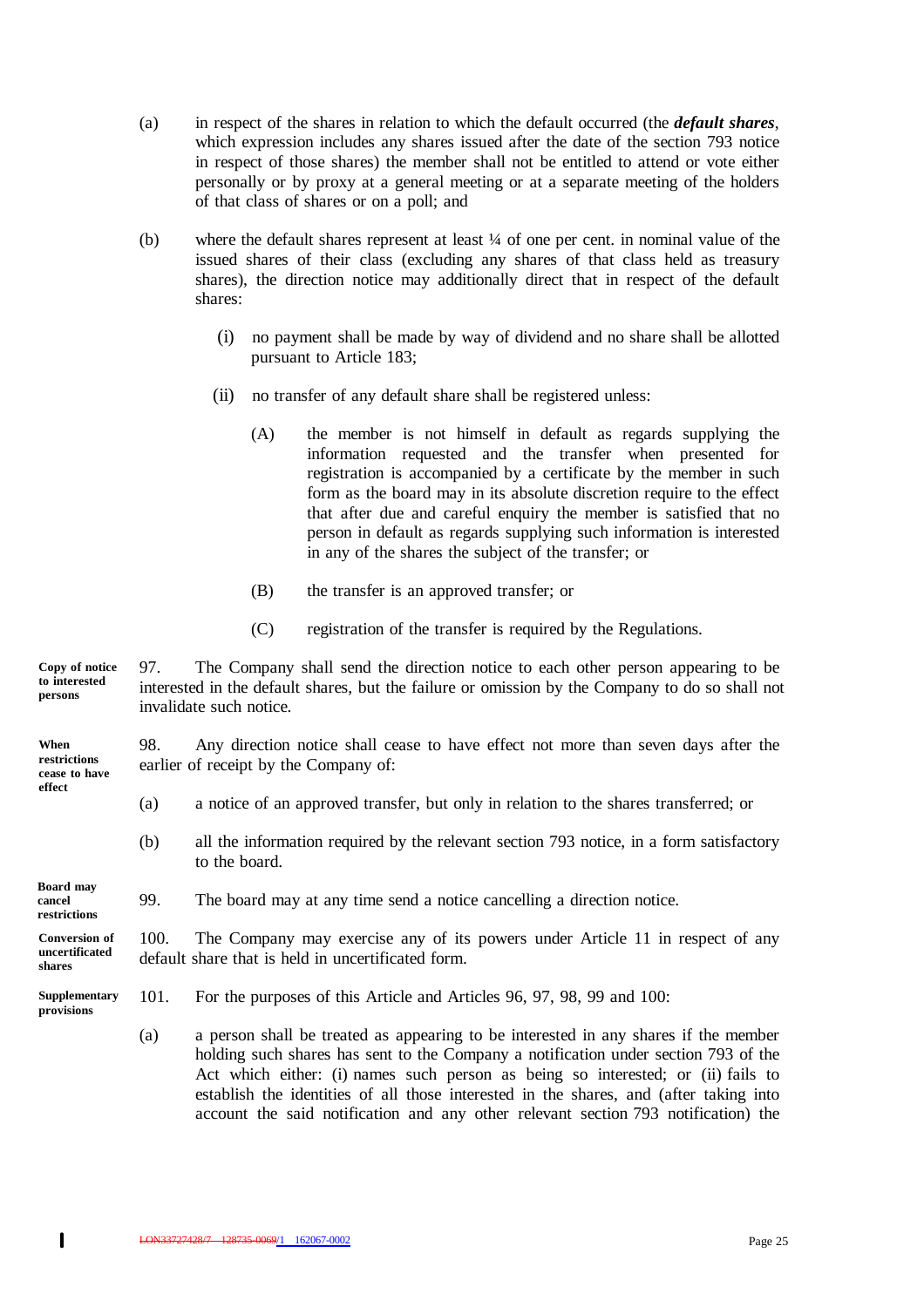(a) in respect of the shares in relation to which the default occurred (the ***default shares***, which expression includes any shares issued after the date of the section 793 notice in respect of those shares) the member shall not be entitled to attend or vote either personally or by proxy at a general meeting or at a separate meeting of the holders of that class of shares or on a poll; and

(b) where the default shares represent at least ¼ of one per cent. in nominal value of the issued shares of their class (excluding any shares of that class held as treasury shares), the direction notice may additionally direct that in respect of the default shares:

(i) no payment shall be made by way of dividend and no share shall be allotted pursuant to Article 183;

(ii) no transfer of any default share shall be registered unless:

(A) the member is not himself in default as regards supplying the information requested and the transfer when presented for registration is accompanied by a certificate by the member in such form as the board may in its absolute discretion require to the effect that after due and careful enquiry the member is satisfied that no person in default as regards supplying such information is interested in any of the shares the subject of the transfer; or

(B) the transfer is an approved transfer; or

(C) registration of the transfer is required by the Regulations.

**Copy of notice to interested persons**

97. The Company shall send the direction notice to each other person appearing to be interested in the default shares, but the failure or omission by the Company to do so shall not invalidate such notice.

**When restrictions cease to have effect**

98. Any direction notice shall cease to have effect not more than seven days after the earlier of receipt by the Company of:

(a) a notice of an approved transfer, but only in relation to the shares transferred; or

(b) all the information required by the relevant section 793 notice, in a form satisfactory to the board.

**Board may cancel restrictions**

99. The board may at any time send a notice cancelling a direction notice.

**Conversion of uncertificated shares**

100. The Company may exercise any of its powers under Article 11 in respect of any default share that is held in uncertificated form.

**Supplementary provisions**

101. For the purposes of this Article and Articles 96, 97, 98, 99 and 100:

(a) a person shall be treated as appearing to be interested in any shares if the member holding such shares has sent to the Company a notification under section 793 of the Act which either: (i) names such person as being so interested; or (ii) fails to establish the identities of all those interested in the shares, and (after taking into account the said notification and any other relevant section 793 notification) the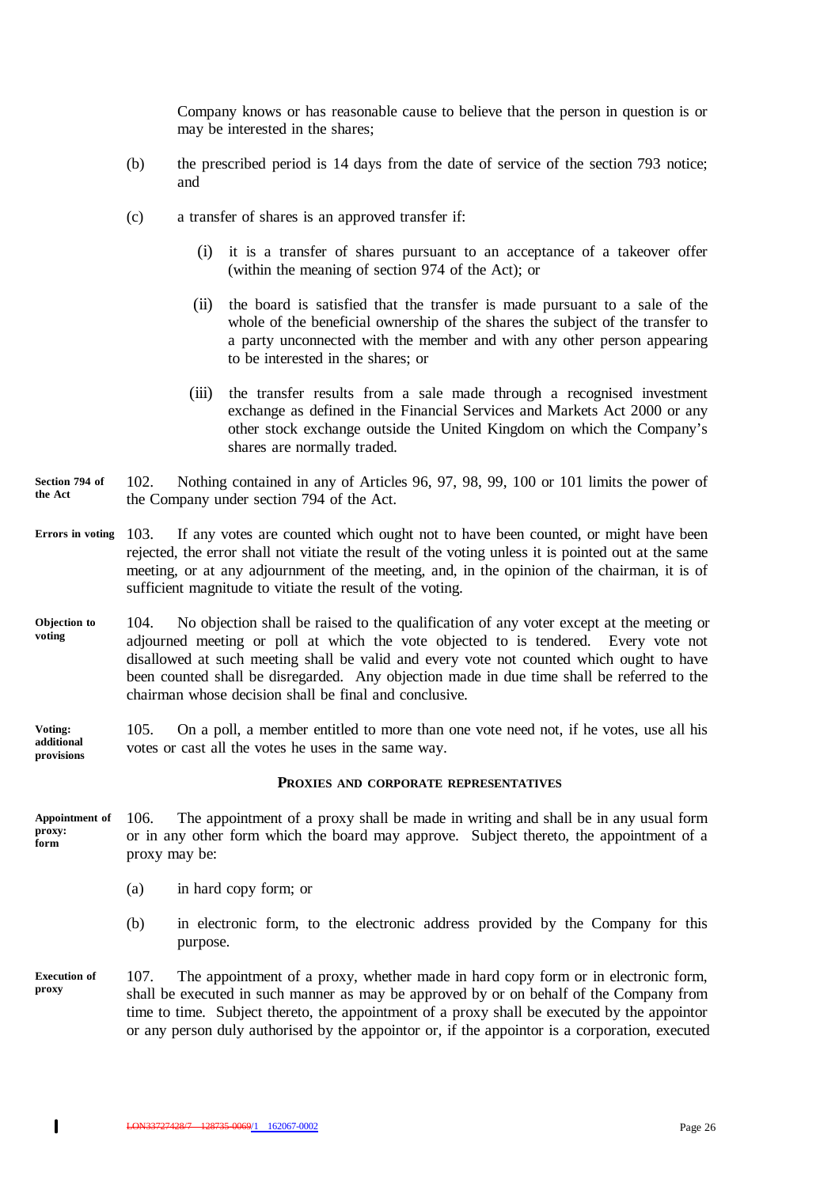Company knows or has reasonable cause to believe that the person in question is or may be interested in the shares;

(b) the prescribed period is 14 days from the date of service of the section 793 notice; and

(c) a transfer of shares is an approved transfer if:

(i) it is a transfer of shares pursuant to an acceptance of a takeover offer (within the meaning of section 974 of the Act); or

(ii) the board is satisfied that the transfer is made pursuant to a sale of the whole of the beneficial ownership of the shares the subject of the transfer to a party unconnected with the member and with any other person appearing to be interested in the shares; or

(iii) the transfer results from a sale made through a recognised investment exchange as defined in the Financial Services and Markets Act 2000 or any other stock exchange outside the United Kingdom on which the Company's shares are normally traded.

**Section 794 of the Act**

102. Nothing contained in any of Articles 96, 97, 98, 99, 100 or 101 limits the power of the Company under section 794 of the Act.

**Errors in voting**

103. If any votes are counted which ought not to have been counted, or might have been rejected, the error shall not vitiate the result of the voting unless it is pointed out at the same meeting, or at any adjournment of the meeting, and, in the opinion of the chairman, it is of sufficient magnitude to vitiate the result of the voting.

**Objection to voting**

104. No objection shall be raised to the qualification of any voter except at the meeting or adjourned meeting or poll at which the vote objected to is tendered. Every vote not disallowed at such meeting shall be valid and every vote not counted which ought to have been counted shall be disregarded. Any objection made in due time shall be referred to the chairman whose decision shall be final and conclusive.

**Voting: additional provisions**

105. On a poll, a member entitled to more than one vote need not, if he votes, use all his votes or cast all the votes he uses in the same way.

## PROXIES AND CORPORATE REPRESENTATIVES

**Appointment of proxy: form**

106. The appointment of a proxy shall be made in writing and shall be in any usual form or in any other form which the board may approve. Subject thereto, the appointment of a proxy may be:

(a) in hard copy form; or

(b) in electronic form, to the electronic address provided by the Company for this purpose.

**Execution of proxy**

107. The appointment of a proxy, whether made in hard copy form or in electronic form, shall be executed in such manner as may be approved by or on behalf of the Company from time to time. Subject thereto, the appointment of a proxy shall be executed by the appointor or any person duly authorised by the appointor or, if the appointor is a corporation, executed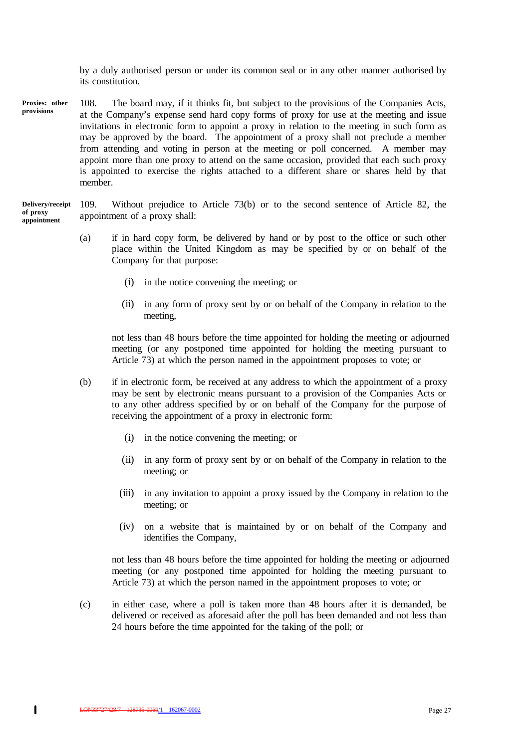by a duly authorised person or under its common seal or in any other manner authorised by its constitution.

**Proxies: other provisions**

108. The board may, if it thinks fit, but subject to the provisions of the Companies Acts, at the Company's expense send hard copy forms of proxy for use at the meeting and issue invitations in electronic form to appoint a proxy in relation to the meeting in such form as may be approved by the board. The appointment of a proxy shall not preclude a member from attending and voting in person at the meeting or poll concerned. A member may appoint more than one proxy to attend on the same occasion, provided that each such proxy is appointed to exercise the rights attached to a different share or shares held by that member.

**Delivery/receipt of proxy appointment**

109. Without prejudice to Article 73(b) or to the second sentence of Article 82, the appointment of a proxy shall:

(a) if in hard copy form, be delivered by hand or by post to the office or such other place within the United Kingdom as may be specified by or on behalf of the Company for that purpose:

   (i) in the notice convening the meeting; or

   (ii) in any form of proxy sent by or on behalf of the Company in relation to the meeting,

   not less than 48 hours before the time appointed for holding the meeting or adjourned meeting (or any postponed time appointed for holding the meeting pursuant to Article 73) at which the person named in the appointment proposes to vote; or

(b) if in electronic form, be received at any address to which the appointment of a proxy may be sent by electronic means pursuant to a provision of the Companies Acts or to any other address specified by or on behalf of the Company for the purpose of receiving the appointment of a proxy in electronic form:

   (i) in the notice convening the meeting; or

   (ii) in any form of proxy sent by or on behalf of the Company in relation to the meeting; or

   (iii) in any invitation to appoint a proxy issued by the Company in relation to the meeting; or

   (iv) on a website that is maintained by or on behalf of the Company and identifies the Company,

   not less than 48 hours before the time appointed for holding the meeting or adjourned meeting (or any postponed time appointed for holding the meeting pursuant to Article 73) at which the person named in the appointment proposes to vote; or

(c) in either case, where a poll is taken more than 48 hours after it is demanded, be delivered or received as aforesaid after the poll has been demanded and not less than 24 hours before the time appointed for the taking of the poll; or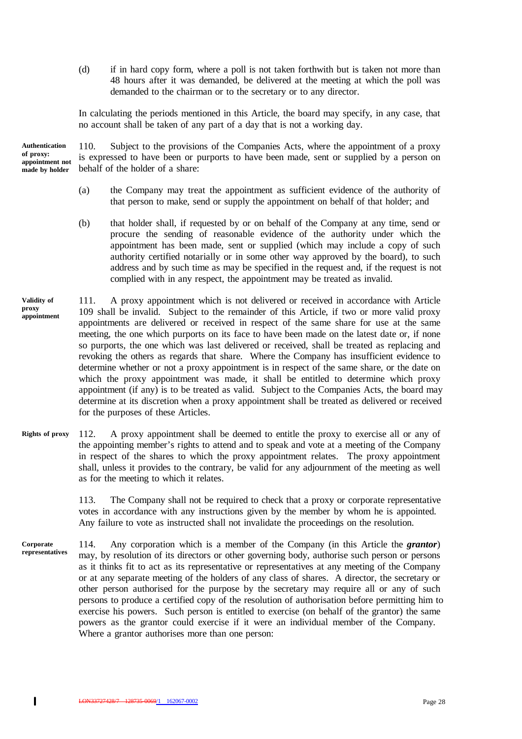(d) if in hard copy form, where a poll is not taken forthwith but is taken not more than 48 hours after it was demanded, be delivered at the meeting at which the poll was demanded to the chairman or to the secretary or to any director.

In calculating the periods mentioned in this Article, the board may specify, in any case, that no account shall be taken of any part of a day that is not a working day.

**Authentication of proxy: appointment not made by holder**

110. Subject to the provisions of the Companies Acts, where the appointment of a proxy is expressed to have been or purports to have been made, sent or supplied by a person on behalf of the holder of a share:

(a) the Company may treat the appointment as sufficient evidence of the authority of that person to make, send or supply the appointment on behalf of that holder; and

(b) that holder shall, if requested by or on behalf of the Company at any time, send or procure the sending of reasonable evidence of the authority under which the appointment has been made, sent or supplied (which may include a copy of such authority certified notarially or in some other way approved by the board), to such address and by such time as may be specified in the request and, if the request is not complied with in any respect, the appointment may be treated as invalid.

**Validity of proxy appointment**

111. A proxy appointment which is not delivered or received in accordance with Article 109 shall be invalid. Subject to the remainder of this Article, if two or more valid proxy appointments are delivered or received in respect of the same share for use at the same meeting, the one which purports on its face to have been made on the latest date or, if none so purports, the one which was last delivered or received, shall be treated as replacing and revoking the others as regards that share. Where the Company has insufficient evidence to determine whether or not a proxy appointment is in respect of the same share, or the date on which the proxy appointment was made, it shall be entitled to determine which proxy appointment (if any) is to be treated as valid. Subject to the Companies Acts, the board may determine at its discretion when a proxy appointment shall be treated as delivered or received for the purposes of these Articles.

**Rights of proxy**

112. A proxy appointment shall be deemed to entitle the proxy to exercise all or any of the appointing member's rights to attend and to speak and vote at a meeting of the Company in respect of the shares to which the proxy appointment relates. The proxy appointment shall, unless it provides to the contrary, be valid for any adjournment of the meeting as well as for the meeting to which it relates.

113. The Company shall not be required to check that a proxy or corporate representative votes in accordance with any instructions given by the member by whom he is appointed. Any failure to vote as instructed shall not invalidate the proceedings on the resolution.

**Corporate representatives**

114. Any corporation which is a member of the Company (in this Article the ***grantor***) may, by resolution of its directors or other governing body, authorise such person or persons as it thinks fit to act as its representative or representatives at any meeting of the Company or at any separate meeting of the holders of any class of shares. A director, the secretary or other person authorised for the purpose by the secretary may require all or any of such persons to produce a certified copy of the resolution of authorisation before permitting him to exercise his powers. Such person is entitled to exercise (on behalf of the grantor) the same powers as the grantor could exercise if it were an individual member of the Company. Where a grantor authorises more than one person: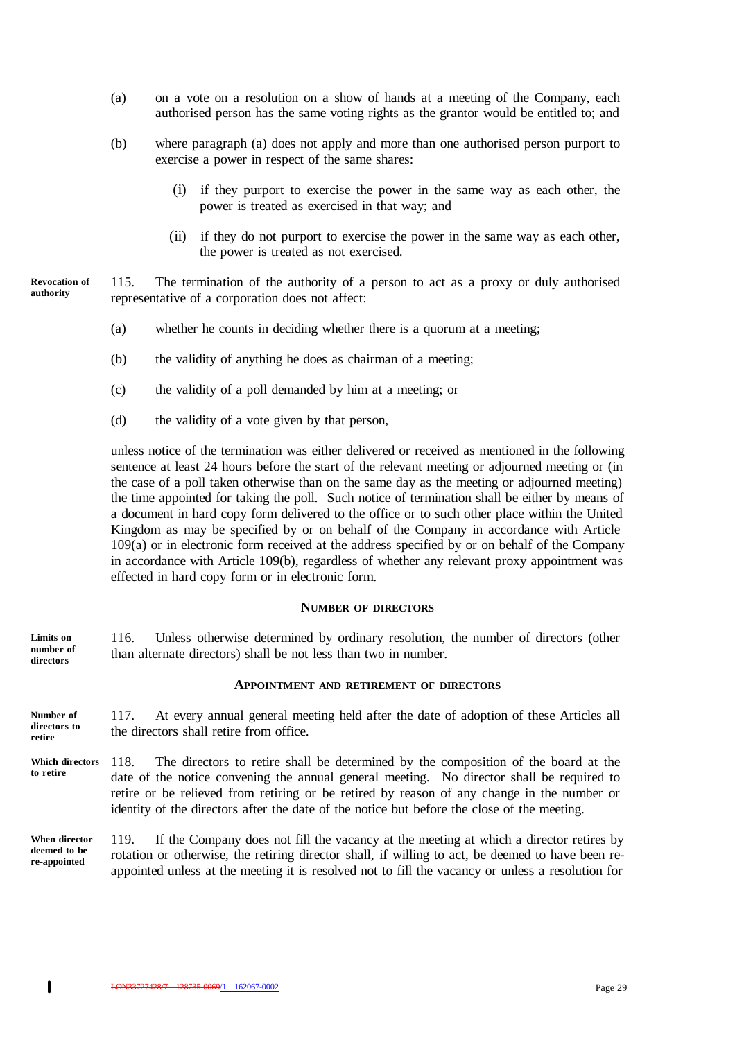(a) on a vote on a resolution on a show of hands at a meeting of the Company, each authorised person has the same voting rights as the grantor would be entitled to; and

(b) where paragraph (a) does not apply and more than one authorised person purport to exercise a power in respect of the same shares:

(i) if they purport to exercise the power in the same way as each other, the power is treated as exercised in that way; and

(ii) if they do not purport to exercise the power in the same way as each other, the power is treated as not exercised.

**Revocation of authority**

115. The termination of the authority of a person to act as a proxy or duly authorised representative of a corporation does not affect:

(a) whether he counts in deciding whether there is a quorum at a meeting;

(b) the validity of anything he does as chairman of a meeting;

(c) the validity of a poll demanded by him at a meeting; or

(d) the validity of a vote given by that person,

unless notice of the termination was either delivered or received as mentioned in the following sentence at least 24 hours before the start of the relevant meeting or adjourned meeting or (in the case of a poll taken otherwise than on the same day as the meeting or adjourned meeting) the time appointed for taking the poll. Such notice of termination shall be either by means of a document in hard copy form delivered to the office or to such other place within the United Kingdom as may be specified by or on behalf of the Company in accordance with Article 109(a) or in electronic form received at the address specified by or on behalf of the Company in accordance with Article 109(b), regardless of whether any relevant proxy appointment was effected in hard copy form or in electronic form.

## NUMBER OF DIRECTORS

**Limits on number of directors**

116. Unless otherwise determined by ordinary resolution, the number of directors (other than alternate directors) shall be not less than two in number.

## APPOINTMENT AND RETIREMENT OF DIRECTORS

**Number of directors to retire**

117. At every annual general meeting held after the date of adoption of these Articles all the directors shall retire from office.

**Which directors to retire**

118. The directors to retire shall be determined by the composition of the board at the date of the notice convening the annual general meeting. No director shall be required to retire or be relieved from retiring or be retired by reason of any change in the number or identity of the directors after the date of the notice but before the close of the meeting.

**When director deemed to be re-appointed**

119. If the Company does not fill the vacancy at the meeting at which a director retires by rotation or otherwise, the retiring director shall, if willing to act, be deemed to have been re-appointed unless at the meeting it is resolved not to fill the vacancy or unless a resolution for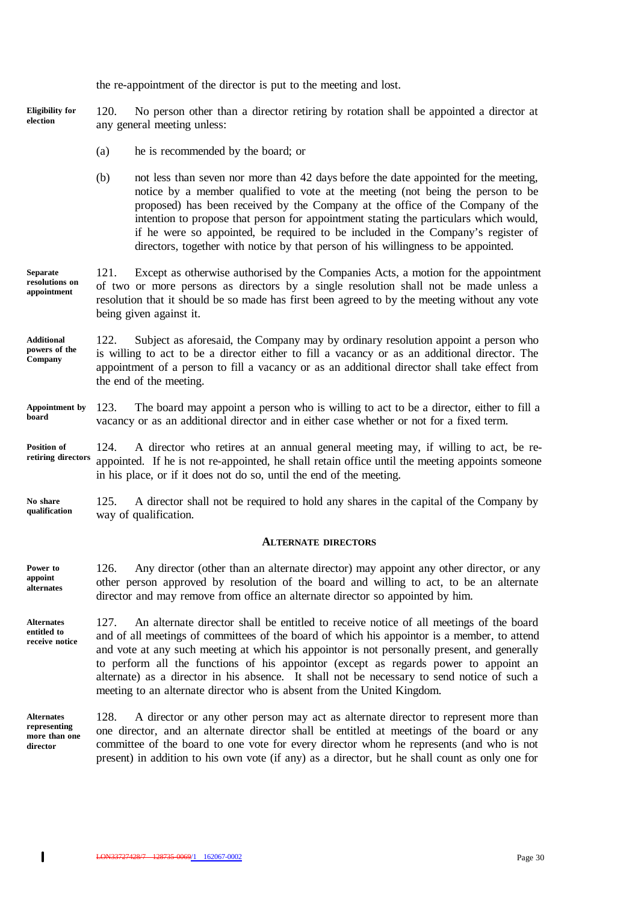the re-appointment of the director is put to the meeting and lost.

**Eligibility for election**

120. No person other than a director retiring by rotation shall be appointed a director at any general meeting unless:

(a) he is recommended by the board; or

(b) not less than seven nor more than 42 days before the date appointed for the meeting, notice by a member qualified to vote at the meeting (not being the person to be proposed) has been received by the Company at the office of the Company of the intention to propose that person for appointment stating the particulars which would, if he were so appointed, be required to be included in the Company's register of directors, together with notice by that person of his willingness to be appointed.

**Separate resolutions on appointment**

121. Except as otherwise authorised by the Companies Acts, a motion for the appointment of two or more persons as directors by a single resolution shall not be made unless a resolution that it should be so made has first been agreed to by the meeting without any vote being given against it.

**Additional powers of the Company**

122. Subject as aforesaid, the Company may by ordinary resolution appoint a person who is willing to act to be a director either to fill a vacancy or as an additional director. The appointment of a person to fill a vacancy or as an additional director shall take effect from the end of the meeting.

**Appointment by board**

123. The board may appoint a person who is willing to act to be a director, either to fill a vacancy or as an additional director and in either case whether or not for a fixed term.

**Position of retiring directors**

124. A director who retires at an annual general meeting may, if willing to act, be re-appointed. If he is not re-appointed, he shall retain office until the meeting appoints someone in his place, or if it does not do so, until the end of the meeting.

**No share qualification**

125. A director shall not be required to hold any shares in the capital of the Company by way of qualification.

## ALTERNATE DIRECTORS

**Power to appoint alternates**

126. Any director (other than an alternate director) may appoint any other director, or any other person approved by resolution of the board and willing to act, to be an alternate director and may remove from office an alternate director so appointed by him.

**Alternates entitled to receive notice**

127. An alternate director shall be entitled to receive notice of all meetings of the board and of all meetings of committees of the board of which his appointor is a member, to attend and vote at any such meeting at which his appointor is not personally present, and generally to perform all the functions of his appointor (except as regards power to appoint an alternate) as a director in his absence. It shall not be necessary to send notice of such a meeting to an alternate director who is absent from the United Kingdom.

**Alternates representing more than one director**

128. A director or any other person may act as alternate director to represent more than one director, and an alternate director shall be entitled at meetings of the board or any committee of the board to one vote for every director whom he represents (and who is not present) in addition to his own vote (if any) as a director, but he shall count as only one for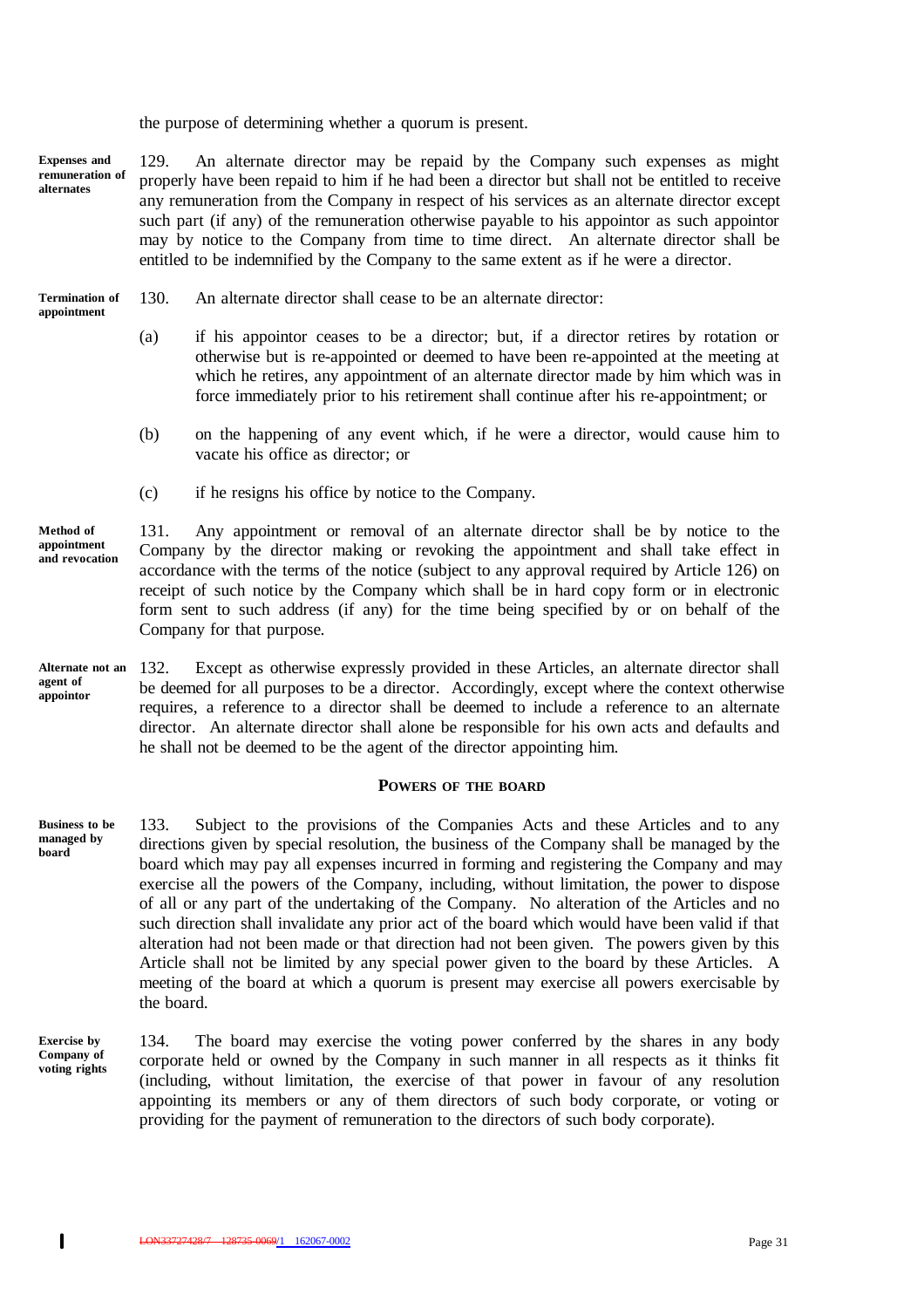the purpose of determining whether a quorum is present.

**Expenses and remuneration of alternates**

129. An alternate director may be repaid by the Company such expenses as might properly have been repaid to him if he had been a director but shall not be entitled to receive any remuneration from the Company in respect of his services as an alternate director except such part (if any) of the remuneration otherwise payable to his appointor as such appointor may by notice to the Company from time to time direct. An alternate director shall be entitled to be indemnified by the Company to the same extent as if he were a director.

**Termination of appointment**

130. An alternate director shall cease to be an alternate director:

(a) if his appointor ceases to be a director; but, if a director retires by rotation or otherwise but is re-appointed or deemed to have been re-appointed at the meeting at which he retires, any appointment of an alternate director made by him which was in force immediately prior to his retirement shall continue after his re-appointment; or

(b) on the happening of any event which, if he were a director, would cause him to vacate his office as director; or

(c) if he resigns his office by notice to the Company.

**Method of appointment and revocation**

131. Any appointment or removal of an alternate director shall be by notice to the Company by the director making or revoking the appointment and shall take effect in accordance with the terms of the notice (subject to any approval required by Article 126) on receipt of such notice by the Company which shall be in hard copy form or in electronic form sent to such address (if any) for the time being specified by or on behalf of the Company for that purpose.

**Alternate not an agent of appointor**

132. Except as otherwise expressly provided in these Articles, an alternate director shall be deemed for all purposes to be a director. Accordingly, except where the context otherwise requires, a reference to a director shall be deemed to include a reference to an alternate director. An alternate director shall alone be responsible for his own acts and defaults and he shall not be deemed to be the agent of the director appointing him.

## POWERS OF THE BOARD

**Business to be managed by board**

133. Subject to the provisions of the Companies Acts and these Articles and to any directions given by special resolution, the business of the Company shall be managed by the board which may pay all expenses incurred in forming and registering the Company and may exercise all the powers of the Company, including, without limitation, the power to dispose of all or any part of the undertaking of the Company. No alteration of the Articles and no such direction shall invalidate any prior act of the board which would have been valid if that alteration had not been made or that direction had not been given. The powers given by this Article shall not be limited by any special power given to the board by these Articles. A meeting of the board at which a quorum is present may exercise all powers exercisable by the board.

**Exercise by Company of voting rights**

134. The board may exercise the voting power conferred by the shares in any body corporate held or owned by the Company in such manner in all respects as it thinks fit (including, without limitation, the exercise of that power in favour of any resolution appointing its members or any of them directors of such body corporate, or voting or providing for the payment of remuneration to the directors of such body corporate).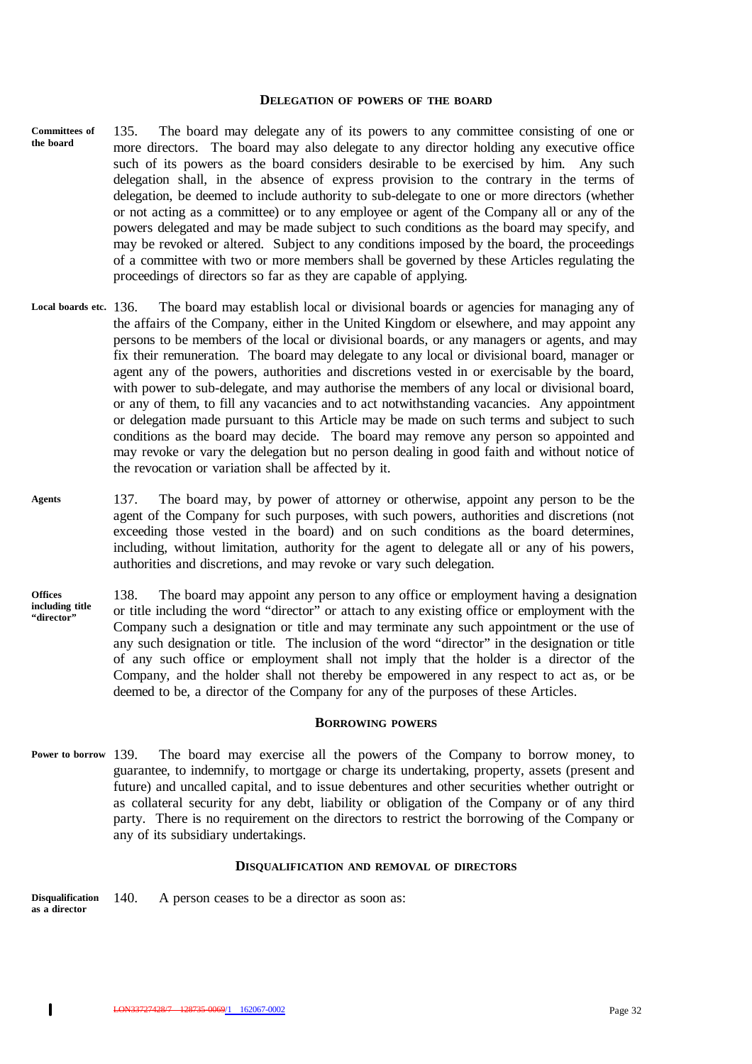## Delegation of powers of the board

**Committees of the board** 135. The board may delegate any of its powers to any committee consisting of one or more directors. The board may also delegate to any director holding any executive office such of its powers as the board considers desirable to be exercised by him. Any such delegation shall, in the absence of express provision to the contrary in the terms of delegation, be deemed to include authority to sub-delegate to one or more directors (whether or not acting as a committee) or to any employee or agent of the Company all or any of the powers delegated and may be made subject to such conditions as the board may specify, and may be revoked or altered. Subject to any conditions imposed by the board, the proceedings of a committee with two or more members shall be governed by these Articles regulating the proceedings of directors so far as they are capable of applying.

**Local boards etc.** 136. The board may establish local or divisional boards or agencies for managing any of the affairs of the Company, either in the United Kingdom or elsewhere, and may appoint any persons to be members of the local or divisional boards, or any managers or agents, and may fix their remuneration. The board may delegate to any local or divisional board, manager or agent any of the powers, authorities and discretions vested in or exercisable by the board, with power to sub-delegate, and may authorise the members of any local or divisional board, or any of them, to fill any vacancies and to act notwithstanding vacancies. Any appointment or delegation made pursuant to this Article may be made on such terms and subject to such conditions as the board may decide. The board may remove any person so appointed and may revoke or vary the delegation but no person dealing in good faith and without notice of the revocation or variation shall be affected by it.

**Agents** 137. The board may, by power of attorney or otherwise, appoint any person to be the agent of the Company for such purposes, with such powers, authorities and discretions (not exceeding those vested in the board) and on such conditions as the board determines, including, without limitation, authority for the agent to delegate all or any of his powers, authorities and discretions, and may revoke or vary such delegation.

**Offices including title "director"** 138. The board may appoint any person to any office or employment having a designation or title including the word "director" or attach to any existing office or employment with the Company such a designation or title and may terminate any such appointment or the use of any such designation or title. The inclusion of the word "director" in the designation or title of any such office or employment shall not imply that the holder is a director of the Company, and the holder shall not thereby be empowered in any respect to act as, or be deemed to be, a director of the Company for any of the purposes of these Articles.

## Borrowing powers

**Power to borrow** 139. The board may exercise all the powers of the Company to borrow money, to guarantee, to indemnify, to mortgage or charge its undertaking, property, assets (present and future) and uncalled capital, and to issue debentures and other securities whether outright or as collateral security for any debt, liability or obligation of the Company or of any third party. There is no requirement on the directors to restrict the borrowing of the Company or any of its subsidiary undertakings.

## Disqualification and removal of directors

**Disqualification as a director** 140. A person ceases to be a director as soon as: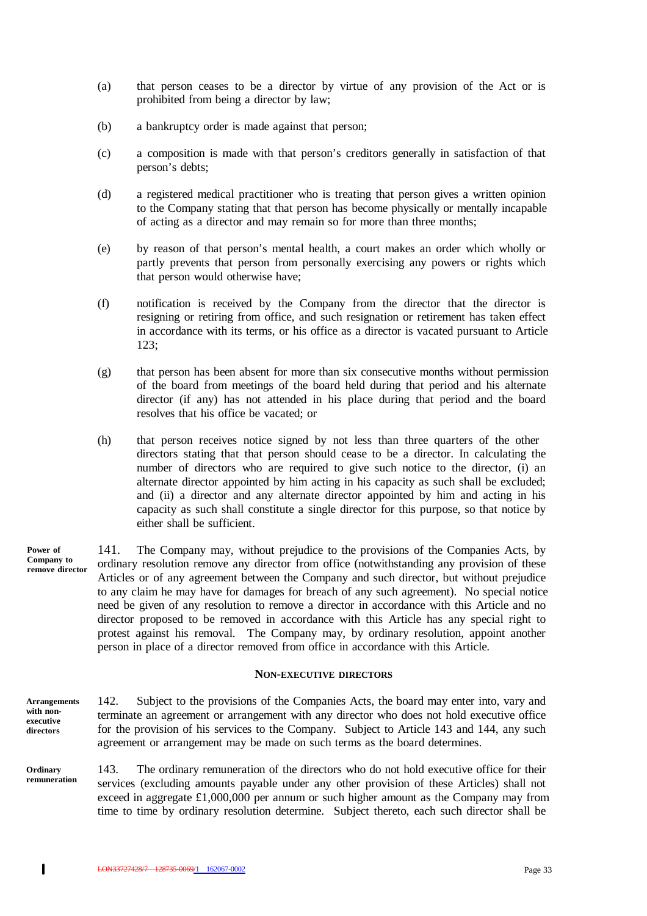(a) that person ceases to be a director by virtue of any provision of the Act or is prohibited from being a director by law;

(b) a bankruptcy order is made against that person;

(c) a composition is made with that person's creditors generally in satisfaction of that person's debts;

(d) a registered medical practitioner who is treating that person gives a written opinion to the Company stating that that person has become physically or mentally incapable of acting as a director and may remain so for more than three months;

(e) by reason of that person's mental health, a court makes an order which wholly or partly prevents that person from personally exercising any powers or rights which that person would otherwise have;

(f) notification is received by the Company from the director that the director is resigning or retiring from office, and such resignation or retirement has taken effect in accordance with its terms, or his office as a director is vacated pursuant to Article 123;

(g) that person has been absent for more than six consecutive months without permission of the board from meetings of the board held during that period and his alternate director (if any) has not attended in his place during that period and the board resolves that his office be vacated; or

(h) that person receives notice signed by not less than three quarters of the other directors stating that that person should cease to be a director. In calculating the number of directors who are required to give such notice to the director, (i) an alternate director appointed by him acting in his capacity as such shall be excluded; and (ii) a director and any alternate director appointed by him and acting in his capacity as such shall constitute a single director for this purpose, so that notice by either shall be sufficient.

**Power of Company to remove director**

141. The Company may, without prejudice to the provisions of the Companies Acts, by ordinary resolution remove any director from office (notwithstanding any provision of these Articles or of any agreement between the Company and such director, but without prejudice to any claim he may have for damages for breach of any such agreement). No special notice need be given of any resolution to remove a director in accordance with this Article and no director proposed to be removed in accordance with this Article has any special right to protest against his removal. The Company may, by ordinary resolution, appoint another person in place of a director removed from office in accordance with this Article.

## NON-EXECUTIVE DIRECTORS

**Arrangements with non-executive directors**

142. Subject to the provisions of the Companies Acts, the board may enter into, vary and terminate an agreement or arrangement with any director who does not hold executive office for the provision of his services to the Company. Subject to Article 143 and 144, any such agreement or arrangement may be made on such terms as the board determines.

**Ordinary remuneration**

143. The ordinary remuneration of the directors who do not hold executive office for their services (excluding amounts payable under any other provision of these Articles) shall not exceed in aggregate £1,000,000 per annum or such higher amount as the Company may from time to time by ordinary resolution determine. Subject thereto, each such director shall be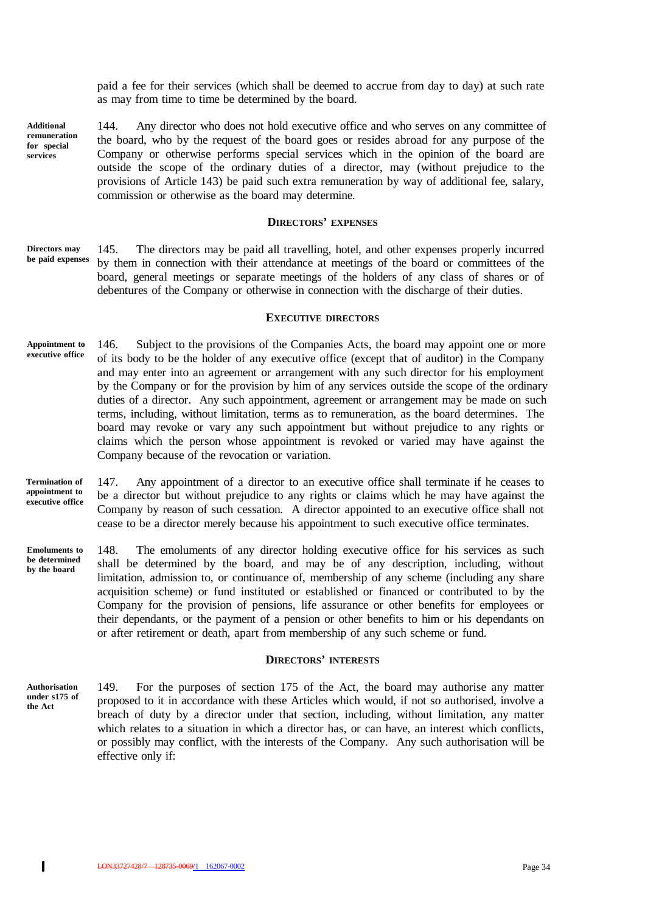paid a fee for their services (which shall be deemed to accrue from day to day) at such rate as may from time to time be determined by the board.

**Additional remuneration for special services**

144. Any director who does not hold executive office and who serves on any committee of the board, who by the request of the board goes or resides abroad for any purpose of the Company or otherwise performs special services which in the opinion of the board are outside the scope of the ordinary duties of a director, may (without prejudice to the provisions of Article 143) be paid such extra remuneration by way of additional fee, salary, commission or otherwise as the board may determine.

## DIRECTORS' EXPENSES

**Directors may be paid expenses**

145. The directors may be paid all travelling, hotel, and other expenses properly incurred by them in connection with their attendance at meetings of the board or committees of the board, general meetings or separate meetings of the holders of any class of shares or of debentures of the Company or otherwise in connection with the discharge of their duties.

## EXECUTIVE DIRECTORS

**Appointment to executive office**

146. Subject to the provisions of the Companies Acts, the board may appoint one or more of its body to be the holder of any executive office (except that of auditor) in the Company and may enter into an agreement or arrangement with any such director for his employment by the Company or for the provision by him of any services outside the scope of the ordinary duties of a director. Any such appointment, agreement or arrangement may be made on such terms, including, without limitation, terms as to remuneration, as the board determines. The board may revoke or vary any such appointment but without prejudice to any rights or claims which the person whose appointment is revoked or varied may have against the Company because of the revocation or variation.

**Termination of appointment to executive office**

147. Any appointment of a director to an executive office shall terminate if he ceases to be a director but without prejudice to any rights or claims which he may have against the Company by reason of such cessation. A director appointed to an executive office shall not cease to be a director merely because his appointment to such executive office terminates.

**Emoluments to be determined by the board**

148. The emoluments of any director holding executive office for his services as such shall be determined by the board, and may be of any description, including, without limitation, admission to, or continuance of, membership of any scheme (including any share acquisition scheme) or fund instituted or established or financed or contributed to by the Company for the provision of pensions, life assurance or other benefits for employees or their dependants, or the payment of a pension or other benefits to him or his dependants on or after retirement or death, apart from membership of any such scheme or fund.

## DIRECTORS' INTERESTS

**Authorisation under s175 of the Act**

149. For the purposes of section 175 of the Act, the board may authorise any matter proposed to it in accordance with these Articles which would, if not so authorised, involve a breach of duty by a director under that section, including, without limitation, any matter which relates to a situation in which a director has, or can have, an interest which conflicts, or possibly may conflict, with the interests of the Company. Any such authorisation will be effective only if: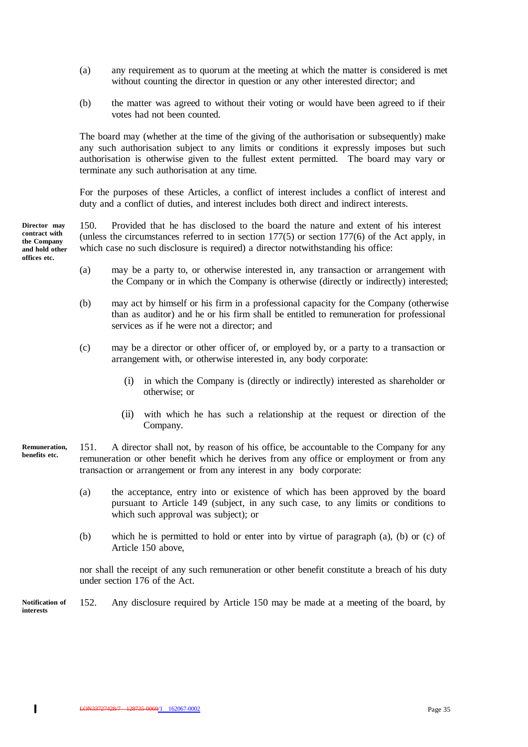(a) any requirement as to quorum at the meeting at which the matter is considered is met without counting the director in question or any other interested director; and

(b) the matter was agreed to without their voting or would have been agreed to if their votes had not been counted.

The board may (whether at the time of the giving of the authorisation or subsequently) make any such authorisation subject to any limits or conditions it expressly imposes but such authorisation is otherwise given to the fullest extent permitted. The board may vary or terminate any such authorisation at any time.

For the purposes of these Articles, a conflict of interest includes a conflict of interest and duty and a conflict of duties, and interest includes both direct and indirect interests.

**Director may contract with the Company and hold other offices etc.**

150. Provided that he has disclosed to the board the nature and extent of his interest (unless the circumstances referred to in section 177(5) or section 177(6) of the Act apply, in which case no such disclosure is required) a director notwithstanding his office:

(a) may be a party to, or otherwise interested in, any transaction or arrangement with the Company or in which the Company is otherwise (directly or indirectly) interested;

(b) may act by himself or his firm in a professional capacity for the Company (otherwise than as auditor) and he or his firm shall be entitled to remuneration for professional services as if he were not a director; and

(c) may be a director or other officer of, or employed by, or a party to a transaction or arrangement with, or otherwise interested in, any body corporate:

   (i) in which the Company is (directly or indirectly) interested as shareholder or otherwise; or

   (ii) with which he has such a relationship at the request or direction of the Company.

**Remuneration, benefits etc.**

151. A director shall not, by reason of his office, be accountable to the Company for any remuneration or other benefit which he derives from any office or employment or from any transaction or arrangement or from any interest in any body corporate:

(a) the acceptance, entry into or existence of which has been approved by the board pursuant to Article 149 (subject, in any such case, to any limits or conditions to which such approval was subject); or

(b) which he is permitted to hold or enter into by virtue of paragraph (a), (b) or (c) of Article 150 above,

nor shall the receipt of any such remuneration or other benefit constitute a breach of his duty under section 176 of the Act.

**Notification of interests**

152. Any disclosure required by Article 150 may be made at a meeting of the board, by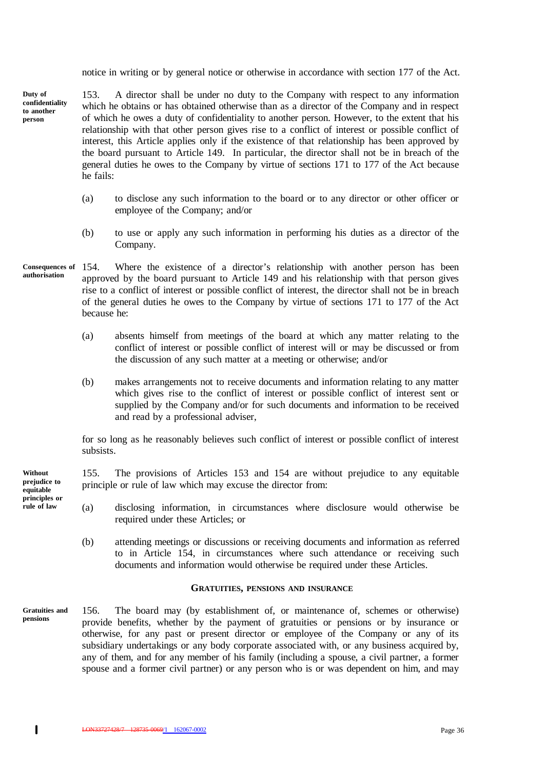notice in writing or by general notice or otherwise in accordance with section 177 of the Act.

**Duty of confidentiality to another person**

153. A director shall be under no duty to the Company with respect to any information which he obtains or has obtained otherwise than as a director of the Company and in respect of which he owes a duty of confidentiality to another person. However, to the extent that his relationship with that other person gives rise to a conflict of interest or possible conflict of interest, this Article applies only if the existence of that relationship has been approved by the board pursuant to Article 149. In particular, the director shall not be in breach of the general duties he owes to the Company by virtue of sections 171 to 177 of the Act because he fails:

(a) to disclose any such information to the board or to any director or other officer or employee of the Company; and/or

(b) to use or apply any such information in performing his duties as a director of the Company.

**Consequences of authorisation**

154. Where the existence of a director's relationship with another person has been approved by the board pursuant to Article 149 and his relationship with that person gives rise to a conflict of interest or possible conflict of interest, the director shall not be in breach of the general duties he owes to the Company by virtue of sections 171 to 177 of the Act because he:

(a) absents himself from meetings of the board at which any matter relating to the conflict of interest or possible conflict of interest will or may be discussed or from the discussion of any such matter at a meeting or otherwise; and/or

(b) makes arrangements not to receive documents and information relating to any matter which gives rise to the conflict of interest or possible conflict of interest sent or supplied by the Company and/or for such documents and information to be received and read by a professional adviser,

for so long as he reasonably believes such conflict of interest or possible conflict of interest subsists.

**Without prejudice to equitable principles or rule of law**

155. The provisions of Articles 153 and 154 are without prejudice to any equitable principle or rule of law which may excuse the director from:

(a) disclosing information, in circumstances where disclosure would otherwise be required under these Articles; or

(b) attending meetings or discussions or receiving documents and information as referred to in Article 154, in circumstances where such attendance or receiving such documents and information would otherwise be required under these Articles.

## GRATUITIES, PENSIONS AND INSURANCE

**Gratuities and pensions**

156. The board may (by establishment of, or maintenance of, schemes or otherwise) provide benefits, whether by the payment of gratuities or pensions or by insurance or otherwise, for any past or present director or employee of the Company or any of its subsidiary undertakings or any body corporate associated with, or any business acquired by, any of them, and for any member of his family (including a spouse, a civil partner, a former spouse and a former civil partner) or any person who is or was dependent on him, and may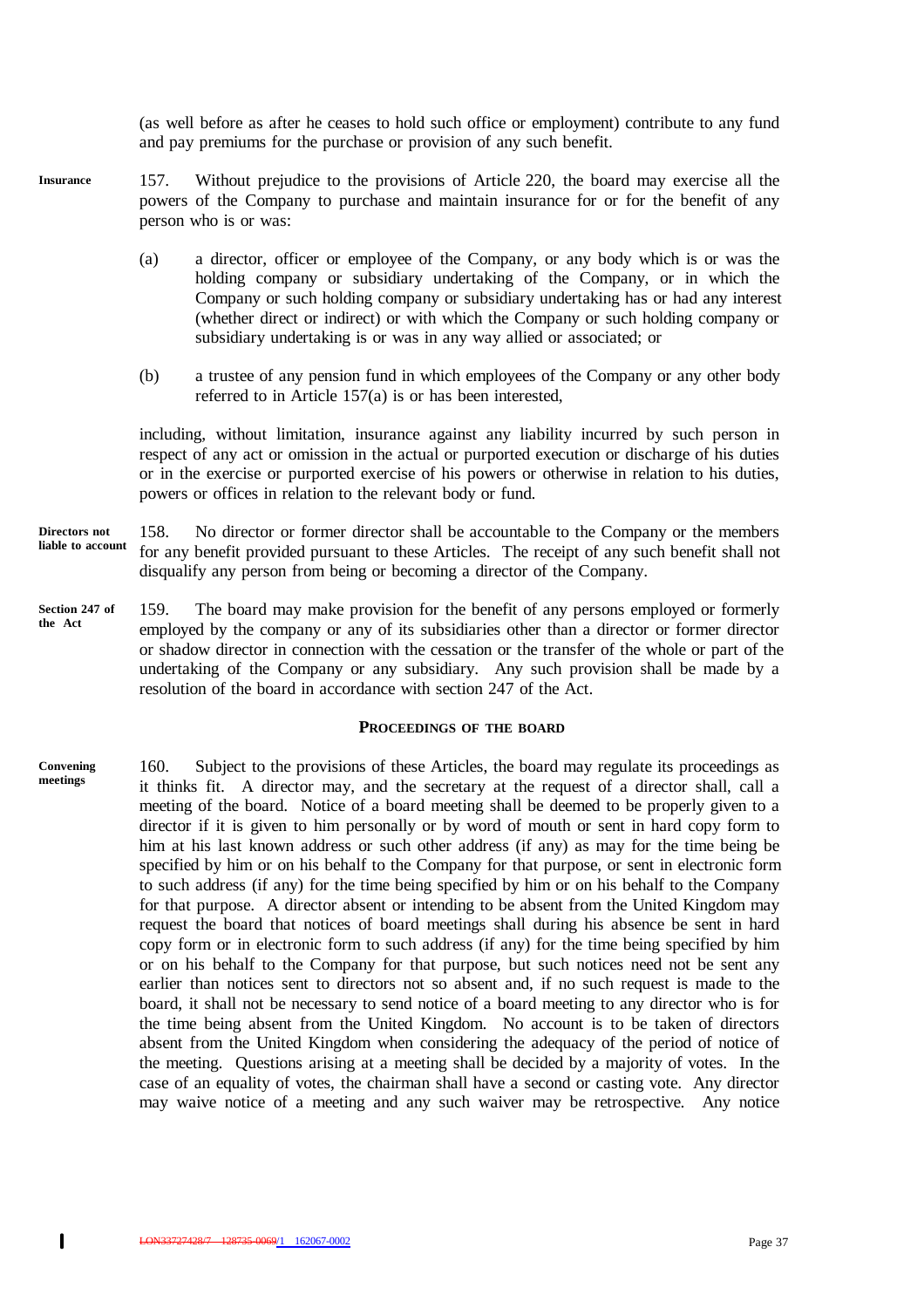(as well before as after he ceases to hold such office or employment) contribute to any fund and pay premiums for the purchase or provision of any such benefit.

**Insurance**

157. Without prejudice to the provisions of Article 220, the board may exercise all the powers of the Company to purchase and maintain insurance for or for the benefit of any person who is or was:

(a) a director, officer or employee of the Company, or any body which is or was the holding company or subsidiary undertaking of the Company, or in which the Company or such holding company or subsidiary undertaking has or had any interest (whether direct or indirect) or with which the Company or such holding company or subsidiary undertaking is or was in any way allied or associated; or

(b) a trustee of any pension fund in which employees of the Company or any other body referred to in Article 157(a) is or has been interested,

including, without limitation, insurance against any liability incurred by such person in respect of any act or omission in the actual or purported execution or discharge of his duties or in the exercise or purported exercise of his powers or otherwise in relation to his duties, powers or offices in relation to the relevant body or fund.

**Directors not liable to account**

158. No director or former director shall be accountable to the Company or the members for any benefit provided pursuant to these Articles. The receipt of any such benefit shall not disqualify any person from being or becoming a director of the Company.

**Section 247 of the Act**

159. The board may make provision for the benefit of any persons employed or formerly employed by the company or any of its subsidiaries other than a director or former director or shadow director in connection with the cessation or the transfer of the whole or part of the undertaking of the Company or any subsidiary. Any such provision shall be made by a resolution of the board in accordance with section 247 of the Act.

## PROCEEDINGS OF THE BOARD

**Convening meetings**

160. Subject to the provisions of these Articles, the board may regulate its proceedings as it thinks fit. A director may, and the secretary at the request of a director shall, call a meeting of the board. Notice of a board meeting shall be deemed to be properly given to a director if it is given to him personally or by word of mouth or sent in hard copy form to him at his last known address or such other address (if any) as may for the time being be specified by him or on his behalf to the Company for that purpose, or sent in electronic form to such address (if any) for the time being specified by him or on his behalf to the Company for that purpose. A director absent or intending to be absent from the United Kingdom may request the board that notices of board meetings shall during his absence be sent in hard copy form or in electronic form to such address (if any) for the time being specified by him or on his behalf to the Company for that purpose, but such notices need not be sent any earlier than notices sent to directors not so absent and, if no such request is made to the board, it shall not be necessary to send notice of a board meeting to any director who is for the time being absent from the United Kingdom. No account is to be taken of directors absent from the United Kingdom when considering the adequacy of the period of notice of the meeting. Questions arising at a meeting shall be decided by a majority of votes. In the case of an equality of votes, the chairman shall have a second or casting vote. Any director may waive notice of a meeting and any such waiver may be retrospective. Any notice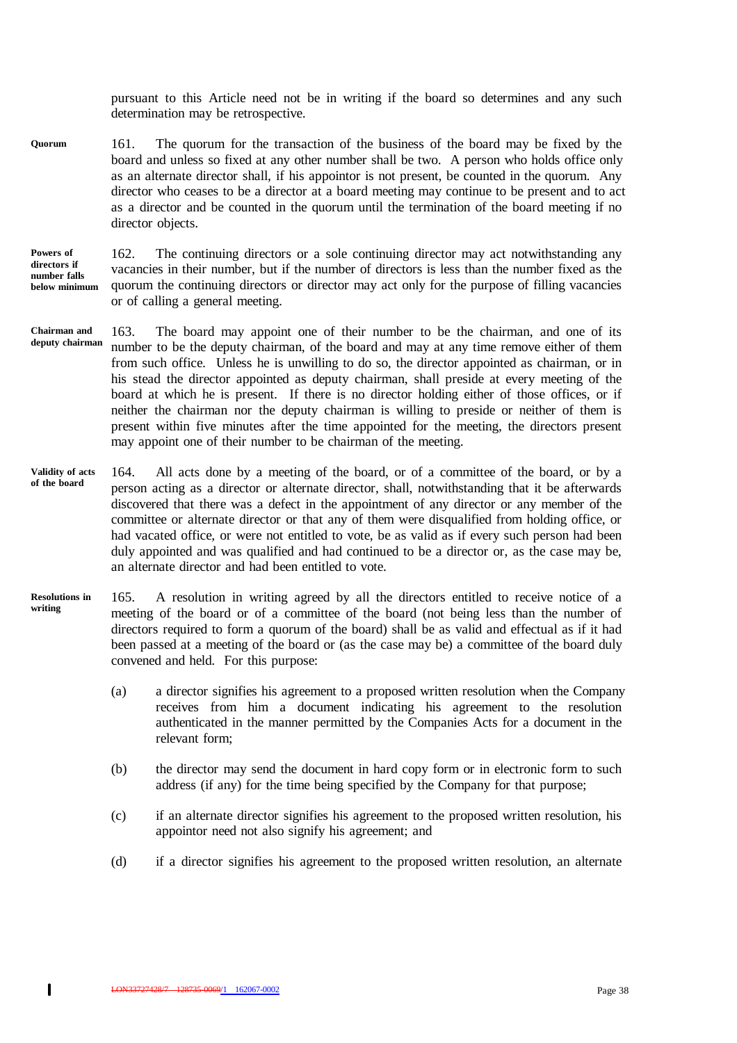pursuant to this Article need not be in writing if the board so determines and any such determination may be retrospective.

**Quorum**

161. The quorum for the transaction of the business of the board may be fixed by the board and unless so fixed at any other number shall be two. A person who holds office only as an alternate director shall, if his appointor is not present, be counted in the quorum. Any director who ceases to be a director at a board meeting may continue to be present and to act as a director and be counted in the quorum until the termination of the board meeting if no director objects.

**Powers of directors if number falls below minimum**

162. The continuing directors or a sole continuing director may act notwithstanding any vacancies in their number, but if the number of directors is less than the number fixed as the quorum the continuing directors or director may act only for the purpose of filling vacancies or of calling a general meeting.

**Chairman and deputy chairman**

163. The board may appoint one of their number to be the chairman, and one of its number to be the deputy chairman, of the board and may at any time remove either of them from such office. Unless he is unwilling to do so, the director appointed as chairman, or in his stead the director appointed as deputy chairman, shall preside at every meeting of the board at which he is present. If there is no director holding either of those offices, or if neither the chairman nor the deputy chairman is willing to preside or neither of them is present within five minutes after the time appointed for the meeting, the directors present may appoint one of their number to be chairman of the meeting.

**Validity of acts of the board**

164. All acts done by a meeting of the board, or of a committee of the board, or by a person acting as a director or alternate director, shall, notwithstanding that it be afterwards discovered that there was a defect in the appointment of any director or any member of the committee or alternate director or that any of them were disqualified from holding office, or had vacated office, or were not entitled to vote, be as valid as if every such person had been duly appointed and was qualified and had continued to be a director or, as the case may be, an alternate director and had been entitled to vote.

**Resolutions in writing**

165. A resolution in writing agreed by all the directors entitled to receive notice of a meeting of the board or of a committee of the board (not being less than the number of directors required to form a quorum of the board) shall be as valid and effectual as if it had been passed at a meeting of the board or (as the case may be) a committee of the board duly convened and held. For this purpose:

(a) a director signifies his agreement to a proposed written resolution when the Company receives from him a document indicating his agreement to the resolution authenticated in the manner permitted by the Companies Acts for a document in the relevant form;

(b) the director may send the document in hard copy form or in electronic form to such address (if any) for the time being specified by the Company for that purpose;

(c) if an alternate director signifies his agreement to the proposed written resolution, his appointor need not also signify his agreement; and

(d) if a director signifies his agreement to the proposed written resolution, an alternate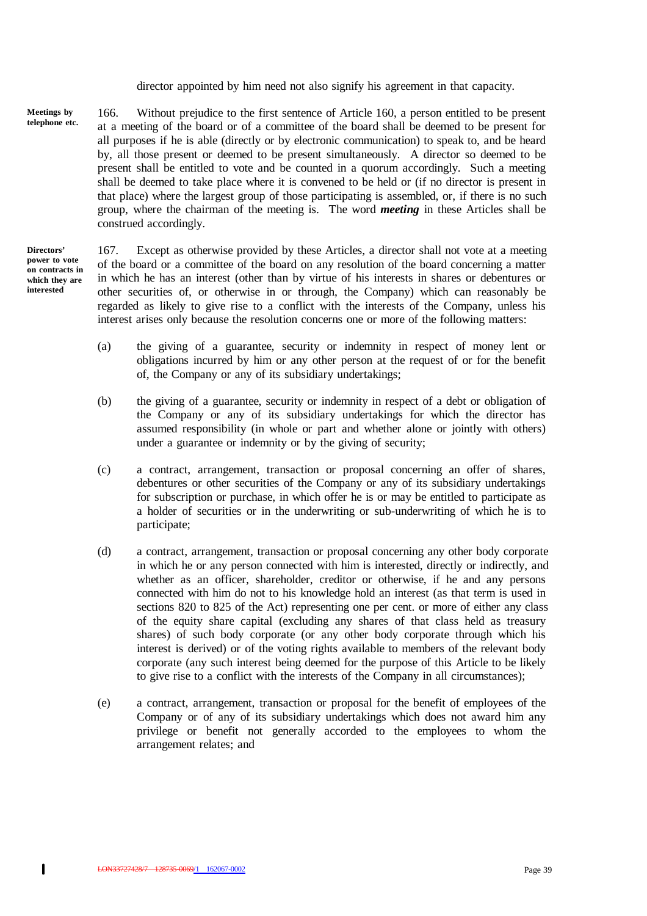director appointed by him need not also signify his agreement in that capacity.

**Meetings by telephone etc.**

166. Without prejudice to the first sentence of Article 160, a person entitled to be present at a meeting of the board or of a committee of the board shall be deemed to be present for all purposes if he is able (directly or by electronic communication) to speak to, and be heard by, all those present or deemed to be present simultaneously. A director so deemed to be present shall be entitled to vote and be counted in a quorum accordingly. Such a meeting shall be deemed to take place where it is convened to be held or (if no director is present in that place) where the largest group of those participating is assembled, or, if there is no such group, where the chairman of the meeting is. The word ***meeting*** in these Articles shall be construed accordingly.

**Directors' power to vote on contracts in which they are interested**

167. Except as otherwise provided by these Articles, a director shall not vote at a meeting of the board or a committee of the board on any resolution of the board concerning a matter in which he has an interest (other than by virtue of his interests in shares or debentures or other securities of, or otherwise in or through, the Company) which can reasonably be regarded as likely to give rise to a conflict with the interests of the Company, unless his interest arises only because the resolution concerns one or more of the following matters:

(a) the giving of a guarantee, security or indemnity in respect of money lent or obligations incurred by him or any other person at the request of or for the benefit of, the Company or any of its subsidiary undertakings;

(b) the giving of a guarantee, security or indemnity in respect of a debt or obligation of the Company or any of its subsidiary undertakings for which the director has assumed responsibility (in whole or part and whether alone or jointly with others) under a guarantee or indemnity or by the giving of security;

(c) a contract, arrangement, transaction or proposal concerning an offer of shares, debentures or other securities of the Company or any of its subsidiary undertakings for subscription or purchase, in which offer he is or may be entitled to participate as a holder of securities or in the underwriting or sub-underwriting of which he is to participate;

(d) a contract, arrangement, transaction or proposal concerning any other body corporate in which he or any person connected with him is interested, directly or indirectly, and whether as an officer, shareholder, creditor or otherwise, if he and any persons connected with him do not to his knowledge hold an interest (as that term is used in sections 820 to 825 of the Act) representing one per cent. or more of either any class of the equity share capital (excluding any shares of that class held as treasury shares) of such body corporate (or any other body corporate through which his interest is derived) or of the voting rights available to members of the relevant body corporate (any such interest being deemed for the purpose of this Article to be likely to give rise to a conflict with the interests of the Company in all circumstances);

(e) a contract, arrangement, transaction or proposal for the benefit of employees of the Company or of any of its subsidiary undertakings which does not award him any privilege or benefit not generally accorded to the employees to whom the arrangement relates; and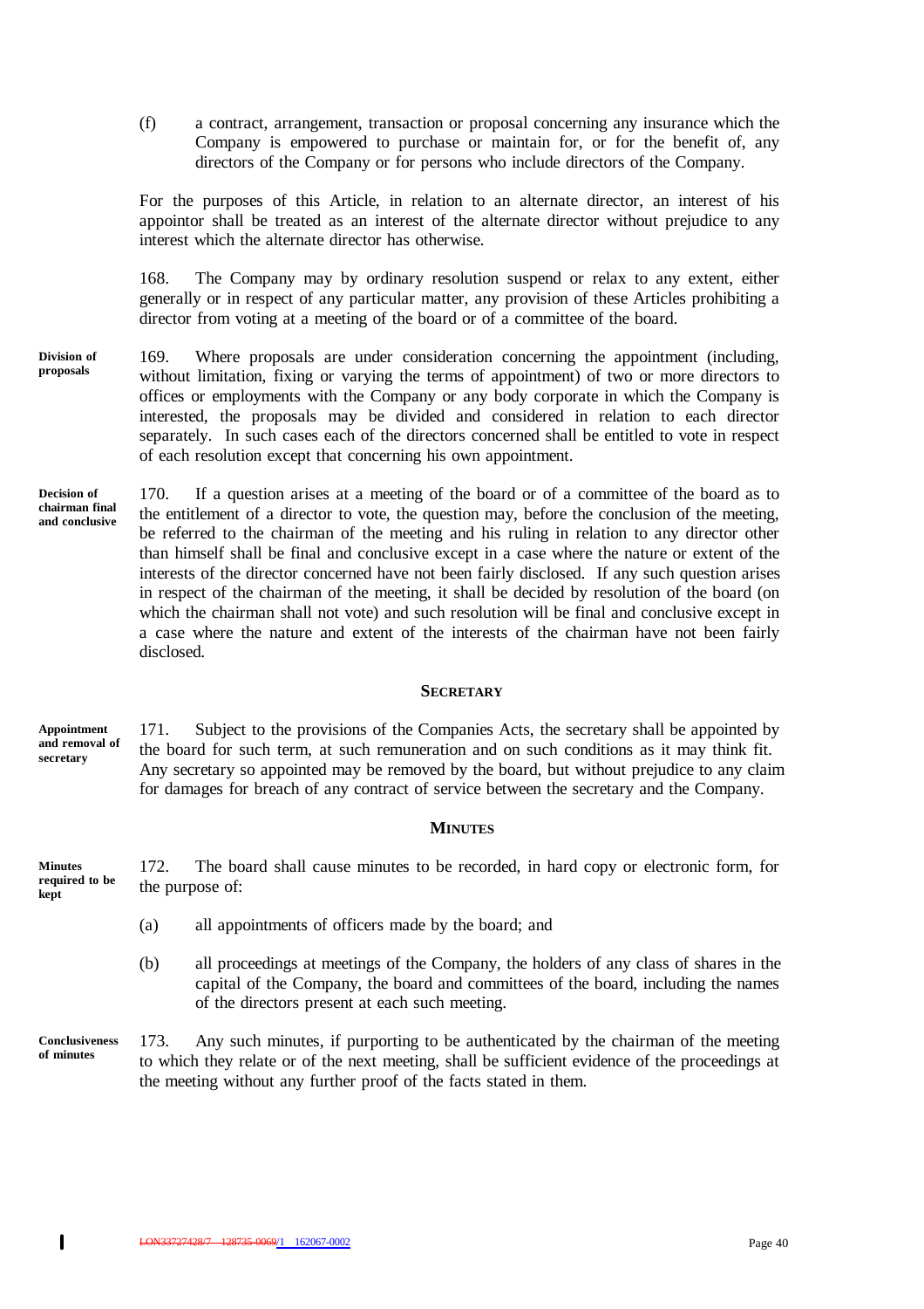(f) a contract, arrangement, transaction or proposal concerning any insurance which the Company is empowered to purchase or maintain for, or for the benefit of, any directors of the Company or for persons who include directors of the Company.

For the purposes of this Article, in relation to an alternate director, an interest of his appointor shall be treated as an interest of the alternate director without prejudice to any interest which the alternate director has otherwise.

168. The Company may by ordinary resolution suspend or relax to any extent, either generally or in respect of any particular matter, any provision of these Articles prohibiting a director from voting at a meeting of the board or of a committee of the board.

**Division of proposals**

169. Where proposals are under consideration concerning the appointment (including, without limitation, fixing or varying the terms of appointment) of two or more directors to offices or employments with the Company or any body corporate in which the Company is interested, the proposals may be divided and considered in relation to each director separately. In such cases each of the directors concerned shall be entitled to vote in respect of each resolution except that concerning his own appointment.

**Decision of chairman final and conclusive**

170. If a question arises at a meeting of the board or of a committee of the board as to the entitlement of a director to vote, the question may, before the conclusion of the meeting, be referred to the chairman of the meeting and his ruling in relation to any director other than himself shall be final and conclusive except in a case where the nature or extent of the interests of the director concerned have not been fairly disclosed. If any such question arises in respect of the chairman of the meeting, it shall be decided by resolution of the board (on which the chairman shall not vote) and such resolution will be final and conclusive except in a case where the nature and extent of the interests of the chairman have not been fairly disclosed.

## SECRETARY

**Appointment and removal of secretary**

171. Subject to the provisions of the Companies Acts, the secretary shall be appointed by the board for such term, at such remuneration and on such conditions as it may think fit. Any secretary so appointed may be removed by the board, but without prejudice to any claim for damages for breach of any contract of service between the secretary and the Company.

## MINUTES

**Minutes required to be kept**

172. The board shall cause minutes to be recorded, in hard copy or electronic form, for the purpose of:

(a) all appointments of officers made by the board; and

(b) all proceedings at meetings of the Company, the holders of any class of shares in the capital of the Company, the board and committees of the board, including the names of the directors present at each such meeting.

**Conclusiveness of minutes**

173. Any such minutes, if purporting to be authenticated by the chairman of the meeting to which they relate or of the next meeting, shall be sufficient evidence of the proceedings at the meeting without any further proof of the facts stated in them.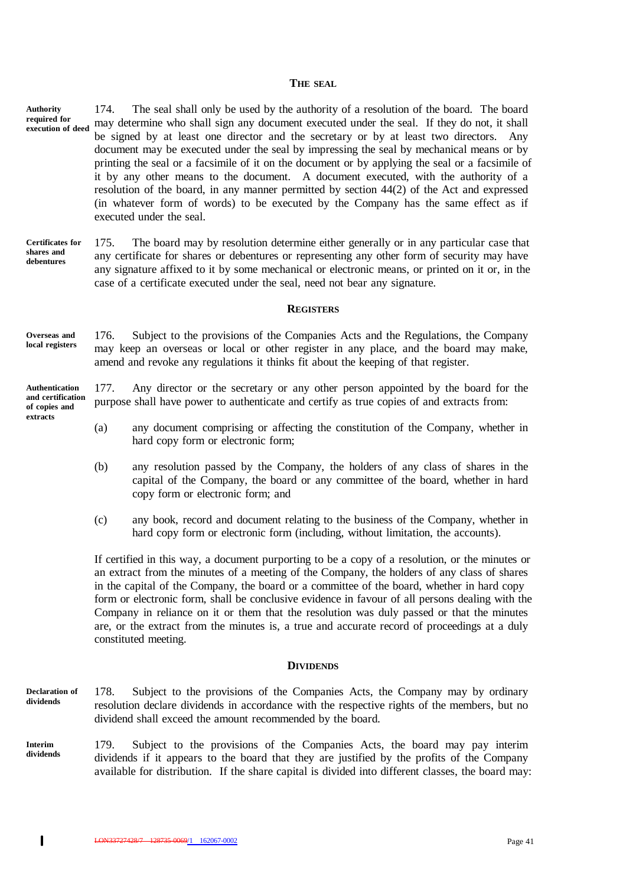## THE SEAL

**Authority required for execution of deed**

174. The seal shall only be used by the authority of a resolution of the board. The board may determine who shall sign any document executed under the seal. If they do not, it shall be signed by at least one director and the secretary or by at least two directors. Any document may be executed under the seal by impressing the seal by mechanical means or by printing the seal or a facsimile of it on the document or by applying the seal or a facsimile of it by any other means to the document. A document executed, with the authority of a resolution of the board, in any manner permitted by section 44(2) of the Act and expressed (in whatever form of words) to be executed by the Company has the same effect as if executed under the seal.

**Certificates for shares and debentures**

175. The board may by resolution determine either generally or in any particular case that any certificate for shares or debentures or representing any other form of security may have any signature affixed to it by some mechanical or electronic means, or printed on it or, in the case of a certificate executed under the seal, need not bear any signature.

## REGISTERS

**Overseas and local registers**

176. Subject to the provisions of the Companies Acts and the Regulations, the Company may keep an overseas or local or other register in any place, and the board may make, amend and revoke any regulations it thinks fit about the keeping of that register.

**Authentication and certification of copies and extracts**

177. Any director or the secretary or any other person appointed by the board for the purpose shall have power to authenticate and certify as true copies of and extracts from:

(a) any document comprising or affecting the constitution of the Company, whether in hard copy form or electronic form;

(b) any resolution passed by the Company, the holders of any class of shares in the capital of the Company, the board or any committee of the board, whether in hard copy form or electronic form; and

(c) any book, record and document relating to the business of the Company, whether in hard copy form or electronic form (including, without limitation, the accounts).

If certified in this way, a document purporting to be a copy of a resolution, or the minutes or an extract from the minutes of a meeting of the Company, the holders of any class of shares in the capital of the Company, the board or a committee of the board, whether in hard copy form or electronic form, shall be conclusive evidence in favour of all persons dealing with the Company in reliance on it or them that the resolution was duly passed or that the minutes are, or the extract from the minutes is, a true and accurate record of proceedings at a duly constituted meeting.

## DIVIDENDS

**Declaration of dividends**

178. Subject to the provisions of the Companies Acts, the Company may by ordinary resolution declare dividends in accordance with the respective rights of the members, but no dividend shall exceed the amount recommended by the board.

**Interim dividends**

179. Subject to the provisions of the Companies Acts, the board may pay interim dividends if it appears to the board that they are justified by the profits of the Company available for distribution. If the share capital is divided into different classes, the board may: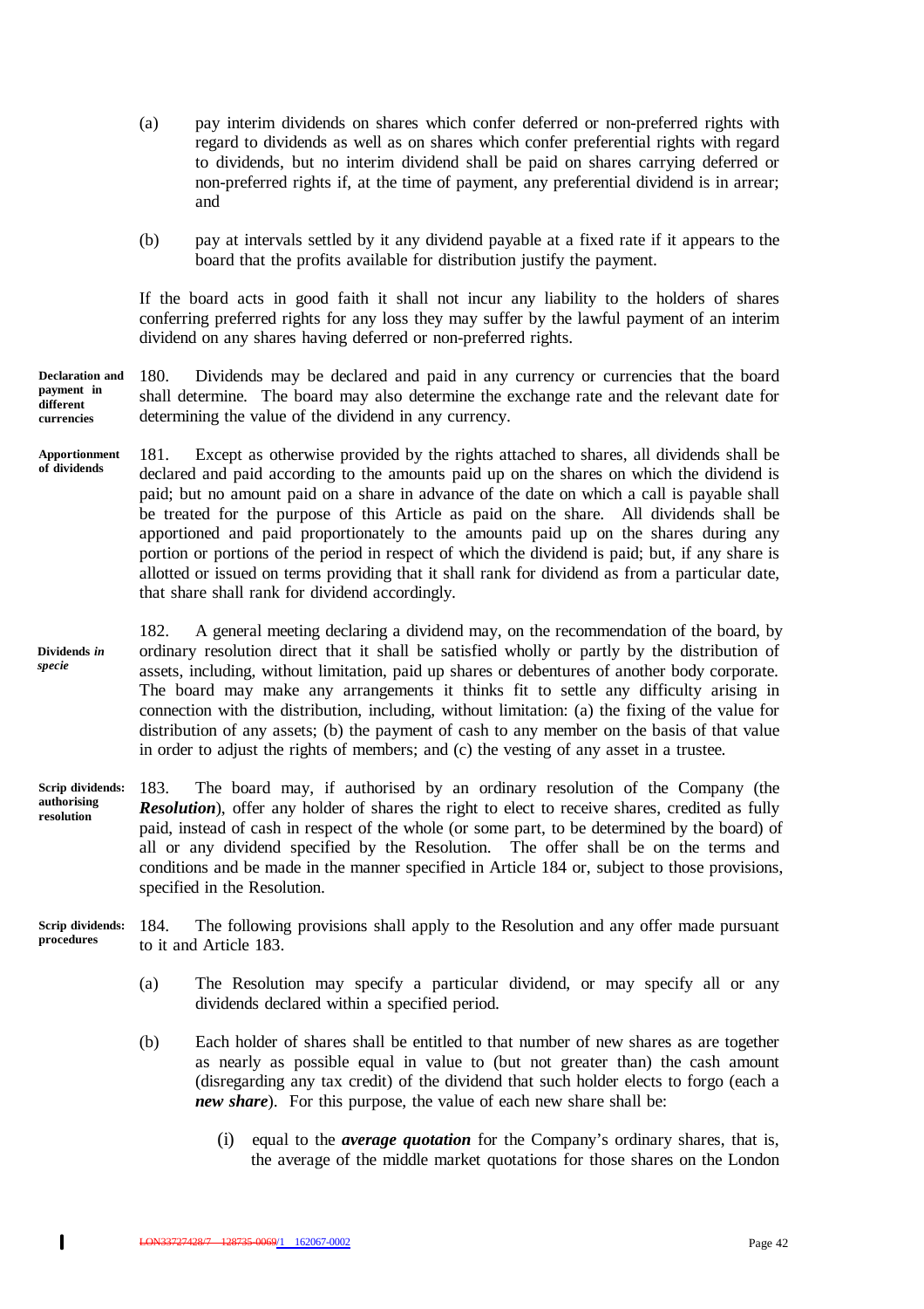(a) pay interim dividends on shares which confer deferred or non-preferred rights with regard to dividends as well as on shares which confer preferential rights with regard to dividends, but no interim dividend shall be paid on shares carrying deferred or non-preferred rights if, at the time of payment, any preferential dividend is in arrear; and

(b) pay at intervals settled by it any dividend payable at a fixed rate if it appears to the board that the profits available for distribution justify the payment.

If the board acts in good faith it shall not incur any liability to the holders of shares conferring preferred rights for any loss they may suffer by the lawful payment of an interim dividend on any shares having deferred or non-preferred rights.

**Declaration and payment in different currencies**

180. Dividends may be declared and paid in any currency or currencies that the board shall determine. The board may also determine the exchange rate and the relevant date for determining the value of the dividend in any currency.

**Apportionment of dividends**

181. Except as otherwise provided by the rights attached to shares, all dividends shall be declared and paid according to the amounts paid up on the shares on which the dividend is paid; but no amount paid on a share in advance of the date on which a call is payable shall be treated for the purpose of this Article as paid on the share. All dividends shall be apportioned and paid proportionately to the amounts paid up on the shares during any portion or portions of the period in respect of which the dividend is paid; but, if any share is allotted or issued on terms providing that it shall rank for dividend as from a particular date, that share shall rank for dividend accordingly.

**Dividends *in specie***

182. A general meeting declaring a dividend may, on the recommendation of the board, by ordinary resolution direct that it shall be satisfied wholly or partly by the distribution of assets, including, without limitation, paid up shares or debentures of another body corporate. The board may make any arrangements it thinks fit to settle any difficulty arising in connection with the distribution, including, without limitation: (a) the fixing of the value for distribution of any assets; (b) the payment of cash to any member on the basis of that value in order to adjust the rights of members; and (c) the vesting of any asset in a trustee.

**Scrip dividends: authorising resolution**

183. The board may, if authorised by an ordinary resolution of the Company (the ***Resolution***), offer any holder of shares the right to elect to receive shares, credited as fully paid, instead of cash in respect of the whole (or some part, to be determined by the board) of all or any dividend specified by the Resolution. The offer shall be on the terms and conditions and be made in the manner specified in Article 184 or, subject to those provisions, specified in the Resolution.

**Scrip dividends: procedures**

184. The following provisions shall apply to the Resolution and any offer made pursuant to it and Article 183.

(a) The Resolution may specify a particular dividend, or may specify all or any dividends declared within a specified period.

(b) Each holder of shares shall be entitled to that number of new shares as are together as nearly as possible equal in value to (but not greater than) the cash amount (disregarding any tax credit) of the dividend that such holder elects to forgo (each a ***new share***). For this purpose, the value of each new share shall be:

(i) equal to the ***average quotation*** for the Company's ordinary shares, that is, the average of the middle market quotations for those shares on the London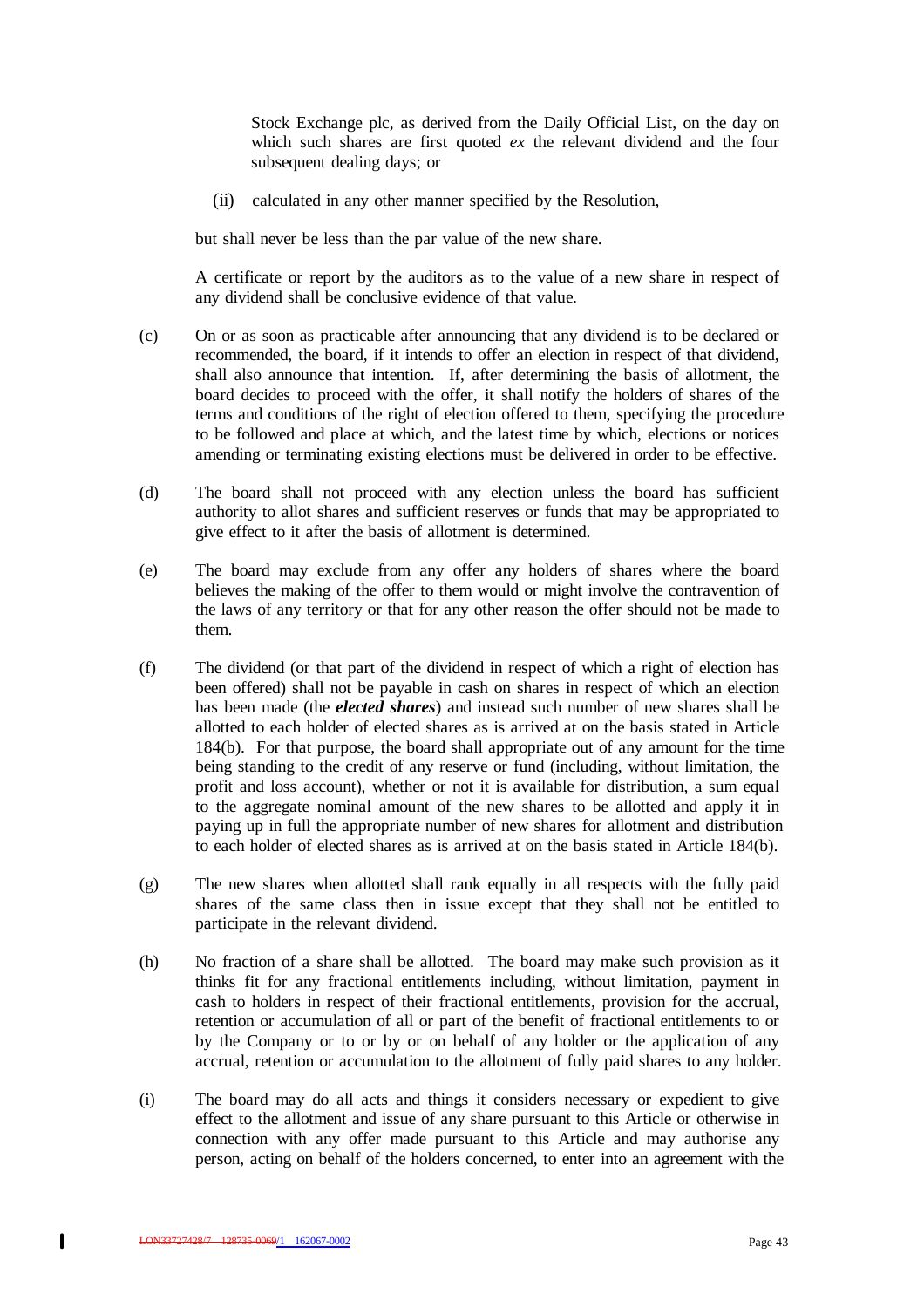Stock Exchange plc, as derived from the Daily Official List, on the day on which such shares are first quoted *ex* the relevant dividend and the four subsequent dealing days; or

(ii) calculated in any other manner specified by the Resolution,

but shall never be less than the par value of the new share.

A certificate or report by the auditors as to the value of a new share in respect of any dividend shall be conclusive evidence of that value.

(c) On or as soon as practicable after announcing that any dividend is to be declared or recommended, the board, if it intends to offer an election in respect of that dividend, shall also announce that intention. If, after determining the basis of allotment, the board decides to proceed with the offer, it shall notify the holders of shares of the terms and conditions of the right of election offered to them, specifying the procedure to be followed and place at which, and the latest time by which, elections or notices amending or terminating existing elections must be delivered in order to be effective.

(d) The board shall not proceed with any election unless the board has sufficient authority to allot shares and sufficient reserves or funds that may be appropriated to give effect to it after the basis of allotment is determined.

(e) The board may exclude from any offer any holders of shares where the board believes the making of the offer to them would or might involve the contravention of the laws of any territory or that for any other reason the offer should not be made to them.

(f) The dividend (or that part of the dividend in respect of which a right of election has been offered) shall not be payable in cash on shares in respect of which an election has been made (the ***elected shares***) and instead such number of new shares shall be allotted to each holder of elected shares as is arrived at on the basis stated in Article 184(b). For that purpose, the board shall appropriate out of any amount for the time being standing to the credit of any reserve or fund (including, without limitation, the profit and loss account), whether or not it is available for distribution, a sum equal to the aggregate nominal amount of the new shares to be allotted and apply it in paying up in full the appropriate number of new shares for allotment and distribution to each holder of elected shares as is arrived at on the basis stated in Article 184(b).

(g) The new shares when allotted shall rank equally in all respects with the fully paid shares of the same class then in issue except that they shall not be entitled to participate in the relevant dividend.

(h) No fraction of a share shall be allotted. The board may make such provision as it thinks fit for any fractional entitlements including, without limitation, payment in cash to holders in respect of their fractional entitlements, provision for the accrual, retention or accumulation of all or part of the benefit of fractional entitlements to or by the Company or to or by or on behalf of any holder or the application of any accrual, retention or accumulation to the allotment of fully paid shares to any holder.

(i) The board may do all acts and things it considers necessary or expedient to give effect to the allotment and issue of any share pursuant to this Article or otherwise in connection with any offer made pursuant to this Article and may authorise any person, acting on behalf of the holders concerned, to enter into an agreement with the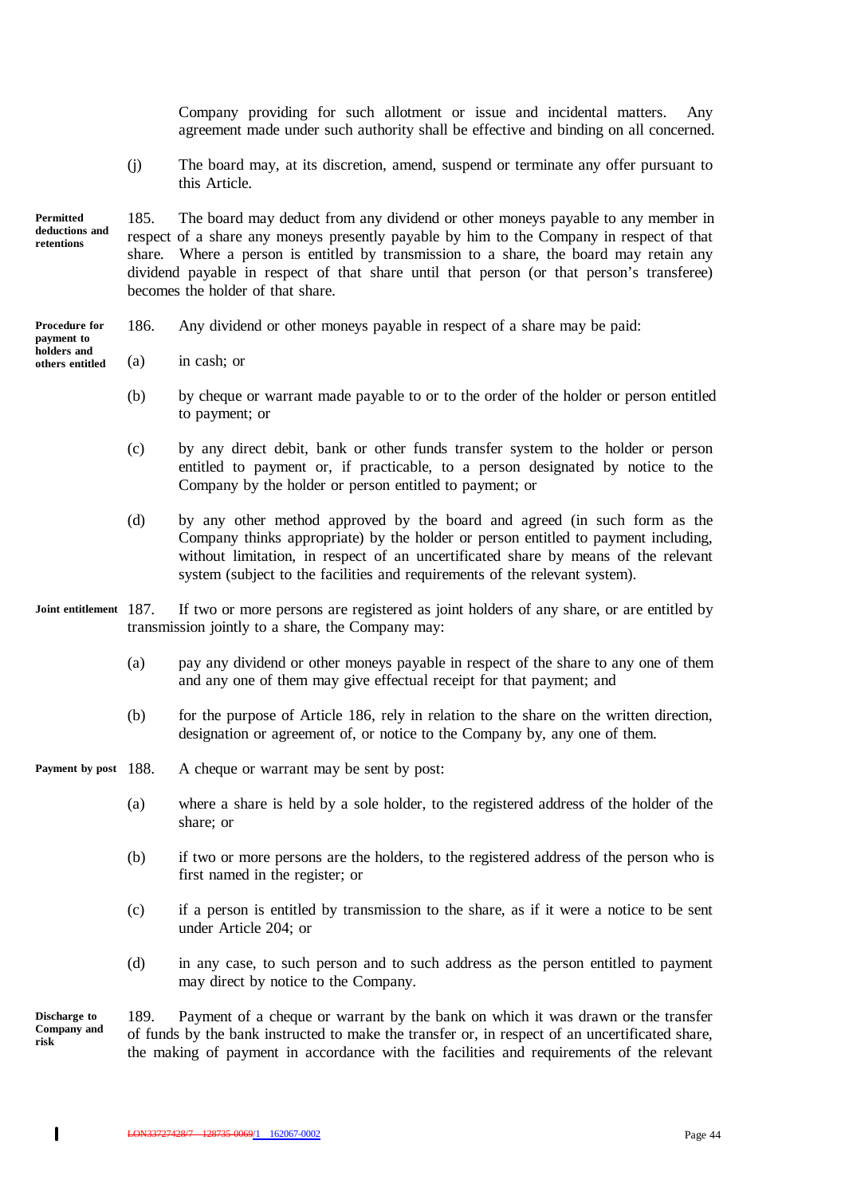Company providing for such allotment or issue and incidental matters. Any agreement made under such authority shall be effective and binding on all concerned.

(j) The board may, at its discretion, amend, suspend or terminate any offer pursuant to this Article.

**Permitted deductions and retentions**

185. The board may deduct from any dividend or other moneys payable to any member in respect of a share any moneys presently payable by him to the Company in respect of that share. Where a person is entitled by transmission to a share, the board may retain any dividend payable in respect of that share until that person (or that person's transferee) becomes the holder of that share.

**Procedure for payment to holders and others entitled**

186. Any dividend or other moneys payable in respect of a share may be paid:

(a) in cash; or

(b) by cheque or warrant made payable to or to the order of the holder or person entitled to payment; or

(c) by any direct debit, bank or other funds transfer system to the holder or person entitled to payment or, if practicable, to a person designated by notice to the Company by the holder or person entitled to payment; or

(d) by any other method approved by the board and agreed (in such form as the Company thinks appropriate) by the holder or person entitled to payment including, without limitation, in respect of an uncertificated share by means of the relevant system (subject to the facilities and requirements of the relevant system).

**Joint entitlement**

187. If two or more persons are registered as joint holders of any share, or are entitled by transmission jointly to a share, the Company may:

(a) pay any dividend or other moneys payable in respect of the share to any one of them and any one of them may give effectual receipt for that payment; and

(b) for the purpose of Article 186, rely in relation to the share on the written direction, designation or agreement of, or notice to the Company by, any one of them.

**Payment by post**

188. A cheque or warrant may be sent by post:

(a) where a share is held by a sole holder, to the registered address of the holder of the share; or

(b) if two or more persons are the holders, to the registered address of the person who is first named in the register; or

(c) if a person is entitled by transmission to the share, as if it were a notice to be sent under Article 204; or

(d) in any case, to such person and to such address as the person entitled to payment may direct by notice to the Company.

**Discharge to Company and risk**

189. Payment of a cheque or warrant by the bank on which it was drawn or the transfer of funds by the bank instructed to make the transfer or, in respect of an uncertificated share, the making of payment in accordance with the facilities and requirements of the relevant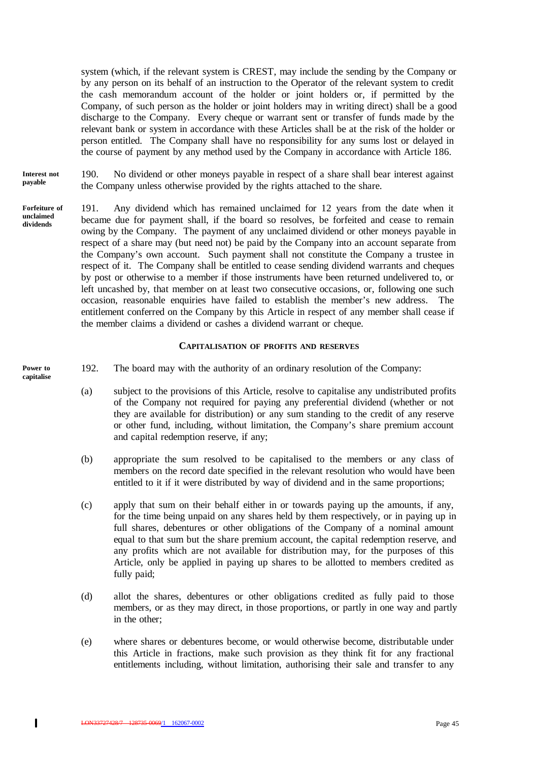system (which, if the relevant system is CREST, may include the sending by the Company or by any person on its behalf of an instruction to the Operator of the relevant system to credit the cash memorandum account of the holder or joint holders or, if permitted by the Company, of such person as the holder or joint holders may in writing direct) shall be a good discharge to the Company. Every cheque or warrant sent or transfer of funds made by the relevant bank or system in accordance with these Articles shall be at the risk of the holder or person entitled. The Company shall have no responsibility for any sums lost or delayed in the course of payment by any method used by the Company in accordance with Article 186.

**Interest not payable**

190. No dividend or other moneys payable in respect of a share shall bear interest against the Company unless otherwise provided by the rights attached to the share.

**Forfeiture of unclaimed dividends**

191. Any dividend which has remained unclaimed for 12 years from the date when it became due for payment shall, if the board so resolves, be forfeited and cease to remain owing by the Company. The payment of any unclaimed dividend or other moneys payable in respect of a share may (but need not) be paid by the Company into an account separate from the Company's own account. Such payment shall not constitute the Company a trustee in respect of it. The Company shall be entitled to cease sending dividend warrants and cheques by post or otherwise to a member if those instruments have been returned undelivered to, or left uncashed by, that member on at least two consecutive occasions, or, following one such occasion, reasonable enquiries have failed to establish the member's new address. The entitlement conferred on the Company by this Article in respect of any member shall cease if the member claims a dividend or cashes a dividend warrant or cheque.

## CAPITALISATION OF PROFITS AND RESERVES

**Power to capitalise**

192. The board may with the authority of an ordinary resolution of the Company:

(a) subject to the provisions of this Article, resolve to capitalise any undistributed profits of the Company not required for paying any preferential dividend (whether or not they are available for distribution) or any sum standing to the credit of any reserve or other fund, including, without limitation, the Company's share premium account and capital redemption reserve, if any;

(b) appropriate the sum resolved to be capitalised to the members or any class of members on the record date specified in the relevant resolution who would have been entitled to it if it were distributed by way of dividend and in the same proportions;

(c) apply that sum on their behalf either in or towards paying up the amounts, if any, for the time being unpaid on any shares held by them respectively, or in paying up in full shares, debentures or other obligations of the Company of a nominal amount equal to that sum but the share premium account, the capital redemption reserve, and any profits which are not available for distribution may, for the purposes of this Article, only be applied in paying up shares to be allotted to members credited as fully paid;

(d) allot the shares, debentures or other obligations credited as fully paid to those members, or as they may direct, in those proportions, or partly in one way and partly in the other;

(e) where shares or debentures become, or would otherwise become, distributable under this Article in fractions, make such provision as they think fit for any fractional entitlements including, without limitation, authorising their sale and transfer to any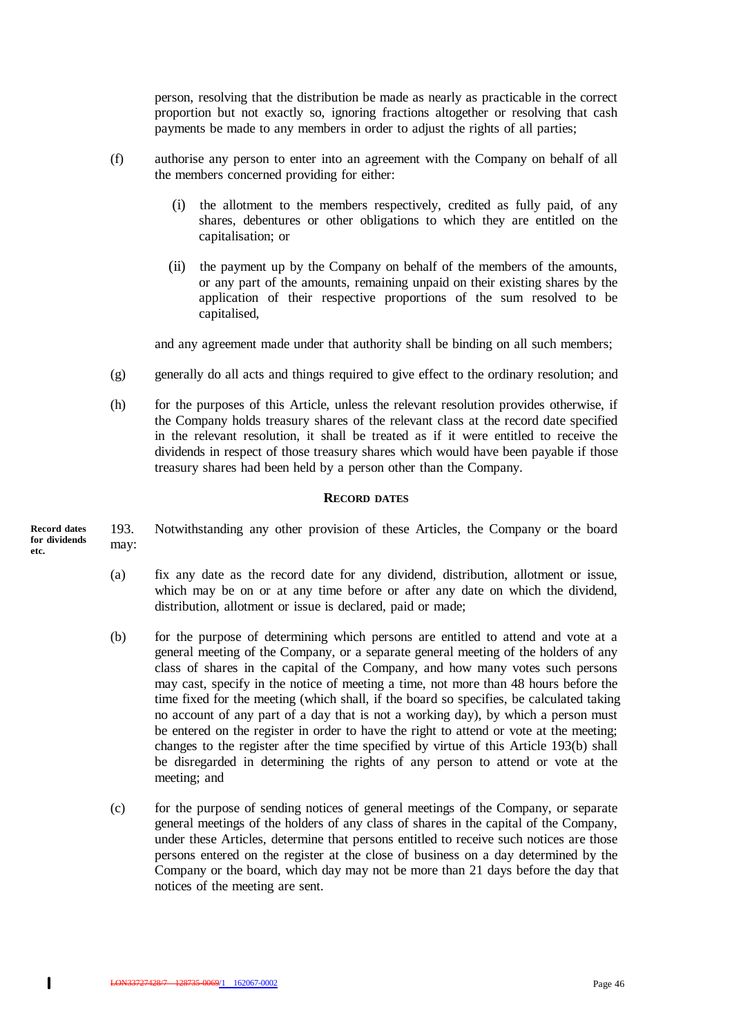person, resolving that the distribution be made as nearly as practicable in the correct proportion but not exactly so, ignoring fractions altogether or resolving that cash payments be made to any members in order to adjust the rights of all parties;

(f) authorise any person to enter into an agreement with the Company on behalf of all the members concerned providing for either:

(i) the allotment to the members respectively, credited as fully paid, of any shares, debentures or other obligations to which they are entitled on the capitalisation; or

(ii) the payment up by the Company on behalf of the members of the amounts, or any part of the amounts, remaining unpaid on their existing shares by the application of their respective proportions of the sum resolved to be capitalised,

and any agreement made under that authority shall be binding on all such members;

(g) generally do all acts and things required to give effect to the ordinary resolution; and

(h) for the purposes of this Article, unless the relevant resolution provides otherwise, if the Company holds treasury shares of the relevant class at the record date specified in the relevant resolution, it shall be treated as if it were entitled to receive the dividends in respect of those treasury shares which would have been payable if those treasury shares had been held by a person other than the Company.

## RECORD DATES

**Record dates for dividends etc.**

193. Notwithstanding any other provision of these Articles, the Company or the board may:

(a) fix any date as the record date for any dividend, distribution, allotment or issue, which may be on or at any time before or after any date on which the dividend, distribution, allotment or issue is declared, paid or made;

(b) for the purpose of determining which persons are entitled to attend and vote at a general meeting of the Company, or a separate general meeting of the holders of any class of shares in the capital of the Company, and how many votes such persons may cast, specify in the notice of meeting a time, not more than 48 hours before the time fixed for the meeting (which shall, if the board so specifies, be calculated taking no account of any part of a day that is not a working day), by which a person must be entered on the register in order to have the right to attend or vote at the meeting; changes to the register after the time specified by virtue of this Article 193(b) shall be disregarded in determining the rights of any person to attend or vote at the meeting; and

(c) for the purpose of sending notices of general meetings of the Company, or separate general meetings of the holders of any class of shares in the capital of the Company, under these Articles, determine that persons entitled to receive such notices are those persons entered on the register at the close of business on a day determined by the Company or the board, which day may not be more than 21 days before the day that notices of the meeting are sent.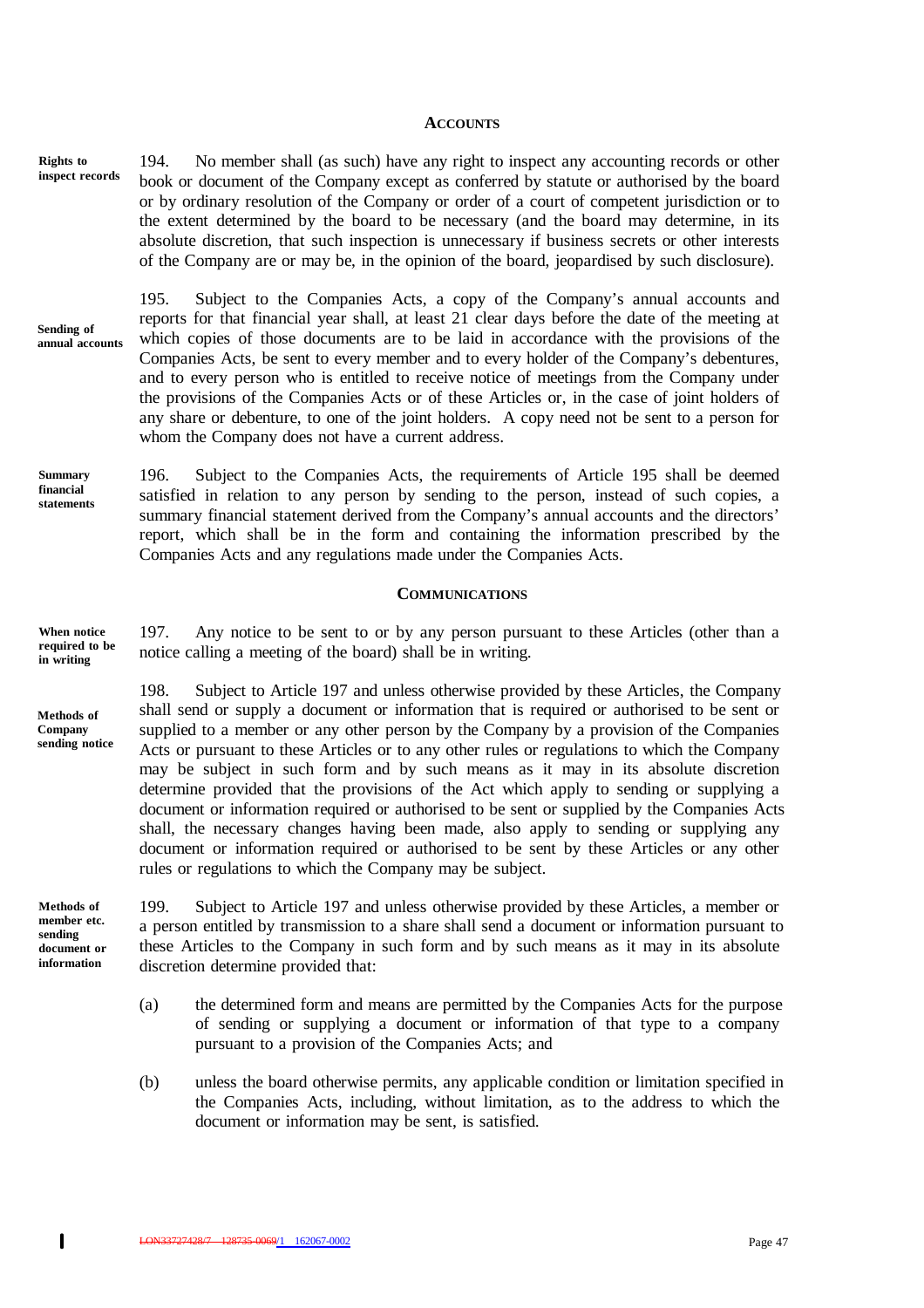## ACCOUNTS

**Rights to inspect records**

194. No member shall (as such) have any right to inspect any accounting records or other book or document of the Company except as conferred by statute or authorised by the board or by ordinary resolution of the Company or order of a court of competent jurisdiction or to the extent determined by the board to be necessary (and the board may determine, in its absolute discretion, that such inspection is unnecessary if business secrets or other interests of the Company are or may be, in the opinion of the board, jeopardised by such disclosure).

**Sending of annual accounts**

195. Subject to the Companies Acts, a copy of the Company's annual accounts and reports for that financial year shall, at least 21 clear days before the date of the meeting at which copies of those documents are to be laid in accordance with the provisions of the Companies Acts, be sent to every member and to every holder of the Company's debentures, and to every person who is entitled to receive notice of meetings from the Company under the provisions of the Companies Acts or of these Articles or, in the case of joint holders of any share or debenture, to one of the joint holders. A copy need not be sent to a person for whom the Company does not have a current address.

**Summary financial statements**

196. Subject to the Companies Acts, the requirements of Article 195 shall be deemed satisfied in relation to any person by sending to the person, instead of such copies, a summary financial statement derived from the Company's annual accounts and the directors' report, which shall be in the form and containing the information prescribed by the Companies Acts and any regulations made under the Companies Acts.

## COMMUNICATIONS

**When notice required to be in writing**

197. Any notice to be sent to or by any person pursuant to these Articles (other than a notice calling a meeting of the board) shall be in writing.

**Methods of Company sending notice**

198. Subject to Article 197 and unless otherwise provided by these Articles, the Company shall send or supply a document or information that is required or authorised to be sent or supplied to a member or any other person by the Company by a provision of the Companies Acts or pursuant to these Articles or to any other rules or regulations to which the Company may be subject in such form and by such means as it may in its absolute discretion determine provided that the provisions of the Act which apply to sending or supplying a document or information required or authorised to be sent or supplied by the Companies Acts shall, the necessary changes having been made, also apply to sending or supplying any document or information required or authorised to be sent by these Articles or any other rules or regulations to which the Company may be subject.

**Methods of member etc. sending document or information**

199. Subject to Article 197 and unless otherwise provided by these Articles, a member or a person entitled by transmission to a share shall send a document or information pursuant to these Articles to the Company in such form and by such means as it may in its absolute discretion determine provided that:

(a) the determined form and means are permitted by the Companies Acts for the purpose of sending or supplying a document or information of that type to a company pursuant to a provision of the Companies Acts; and

(b) unless the board otherwise permits, any applicable condition or limitation specified in the Companies Acts, including, without limitation, as to the address to which the document or information may be sent, is satisfied.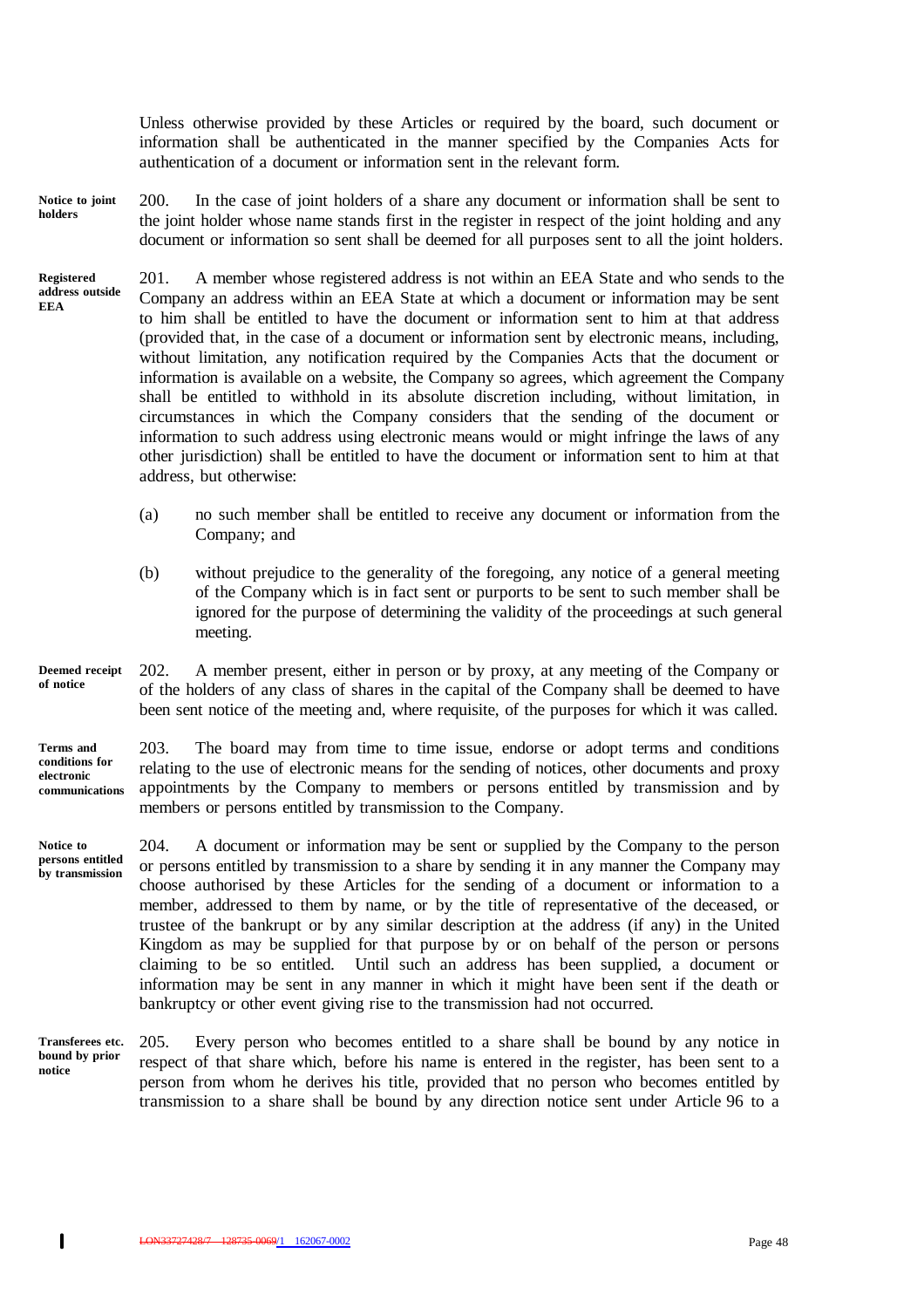Unless otherwise provided by these Articles or required by the board, such document or information shall be authenticated in the manner specified by the Companies Acts for authentication of a document or information sent in the relevant form.

**Notice to joint holders**

200. In the case of joint holders of a share any document or information shall be sent to the joint holder whose name stands first in the register in respect of the joint holding and any document or information so sent shall be deemed for all purposes sent to all the joint holders.

**Registered address outside EEA**

201. A member whose registered address is not within an EEA State and who sends to the Company an address within an EEA State at which a document or information may be sent to him shall be entitled to have the document or information sent to him at that address (provided that, in the case of a document or information sent by electronic means, including, without limitation, any notification required by the Companies Acts that the document or information is available on a website, the Company so agrees, which agreement the Company shall be entitled to withhold in its absolute discretion including, without limitation, in circumstances in which the Company considers that the sending of the document or information to such address using electronic means would or might infringe the laws of any other jurisdiction) shall be entitled to have the document or information sent to him at that address, but otherwise:

(a) no such member shall be entitled to receive any document or information from the Company; and

(b) without prejudice to the generality of the foregoing, any notice of a general meeting of the Company which is in fact sent or purports to be sent to such member shall be ignored for the purpose of determining the validity of the proceedings at such general meeting.

**Deemed receipt of notice**

202. A member present, either in person or by proxy, at any meeting of the Company or of the holders of any class of shares in the capital of the Company shall be deemed to have been sent notice of the meeting and, where requisite, of the purposes for which it was called.

**Terms and conditions for electronic communications**

203. The board may from time to time issue, endorse or adopt terms and conditions relating to the use of electronic means for the sending of notices, other documents and proxy appointments by the Company to members or persons entitled by transmission and by members or persons entitled by transmission to the Company.

**Notice to persons entitled by transmission**

204. A document or information may be sent or supplied by the Company to the person or persons entitled by transmission to a share by sending it in any manner the Company may choose authorised by these Articles for the sending of a document or information to a member, addressed to them by name, or by the title of representative of the deceased, or trustee of the bankrupt or by any similar description at the address (if any) in the United Kingdom as may be supplied for that purpose by or on behalf of the person or persons claiming to be so entitled. Until such an address has been supplied, a document or information may be sent in any manner in which it might have been sent if the death or bankruptcy or other event giving rise to the transmission had not occurred.

**Transferees etc. bound by prior notice**

205. Every person who becomes entitled to a share shall be bound by any notice in respect of that share which, before his name is entered in the register, has been sent to a person from whom he derives his title, provided that no person who becomes entitled by transmission to a share shall be bound by any direction notice sent under Article 96 to a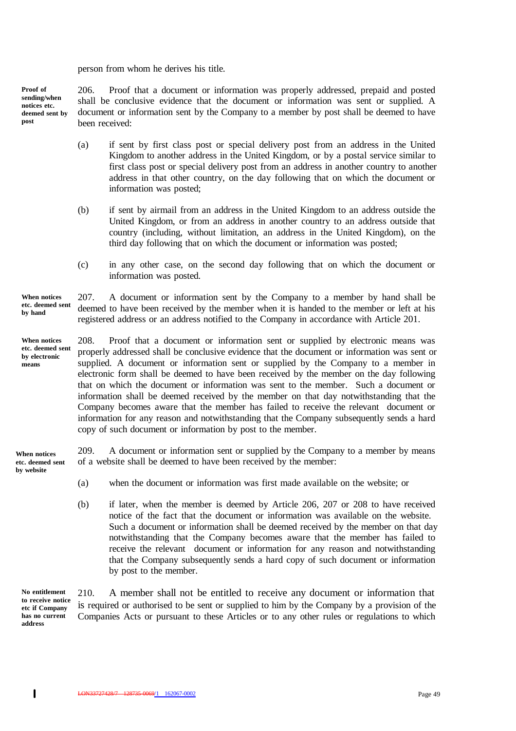person from whom he derives his title.

**Proof of sending/when notices etc. deemed sent by post**

206. Proof that a document or information was properly addressed, prepaid and posted shall be conclusive evidence that the document or information was sent or supplied. A document or information sent by the Company to a member by post shall be deemed to have been received:

(a) if sent by first class post or special delivery post from an address in the United Kingdom to another address in the United Kingdom, or by a postal service similar to first class post or special delivery post from an address in another country to another address in that other country, on the day following that on which the document or information was posted;

(b) if sent by airmail from an address in the United Kingdom to an address outside the United Kingdom, or from an address in another country to an address outside that country (including, without limitation, an address in the United Kingdom), on the third day following that on which the document or information was posted;

(c) in any other case, on the second day following that on which the document or information was posted.

**When notices etc. deemed sent by hand**

207. A document or information sent by the Company to a member by hand shall be deemed to have been received by the member when it is handed to the member or left at his registered address or an address notified to the Company in accordance with Article 201.

**When notices etc. deemed sent by electronic means**

208. Proof that a document or information sent or supplied by electronic means was properly addressed shall be conclusive evidence that the document or information was sent or supplied. A document or information sent or supplied by the Company to a member in electronic form shall be deemed to have been received by the member on the day following that on which the document or information was sent to the member. Such a document or information shall be deemed received by the member on that day notwithstanding that the Company becomes aware that the member has failed to receive the relevant document or information for any reason and notwithstanding that the Company subsequently sends a hard copy of such document or information by post to the member.

**When notices etc. deemed sent by website**

209. A document or information sent or supplied by the Company to a member by means of a website shall be deemed to have been received by the member:

(a) when the document or information was first made available on the website; or

(b) if later, when the member is deemed by Article 206, 207 or 208 to have received notice of the fact that the document or information was available on the website. Such a document or information shall be deemed received by the member on that day notwithstanding that the Company becomes aware that the member has failed to receive the relevant document or information for any reason and notwithstanding that the Company subsequently sends a hard copy of such document or information by post to the member.

**No entitlement to receive notice etc if Company has no current address**

210. A member shall not be entitled to receive any document or information that is required or authorised to be sent or supplied to him by the Company by a provision of the Companies Acts or pursuant to these Articles or to any other rules or regulations to which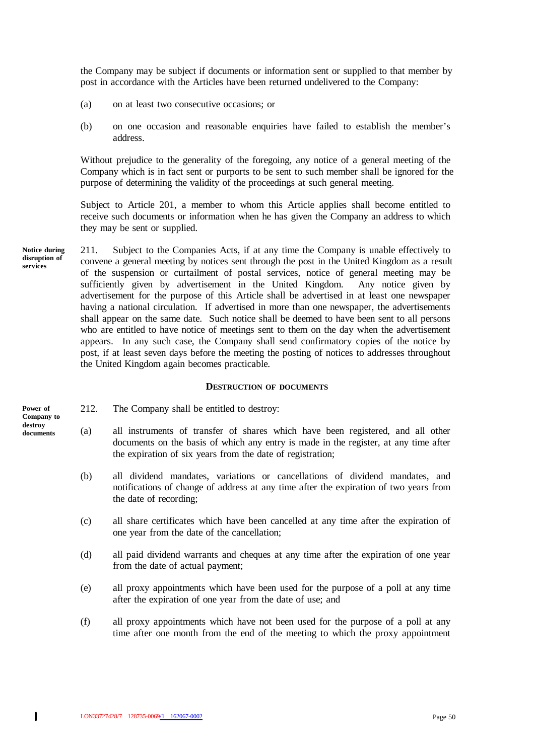the Company may be subject if documents or information sent or supplied to that member by post in accordance with the Articles have been returned undelivered to the Company:

(a) on at least two consecutive occasions; or

(b) on one occasion and reasonable enquiries have failed to establish the member's address.

Without prejudice to the generality of the foregoing, any notice of a general meeting of the Company which is in fact sent or purports to be sent to such member shall be ignored for the purpose of determining the validity of the proceedings at such general meeting.

Subject to Article 201, a member to whom this Article applies shall become entitled to receive such documents or information when he has given the Company an address to which they may be sent or supplied.

**Notice during disruption of services**

211. Subject to the Companies Acts, if at any time the Company is unable effectively to convene a general meeting by notices sent through the post in the United Kingdom as a result of the suspension or curtailment of postal services, notice of general meeting may be sufficiently given by advertisement in the United Kingdom. Any notice given by advertisement for the purpose of this Article shall be advertised in at least one newspaper having a national circulation. If advertised in more than one newspaper, the advertisements shall appear on the same date. Such notice shall be deemed to have been sent to all persons who are entitled to have notice of meetings sent to them on the day when the advertisement appears. In any such case, the Company shall send confirmatory copies of the notice by post, if at least seven days before the meeting the posting of notices to addresses throughout the United Kingdom again becomes practicable.

## DESTRUCTION OF DOCUMENTS

**Power of Company to destroy documents**

212. The Company shall be entitled to destroy:

(a) all instruments of transfer of shares which have been registered, and all other documents on the basis of which any entry is made in the register, at any time after the expiration of six years from the date of registration;

(b) all dividend mandates, variations or cancellations of dividend mandates, and notifications of change of address at any time after the expiration of two years from the date of recording;

(c) all share certificates which have been cancelled at any time after the expiration of one year from the date of the cancellation;

(d) all paid dividend warrants and cheques at any time after the expiration of one year from the date of actual payment;

(e) all proxy appointments which have been used for the purpose of a poll at any time after the expiration of one year from the date of use; and

(f) all proxy appointments which have not been used for the purpose of a poll at any time after one month from the end of the meeting to which the proxy appointment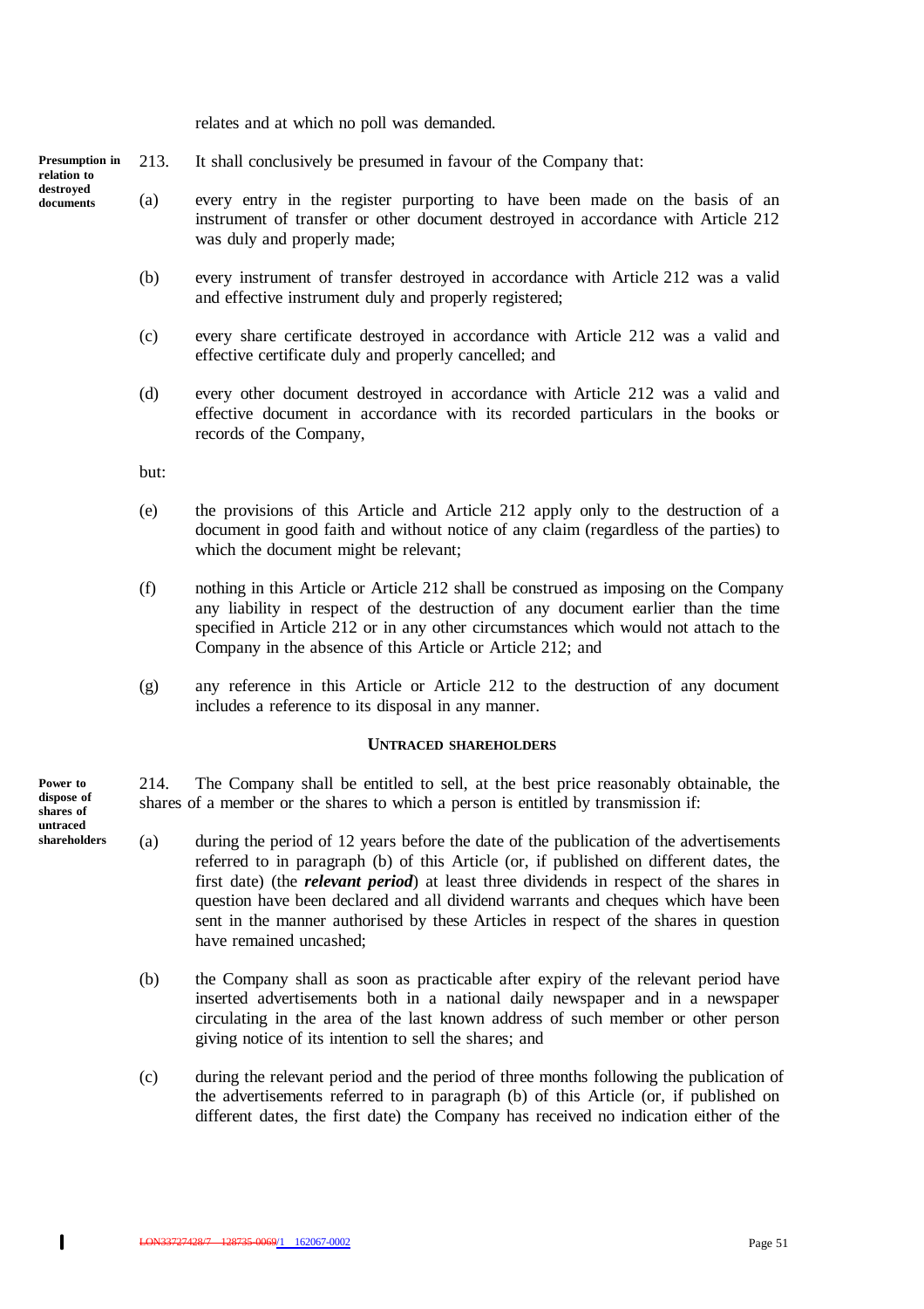relates and at which no poll was demanded.

**Presumption in relation to destroyed documents**

213. It shall conclusively be presumed in favour of the Company that:

(a) every entry in the register purporting to have been made on the basis of an instrument of transfer or other document destroyed in accordance with Article 212 was duly and properly made;

(b) every instrument of transfer destroyed in accordance with Article 212 was a valid and effective instrument duly and properly registered;

(c) every share certificate destroyed in accordance with Article 212 was a valid and effective certificate duly and properly cancelled; and

(d) every other document destroyed in accordance with Article 212 was a valid and effective document in accordance with its recorded particulars in the books or records of the Company,

but:

(e) the provisions of this Article and Article 212 apply only to the destruction of a document in good faith and without notice of any claim (regardless of the parties) to which the document might be relevant;

(f) nothing in this Article or Article 212 shall be construed as imposing on the Company any liability in respect of the destruction of any document earlier than the time specified in Article 212 or in any other circumstances which would not attach to the Company in the absence of this Article or Article 212; and

(g) any reference in this Article or Article 212 to the destruction of any document includes a reference to its disposal in any manner.

## UNTRACED SHAREHOLDERS

**Power to dispose of shares of untraced shareholders**

214. The Company shall be entitled to sell, at the best price reasonably obtainable, the shares of a member or the shares to which a person is entitled by transmission if:

(a) during the period of 12 years before the date of the publication of the advertisements referred to in paragraph (b) of this Article (or, if published on different dates, the first date) (the ***relevant period***) at least three dividends in respect of the shares in question have been declared and all dividend warrants and cheques which have been sent in the manner authorised by these Articles in respect of the shares in question have remained uncashed;

(b) the Company shall as soon as practicable after expiry of the relevant period have inserted advertisements both in a national daily newspaper and in a newspaper circulating in the area of the last known address of such member or other person giving notice of its intention to sell the shares; and

(c) during the relevant period and the period of three months following the publication of the advertisements referred to in paragraph (b) of this Article (or, if published on different dates, the first date) the Company has received no indication either of the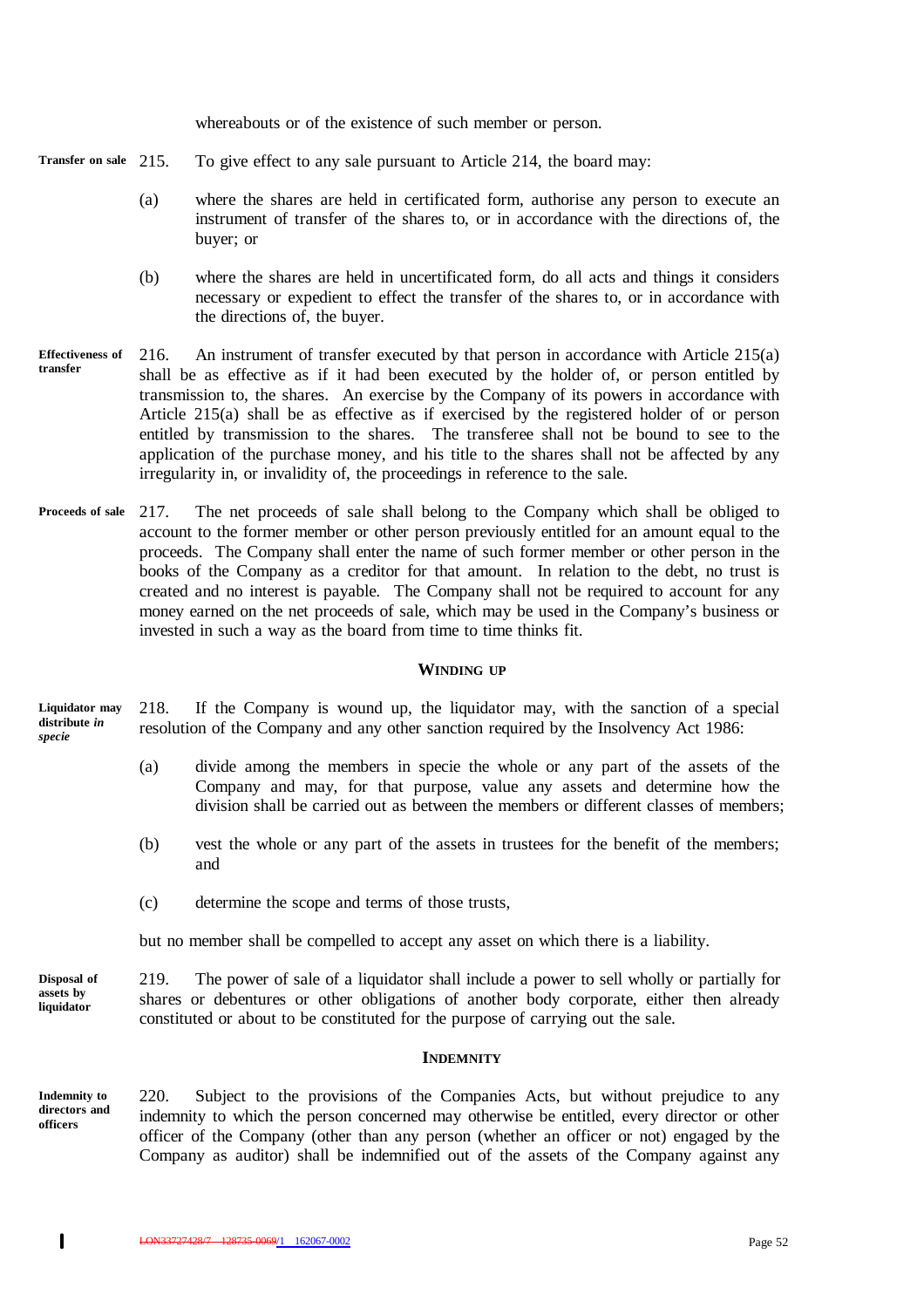whereabouts or of the existence of such member or person.

**Transfer on sale** 215. To give effect to any sale pursuant to Article 214, the board may:

(a) where the shares are held in certificated form, authorise any person to execute an instrument of transfer of the shares to, or in accordance with the directions of, the buyer; or

(b) where the shares are held in uncertificated form, do all acts and things it considers necessary or expedient to effect the transfer of the shares to, or in accordance with the directions of, the buyer.

**Effectiveness of transfer** 216. An instrument of transfer executed by that person in accordance with Article 215(a) shall be as effective as if it had been executed by the holder of, or person entitled by transmission to, the shares. An exercise by the Company of its powers in accordance with Article 215(a) shall be as effective as if exercised by the registered holder of or person entitled by transmission to the shares. The transferee shall not be bound to see to the application of the purchase money, and his title to the shares shall not be affected by any irregularity in, or invalidity of, the proceedings in reference to the sale.

**Proceeds of sale** 217. The net proceeds of sale shall belong to the Company which shall be obliged to account to the former member or other person previously entitled for an amount equal to the proceeds. The Company shall enter the name of such former member or other person in the books of the Company as a creditor for that amount. In relation to the debt, no trust is created and no interest is payable. The Company shall not be required to account for any money earned on the net proceeds of sale, which may be used in the Company's business or invested in such a way as the board from time to time thinks fit.

## WINDING UP

**Liquidator may distribute *in specie*** 218. If the Company is wound up, the liquidator may, with the sanction of a special resolution of the Company and any other sanction required by the Insolvency Act 1986:

(a) divide among the members in specie the whole or any part of the assets of the Company and may, for that purpose, value any assets and determine how the division shall be carried out as between the members or different classes of members;

(b) vest the whole or any part of the assets in trustees for the benefit of the members; and

(c) determine the scope and terms of those trusts,

but no member shall be compelled to accept any asset on which there is a liability.

**Disposal of assets by liquidator** 219. The power of sale of a liquidator shall include a power to sell wholly or partially for shares or debentures or other obligations of another body corporate, either then already constituted or about to be constituted for the purpose of carrying out the sale.

## INDEMNITY

**Indemnity to directors and officers** 220. Subject to the provisions of the Companies Acts, but without prejudice to any indemnity to which the person concerned may otherwise be entitled, every director or other officer of the Company (other than any person (whether an officer or not) engaged by the Company as auditor) shall be indemnified out of the assets of the Company against any

~~LON33727428/7 128735-0069~~/1 162067-0002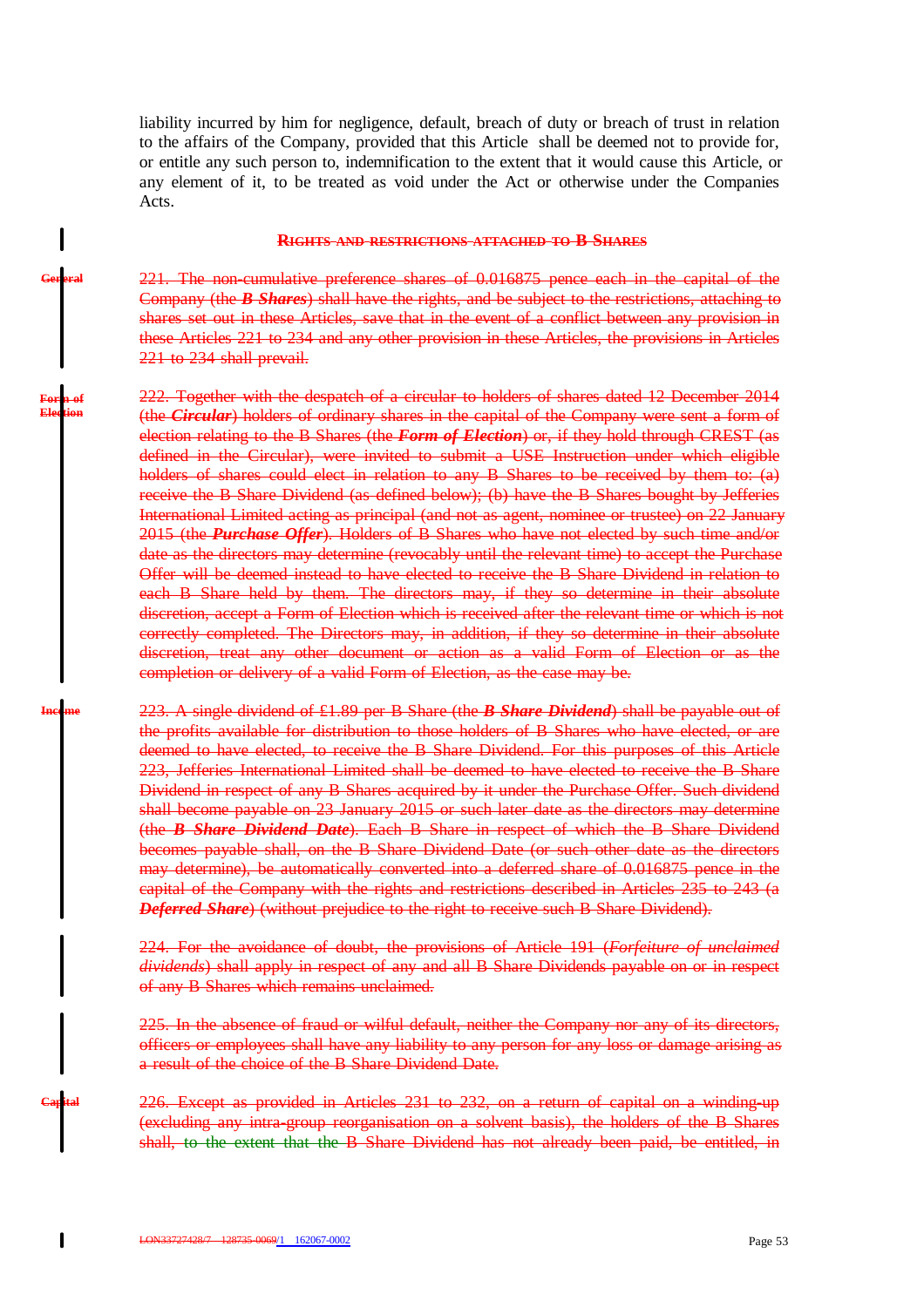liability incurred by him for negligence, default, breach of duty or breach of trust in relation to the affairs of the Company, provided that this Article shall be deemed not to provide for, or entitle any such person to, indemnification to the extent that it would cause this Article, or any element of it, to be treated as void under the Act or otherwise under the Companies Acts.

## ~~Rights and restrictions attached to B Shares~~

~~General~~

~~221. The non-cumulative preference shares of 0.016875 pence each in the capital of the Company (the ***B Shares***) shall have the rights, and be subject to the restrictions, attaching to shares set out in these Articles, save that in the event of a conflict between any provision in these Articles 221 to 234 and any other provision in these Articles, the provisions in Articles 221 to 234 shall prevail.~~

~~Form of Election~~

~~222. Together with the despatch of a circular to holders of shares dated 12 December 2014 (the ***Circular***) holders of ordinary shares in the capital of the Company were sent a form of election relating to the B Shares (the ***Form of Election***) or, if they hold through CREST (as defined in the Circular), were invited to submit a USE Instruction under which eligible holders of shares could elect in relation to any B Shares to be received by them to: (a) receive the B Share Dividend (as defined below); (b) have the B Shares bought by Jefferies International Limited acting as principal (and not as agent, nominee or trustee) on 22 January 2015 (the ***Purchase Offer***). Holders of B Shares who have not elected by such time and/or date as the directors may determine (revocably until the relevant time) to accept the Purchase Offer will be deemed instead to have elected to receive the B Share Dividend in relation to each B Share held by them. The directors may, if they so determine in their absolute discretion, accept a Form of Election which is received after the relevant time or which is not correctly completed. The Directors may, in addition, if they so determine in their absolute discretion, treat any other document or action as a valid Form of Election or as the completion or delivery of a valid Form of Election, as the case may be.~~

~~Income~~

~~223. A single dividend of £1.89 per B Share (the ***B Share Dividend***) shall be payable out of the profits available for distribution to those holders of B Shares who have elected, or are deemed to have elected, to receive the B Share Dividend. For this purposes of this Article 223, Jefferies International Limited shall be deemed to have elected to receive the B Share Dividend in respect of any B Shares acquired by it under the Purchase Offer. Such dividend shall become payable on 23 January 2015 or such later date as the directors may determine (the ***B Share Dividend Date***). Each B Share in respect of which the B Share Dividend becomes payable shall, on the B Share Dividend Date (or such other date as the directors may determine), be automatically converted into a deferred share of 0.016875 pence in the capital of the Company with the rights and restrictions described in Articles 235 to 243 (a ***Deferred Share***) (without prejudice to the right to receive such B Share Dividend).~~

~~224. For the avoidance of doubt, the provisions of Article 191 (*Forfeiture of unclaimed dividends*) shall apply in respect of any and all B Share Dividends payable on or in respect of any B Shares which remains unclaimed.~~

~~225. In the absence of fraud or wilful default, neither the Company nor any of its directors, officers or employees shall have any liability to any person for any loss or damage arising as a result of the choice of the B Share Dividend Date.~~

~~Capital~~

~~226. Except as provided in Articles 231 to 232, on a return of capital on a winding-up (excluding any intra-group reorganisation on a solvent basis), the holders of the B Shares shall, to the extent that the B Share Dividend has not already been paid, be entitled, in~~

~~LON33727428/7 128735-0069~~/1 162067-0002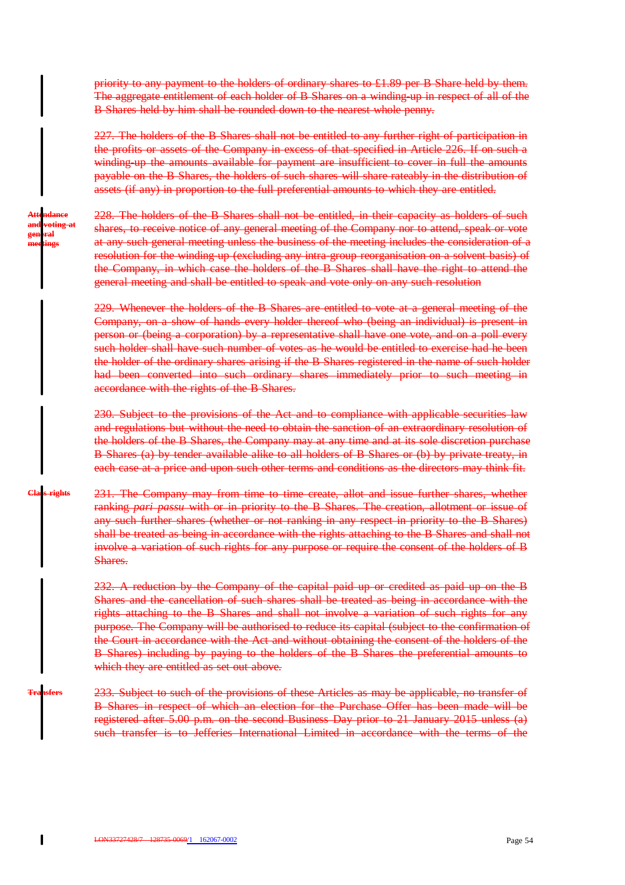~~priority to any payment to the holders of ordinary shares to £1.89 per B Share held by them. The aggregate entitlement of each holder of B Shares on a winding-up in respect of all of the B Shares held by him shall be rounded down to the nearest whole penny.~~

~~227. The holders of the B Shares shall not be entitled to any further right of participation in the profits or assets of the Company in excess of that specified in Article 226. If on such a winding-up the amounts available for payment are insufficient to cover in full the amounts payable on the B Shares, the holders of such shares will share rateably in the distribution of assets (if any) in proportion to the full preferential amounts to which they are entitled.~~

~~**Attendance and voting at general meetings**~~

~~228. The holders of the B Shares shall not be entitled, in their capacity as holders of such shares, to receive notice of any general meeting of the Company nor to attend, speak or vote at any such general meeting unless the business of the meeting includes the consideration of a resolution for the winding-up (excluding any intra-group reorganisation on a solvent basis) of the Company, in which case the holders of the B Shares shall have the right to attend the general meeting and shall be entitled to speak and vote only on any such resolution~~

~~229. Whenever the holders of the B Shares are entitled to vote at a general meeting of the Company, on a show of hands every holder thereof who (being an individual) is present in person or (being a corporation) by a representative shall have one vote, and on a poll every such holder shall have such number of votes as he would be entitled to exercise had he been the holder of the ordinary shares arising if the B Shares registered in the name of such holder had been converted into such ordinary shares immediately prior to such meeting in accordance with the rights of the B Shares.~~

~~230. Subject to the provisions of the Act and to compliance with applicable securities law and regulations but without the need to obtain the sanction of an extraordinary resolution of the holders of the B Shares, the Company may at any time and at its sole discretion purchase B Shares (a) by tender available alike to all holders of B Shares or (b) by private treaty, in each case at a price and upon such other terms and conditions as the directors may think fit.~~

~~**Class rights**~~

~~231. The Company may from time to time create, allot and issue further shares, whether ranking *pari passu* with or in priority to the B Shares. The creation, allotment or issue of any such further shares (whether or not ranking in any respect in priority to the B Shares) shall be treated as being in accordance with the rights attaching to the B Shares and shall not involve a variation of such rights for any purpose or require the consent of the holders of B Shares.~~

~~232. A reduction by the Company of the capital paid up or credited as paid up on the B Shares and the cancellation of such shares shall be treated as being in accordance with the rights attaching to the B Shares and shall not involve a variation of such rights for any purpose. The Company will be authorised to reduce its capital (subject to the confirmation of the Court in accordance with the Act and without obtaining the consent of the holders of the B Shares) including by paying to the holders of the B Shares the preferential amounts to which they are entitled as set out above.~~

~~**Transfers**~~

~~233. Subject to such of the provisions of these Articles as may be applicable, no transfer of B Shares in respect of which an election for the Purchase Offer has been made will be registered after 5.00 p.m. on the second Business Day prior to 21 January 2015 unless (a) such transfer is to Jefferies International Limited in accordance with the terms of the~~

~~LON33727428/7 128735-0069~~/1 162067-0002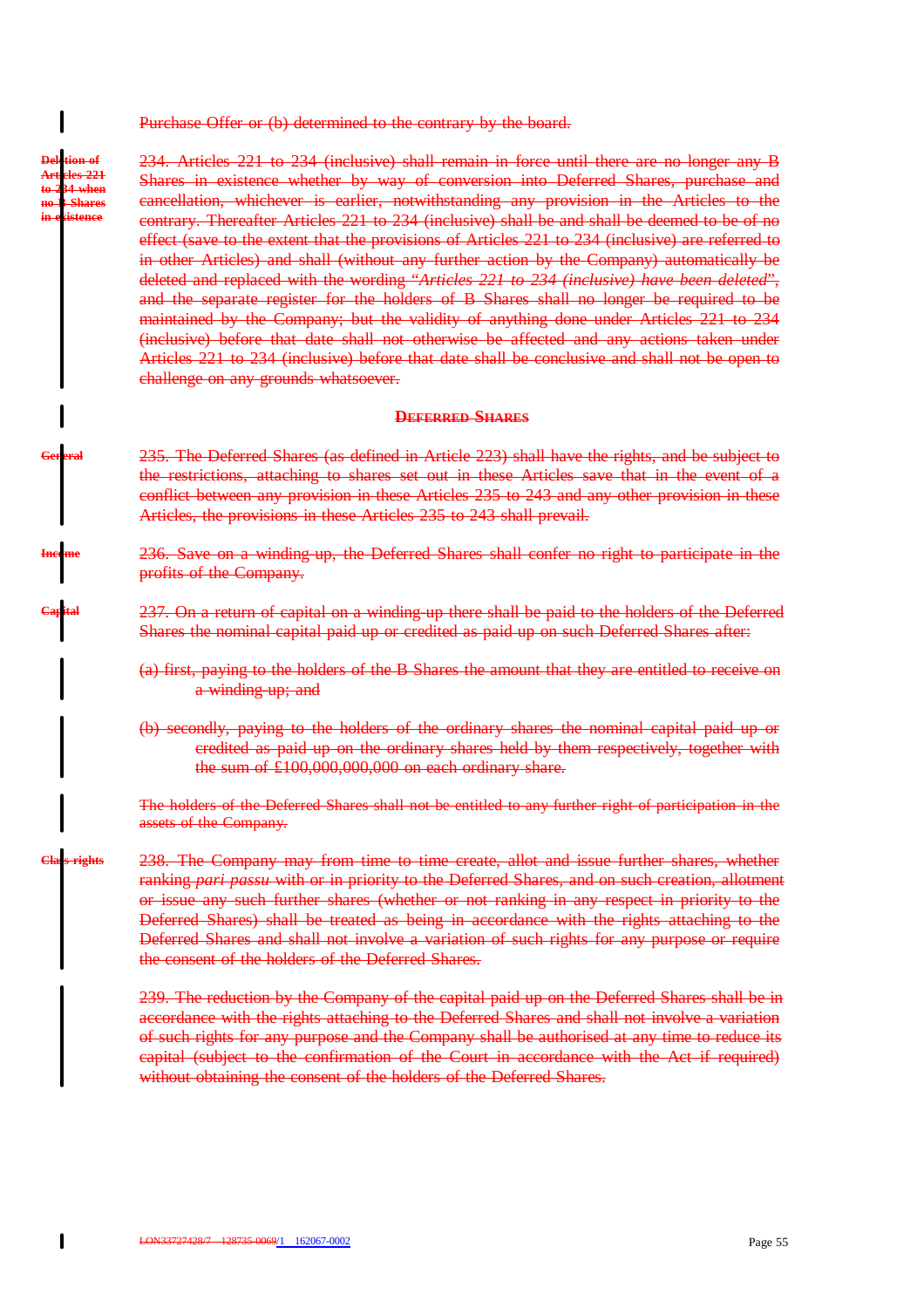Purchase Offer or (b) determined to the contrary by the board.

**Deletion of Articles 221 to 234 when no B Shares in existence**

234. Articles 221 to 234 (inclusive) shall remain in force until there are no longer any B Shares in existence whether by way of conversion into Deferred Shares, purchase and cancellation, whichever is earlier, notwithstanding any provision in the Articles to the contrary. Thereafter Articles 221 to 234 (inclusive) shall be and shall be deemed to be of no effect (save to the extent that the provisions of Articles 221 to 234 (inclusive) are referred to in other Articles) and shall (without any further action by the Company) automatically be deleted and replaced with the wording "*Articles 221 to 234 (inclusive) have been deleted*", and the separate register for the holders of B Shares shall no longer be required to be maintained by the Company; but the validity of anything done under Articles 221 to 234 (inclusive) before that date shall not otherwise be affected and any actions taken under Articles 221 to 234 (inclusive) before that date shall be conclusive and shall not be open to challenge on any grounds whatsoever.

## DEFERRED SHARES

**General**

235. The Deferred Shares (as defined in Article 223) shall have the rights, and be subject to the restrictions, attaching to shares set out in these Articles save that in the event of a conflict between any provision in these Articles 235 to 243 and any other provision in these Articles, the provisions in these Articles 235 to 243 shall prevail.

**Income**

236. Save on a winding up, the Deferred Shares shall confer no right to participate in the profits of the Company.

**Capital**

237. On a return of capital on a winding up there shall be paid to the holders of the Deferred Shares the nominal capital paid up or credited as paid up on such Deferred Shares after:

(a) first, paying to the holders of the B Shares the amount that they are entitled to receive on a winding up; and

(b) secondly, paying to the holders of the ordinary shares the nominal capital paid up or credited as paid up on the ordinary shares held by them respectively, together with the sum of £100,000,000,000 on each ordinary share.

The holders of the Deferred Shares shall not be entitled to any further right of participation in the assets of the Company.

**Class rights**

238. The Company may from time to time create, allot and issue further shares, whether ranking *pari passu* with or in priority to the Deferred Shares, and on such creation, allotment or issue any such further shares (whether or not ranking in any respect in priority to the Deferred Shares) shall be treated as being in accordance with the rights attaching to the Deferred Shares and shall not involve a variation of such rights for any purpose or require the consent of the holders of the Deferred Shares.

239. The reduction by the Company of the capital paid up on the Deferred Shares shall be in accordance with the rights attaching to the Deferred Shares and shall not involve a variation of such rights for any purpose and the Company shall be authorised at any time to reduce its capital (subject to the confirmation of the Court in accordance with the Act if required) without obtaining the consent of the holders of the Deferred Shares.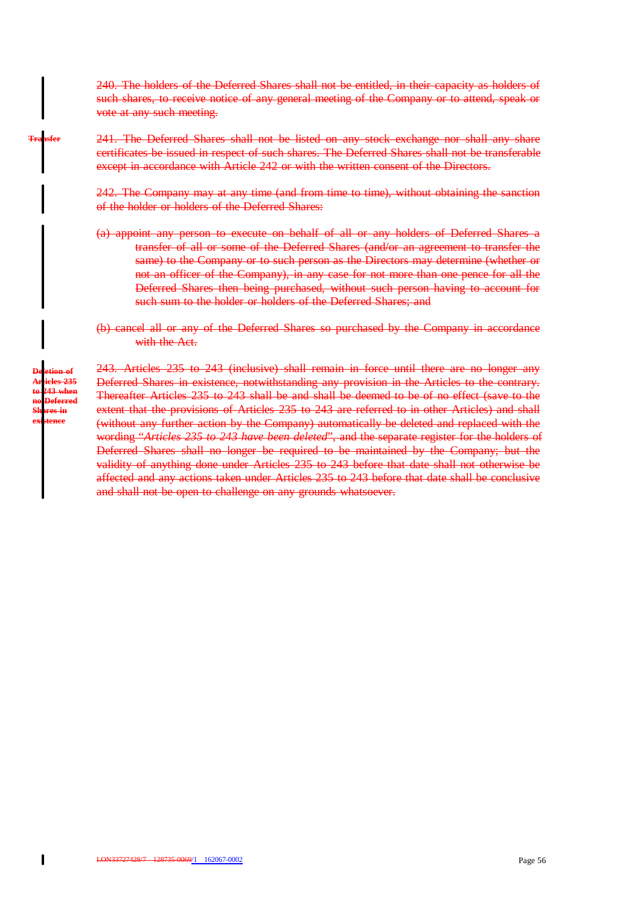~~240. The holders of the Deferred Shares shall not be entitled, in their capacity as holders of such shares, to receive notice of any general meeting of the Company or to attend, speak or vote at any such meeting.~~

~~**Transfer**~~

~~241. The Deferred Shares shall not be listed on any stock exchange nor shall any share certificates be issued in respect of such shares. The Deferred Shares shall not be transferable except in accordance with Article 242 or with the written consent of the Directors.~~

~~242. The Company may at any time (and from time to time), without obtaining the sanction of the holder or holders of the Deferred Shares:~~

~~(a) appoint any person to execute on behalf of all or any holders of Deferred Shares a transfer of all or some of the Deferred Shares (and/or an agreement to transfer the same) to the Company or to such person as the Directors may determine (whether or not an officer of the Company), in any case for not more than one pence for all the Deferred Shares then being purchased, without such person having to account for such sum to the holder or holders of the Deferred Shares; and~~

~~(b) cancel all or any of the Deferred Shares so purchased by the Company in accordance with the Act.~~

~~**Deletion of Articles 235 to 243 when no Deferred Shares in existence**~~

~~243. Articles 235 to 243 (inclusive) shall remain in force until there are no longer any Deferred Shares in existence, notwithstanding any provision in the Articles to the contrary. Thereafter Articles 235 to 243 shall be and shall be deemed to be of no effect (save to the extent that the provisions of Articles 235 to 243 are referred to in other Articles) and shall (without any further action by the Company) automatically be deleted and replaced with the wording "*Articles 235 to 243 have been deleted*", and the separate register for the holders of Deferred Shares shall no longer be required to be maintained by the Company; but the validity of anything done under Articles 235 to 243 before that date shall not otherwise be affected and any actions taken under Articles 235 to 243 before that date shall be conclusive and shall not be open to challenge on any grounds whatsoever.~~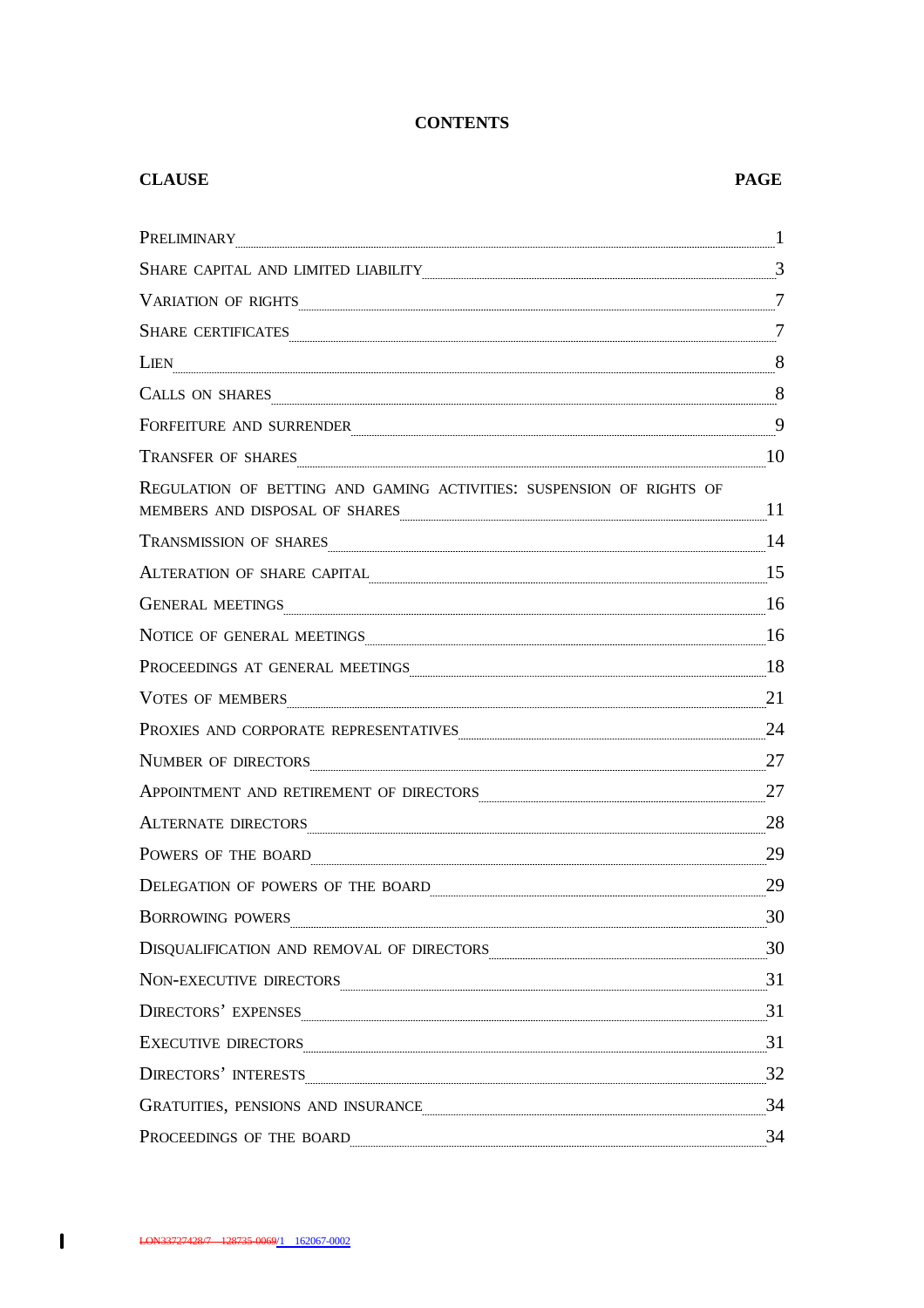**CONTENTS**

| CLAUSE | PAGE |
|---|---|
| PRELIMINARY | 1 |
| SHARE CAPITAL AND LIMITED LIABILITY | 3 |
| VARIATION OF RIGHTS | 7 |
| SHARE CERTIFICATES | 7 |
| LIEN | 8 |
| CALLS ON SHARES | 8 |
| FORFEITURE AND SURRENDER | 9 |
| TRANSFER OF SHARES | 10 |
| REGULATION OF BETTING AND GAMING ACTIVITIES: SUSPENSION OF RIGHTS OF MEMBERS AND DISPOSAL OF SHARES | 11 |
| TRANSMISSION OF SHARES | 14 |
| ALTERATION OF SHARE CAPITAL | 15 |
| GENERAL MEETINGS | 16 |
| NOTICE OF GENERAL MEETINGS | 16 |
| PROCEEDINGS AT GENERAL MEETINGS | 18 |
| VOTES OF MEMBERS | 21 |
| PROXIES AND CORPORATE REPRESENTATIVES | 24 |
| NUMBER OF DIRECTORS | 27 |
| APPOINTMENT AND RETIREMENT OF DIRECTORS | 27 |
| ALTERNATE DIRECTORS | 28 |
| POWERS OF THE BOARD | 29 |
| DELEGATION OF POWERS OF THE BOARD | 29 |
| BORROWING POWERS | 30 |
| DISQUALIFICATION AND REMOVAL OF DIRECTORS | 30 |
| NON-EXECUTIVE DIRECTORS | 31 |
| DIRECTORS' EXPENSES | 31 |
| EXECUTIVE DIRECTORS | 31 |
| DIRECTORS' INTERESTS | 32 |
| GRATUITIES, PENSIONS AND INSURANCE | 34 |
| PROCEEDINGS OF THE BOARD | 34 |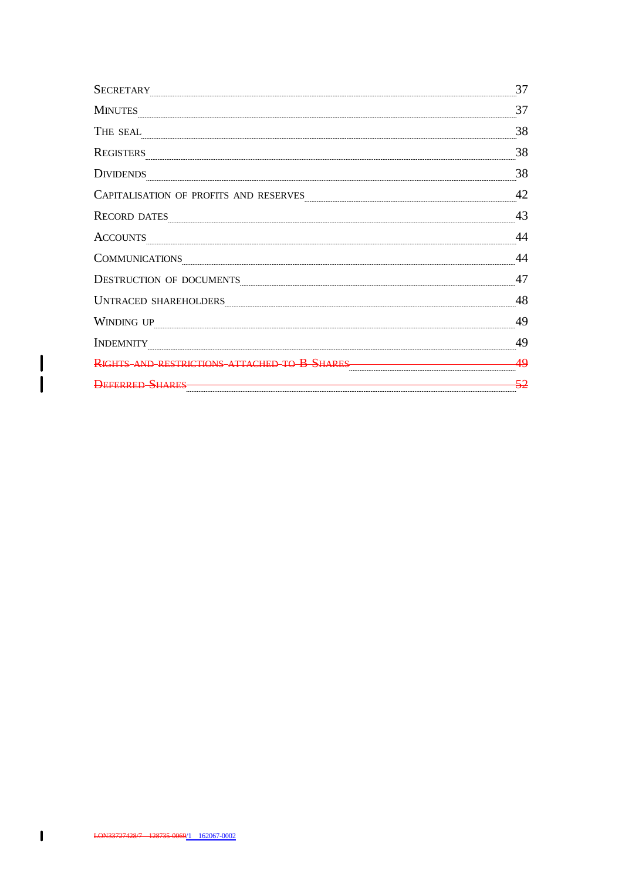| | |
|---|---|
| SECRETARY | 37 |
| MINUTES | 37 |
| THE SEAL | 38 |
| REGISTERS | 38 |
| DIVIDENDS | 38 |
| CAPITALISATION OF PROFITS AND RESERVES | 42 |
| RECORD DATES | 43 |
| ACCOUNTS | 44 |
| COMMUNICATIONS | 44 |
| DESTRUCTION OF DOCUMENTS | 47 |
| UNTRACED SHAREHOLDERS | 48 |
| WINDING UP | 49 |
| INDEMNITY | 49 |
| ~~RIGHTS AND RESTRICTIONS ATTACHED TO B SHARES~~ | ~~49~~ |
| ~~DEFERRED SHARES~~ | ~~52~~ |

~~LON33727428/7 128735-0069~~/1 162067-0002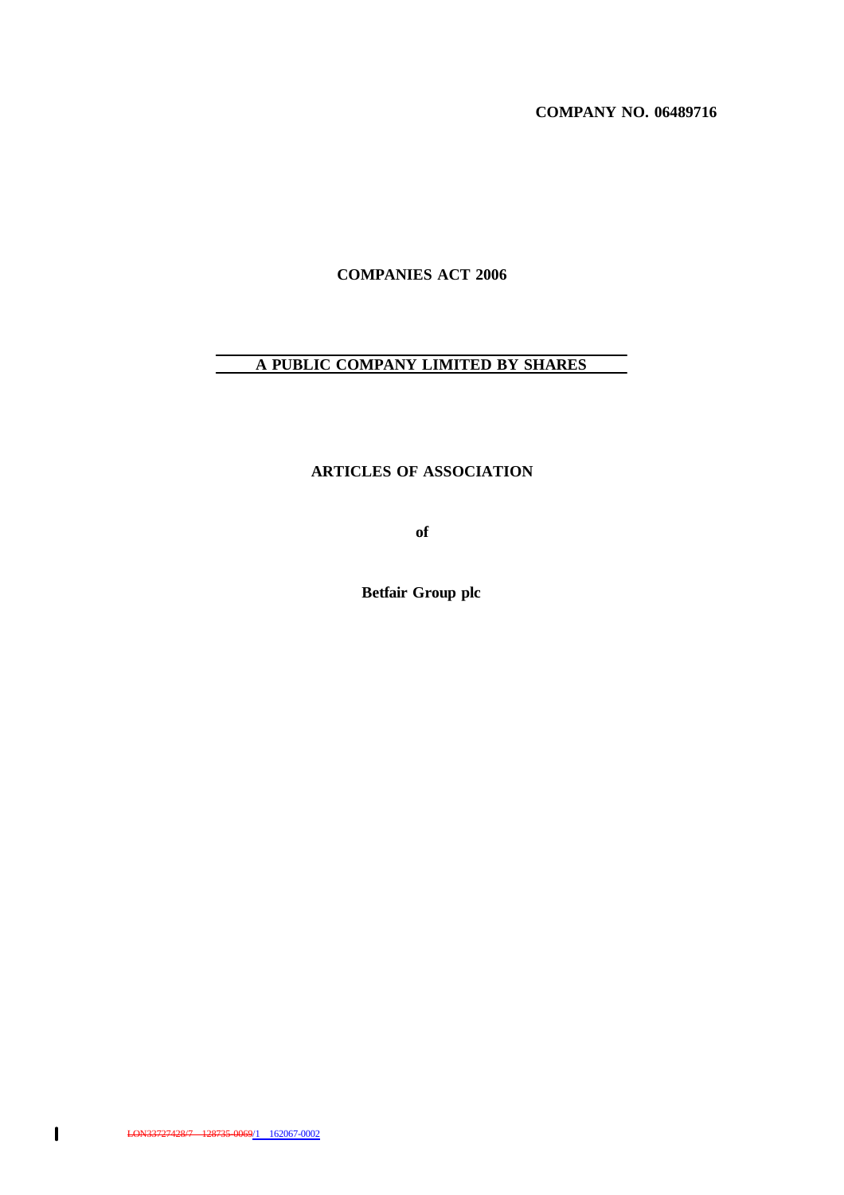**COMPANY NO. 06489716**

**COMPANIES ACT 2006**

**A PUBLIC COMPANY LIMITED BY SHARES**

**ARTICLES OF ASSOCIATION**

**of**

**Betfair Group plc**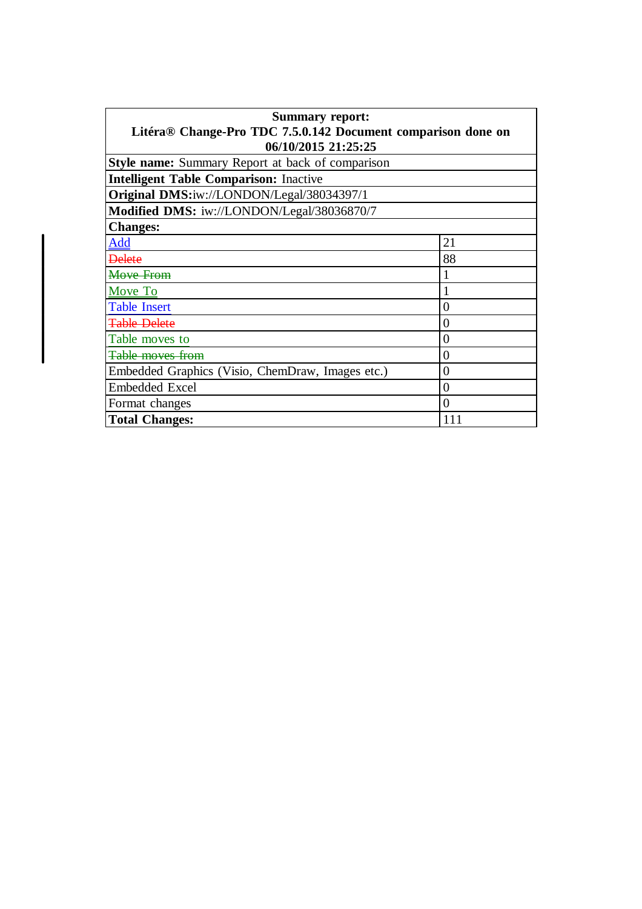| **Summary report:**<br>**Litéra® Change-Pro TDC 7.5.0.142 Document comparison done on 06/10/2015 21:25:25** | |
| --- | --- |
| **Style name:** Summary Report at back of comparison | |
| **Intelligent Table Comparison:** Inactive | |
| **Original DMS:**iw://LONDON/Legal/38034397/1 | |
| **Modified DMS:** iw://LONDON/Legal/38036870/7 | |
| **Changes:** | |
| Add | 21 |
| Delete | 88 |
| Move From | 1 |
| Move To | 1 |
| Table Insert | 0 |
| Table Delete | 0 |
| Table moves to | 0 |
| Table moves from | 0 |
| Embedded Graphics (Visio, ChemDraw, Images etc.) | 0 |
| Embedded Excel | 0 |
| Format changes | 0 |
| **Total Changes:** | 111 |